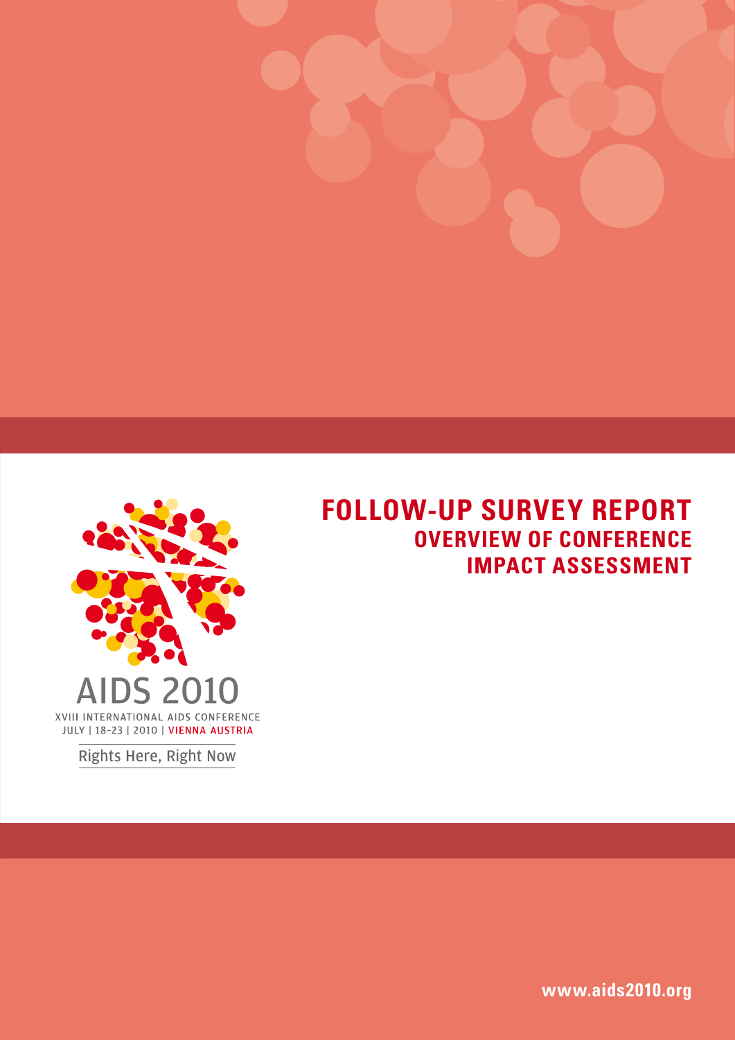# FOLLOW-UP SURVEY REPORT

## OVERVIEW OF CONFERENCE IMPACT ASSESSMENT

AIDS 2010

XVIII INTERNATIONAL AIDS CONFERENCE

JULY | 18-23 | 2010 | VIENNA AUSTRIA

Rights Here, Right Now

www.aids2010.org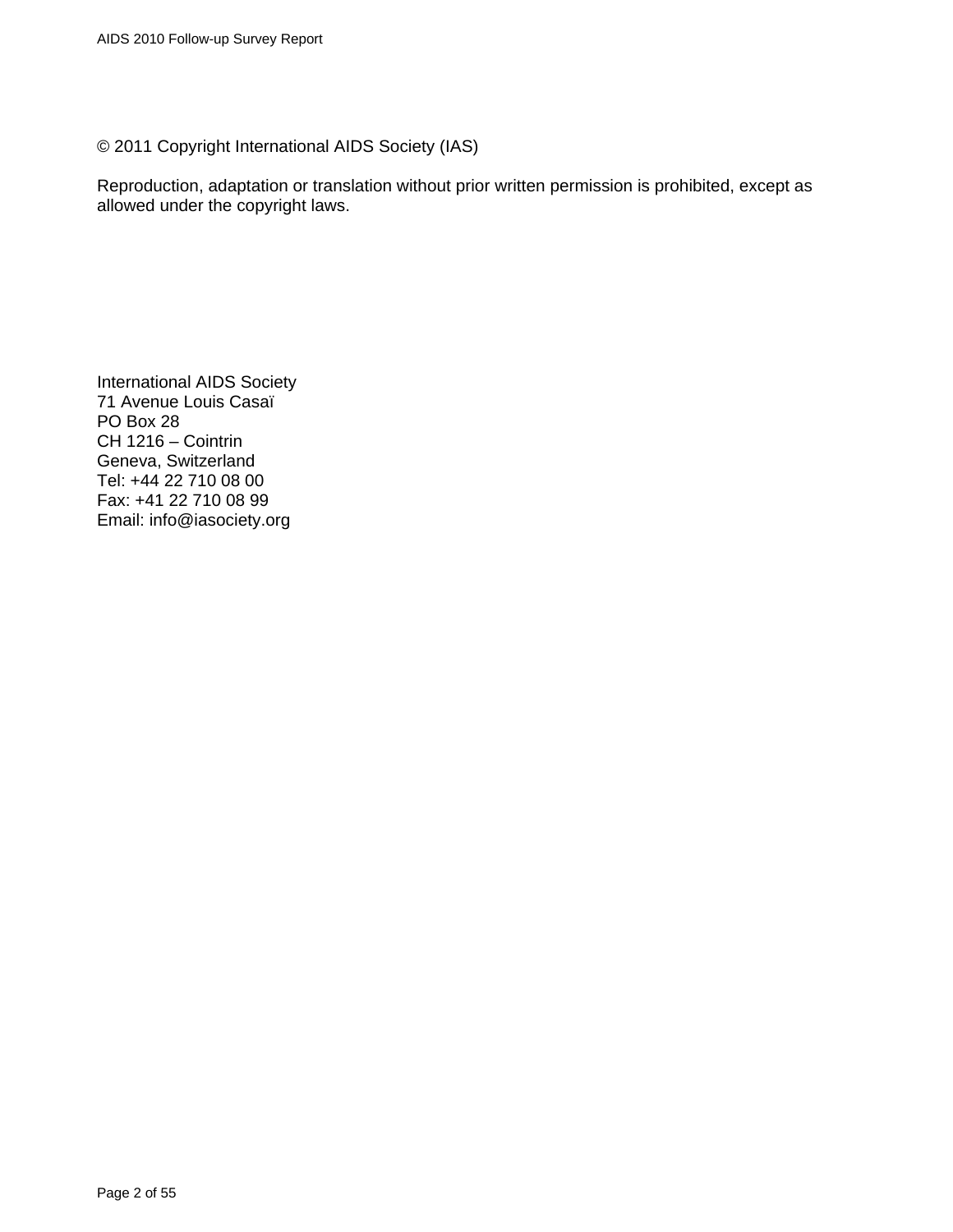© 2011 Copyright International AIDS Society (IAS)

Reproduction, adaptation or translation without prior written permission is prohibited, except as allowed under the copyright laws.

International AIDS Society
71 Avenue Louis Casaï
PO Box 28
CH 1216 – Cointrin
Geneva, Switzerland
Tel: +44 22 710 08 00
Fax: +41 22 710 08 99
Email: info@iasociety.org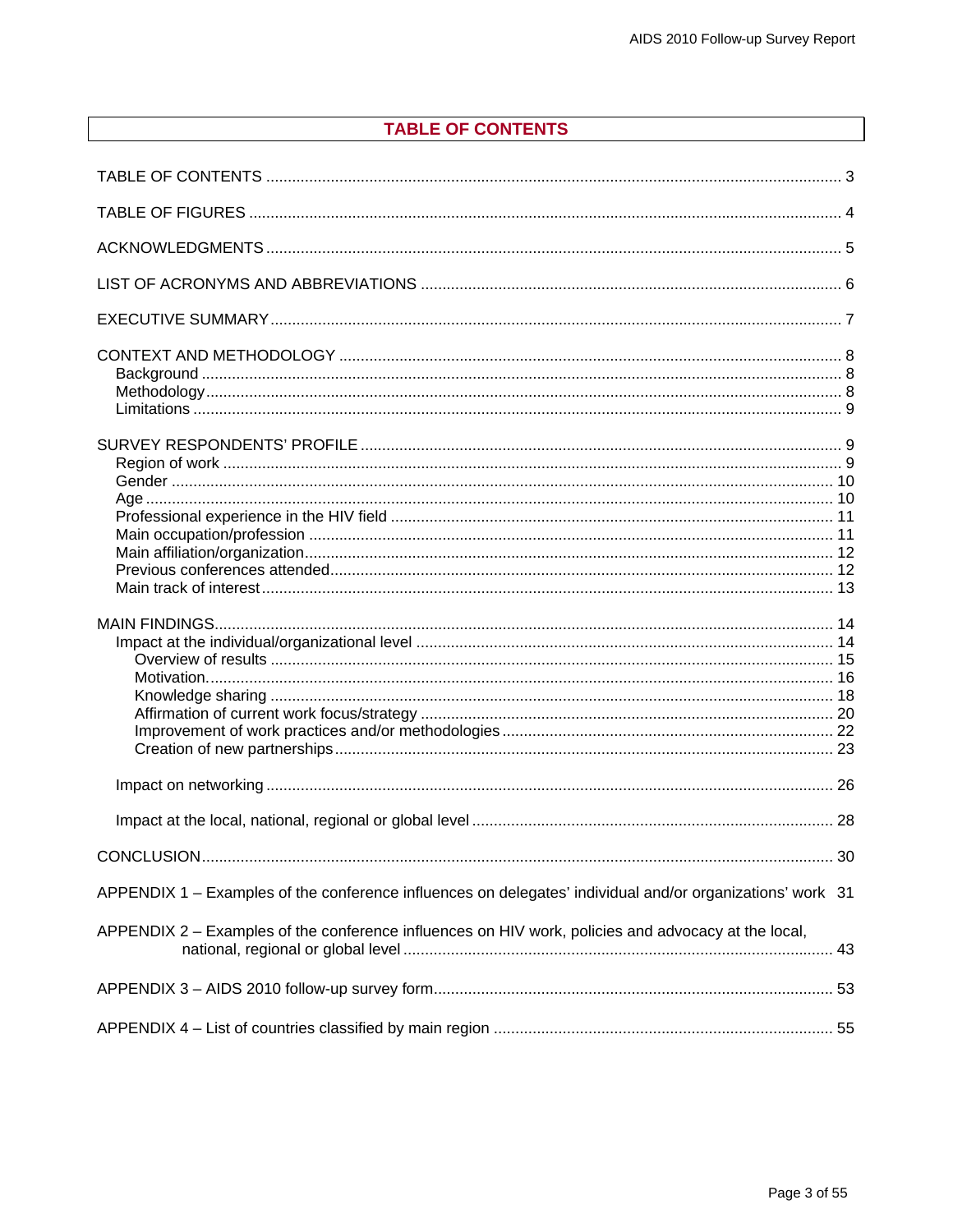# TABLE OF CONTENTS

TABLE OF CONTENTS ........................................................................................................................ 3

TABLE OF FIGURES ......................................................................................................................... 4

ACKNOWLEDGMENTS ...................................................................................................................... 5

LIST OF ACRONYMS AND ABBREVIATIONS ................................................................................. 6

EXECUTIVE SUMMARY .................................................................................................................... 7

CONTEXT AND METHODOLOGY ..................................................................................................... 8
- Background ..................................................................................................................................... 8
- Methodology ................................................................................................................................... 8
- Limitations ...................................................................................................................................... 9

SURVEY RESPONDENTS' PROFILE ................................................................................................ 9
- Region of work ................................................................................................................................ 9
- Gender ........................................................................................................................................... 10
- Age ................................................................................................................................................ 10
- Professional experience in the HIV field ...................................................................................... 11
- Main occupation/profession .......................................................................................................... 11
- Main affiliation/organization .......................................................................................................... 12
- Previous conferences attended ..................................................................................................... 12
- Main track of interest ..................................................................................................................... 13

MAIN FINDINGS ............................................................................................................................... 14
- Impact at the individual/organizational level ................................................................................ 14
  - Overview of results ................................................................................................................. 15
  - Motivation ................................................................................................................................ 16
  - Knowledge sharing .................................................................................................................. 18
  - Affirmation of current work focus/strategy ............................................................................... 20
  - Improvement of work practices and/or methodologies ............................................................ 22
  - Creation of new partnerships ................................................................................................... 23
- Impact on networking .................................................................................................................... 26
- Impact at the local, national, regional or global level ................................................................... 28

CONCLUSION ................................................................................................................................... 30

APPENDIX 1 – Examples of the conference influences on delegates' individual and/or organizations' work 31

APPENDIX 2 – Examples of the conference influences on HIV work, policies and advocacy at the local, national, regional or global level ..................................................................................................... 43

APPENDIX 3 – AIDS 2010 follow-up survey form ............................................................................. 53

APPENDIX 4 – List of countries classified by main region ............................................................... 55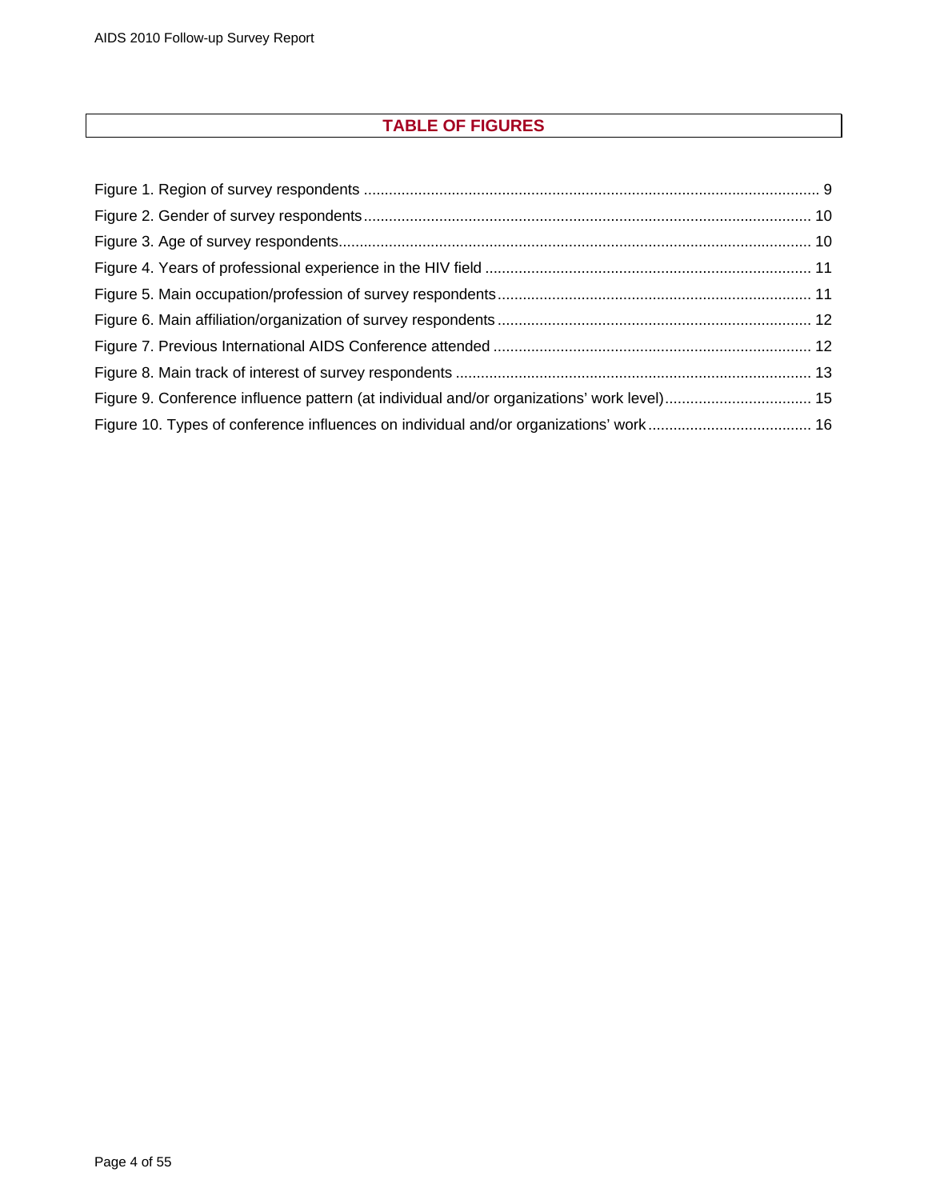# TABLE OF FIGURES

Figure 1. Region of survey respondents ............................................................................................................. 9
Figure 2. Gender of survey respondents........................................................................................................... 10
Figure 3. Age of survey respondents................................................................................................................. 10
Figure 4. Years of professional experience in the HIV field ............................................................................. 11
Figure 5. Main occupation/profession of survey respondents........................................................................... 11
Figure 6. Main affiliation/organization of survey respondents........................................................................... 12
Figure 7. Previous International AIDS Conference attended ............................................................................ 12
Figure 8. Main track of interest of survey respondents ..................................................................................... 13
Figure 9. Conference influence pattern (at individual and/or organizations' work level)................................... 15
Figure 10. Types of conference influences on individual and/or organizations' work....................................... 16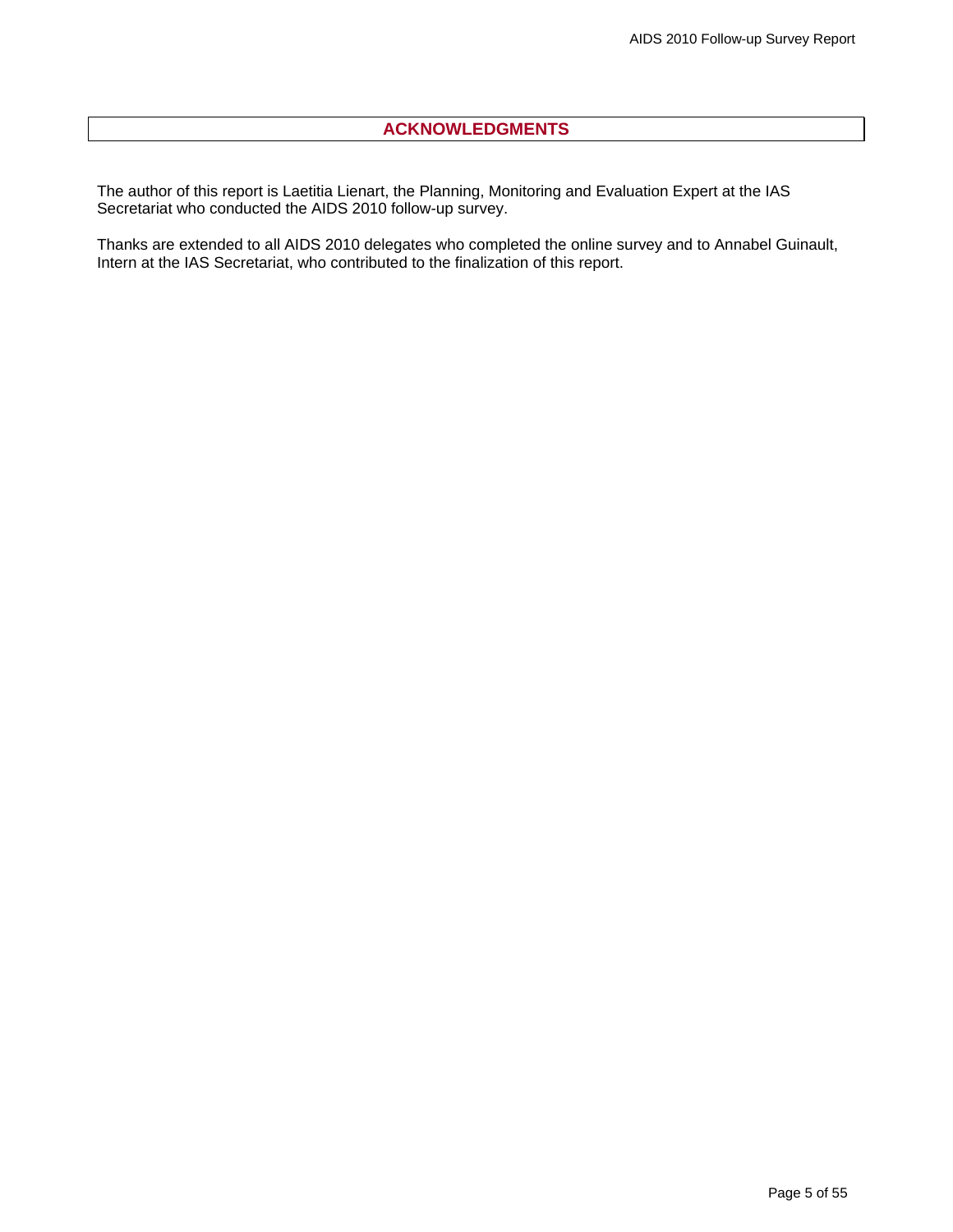# ACKNOWLEDGMENTS

The author of this report is Laetitia Lienart, the Planning, Monitoring and Evaluation Expert at the IAS Secretariat who conducted the AIDS 2010 follow-up survey.

Thanks are extended to all AIDS 2010 delegates who completed the online survey and to Annabel Guinault, Intern at the IAS Secretariat, who contributed to the finalization of this report.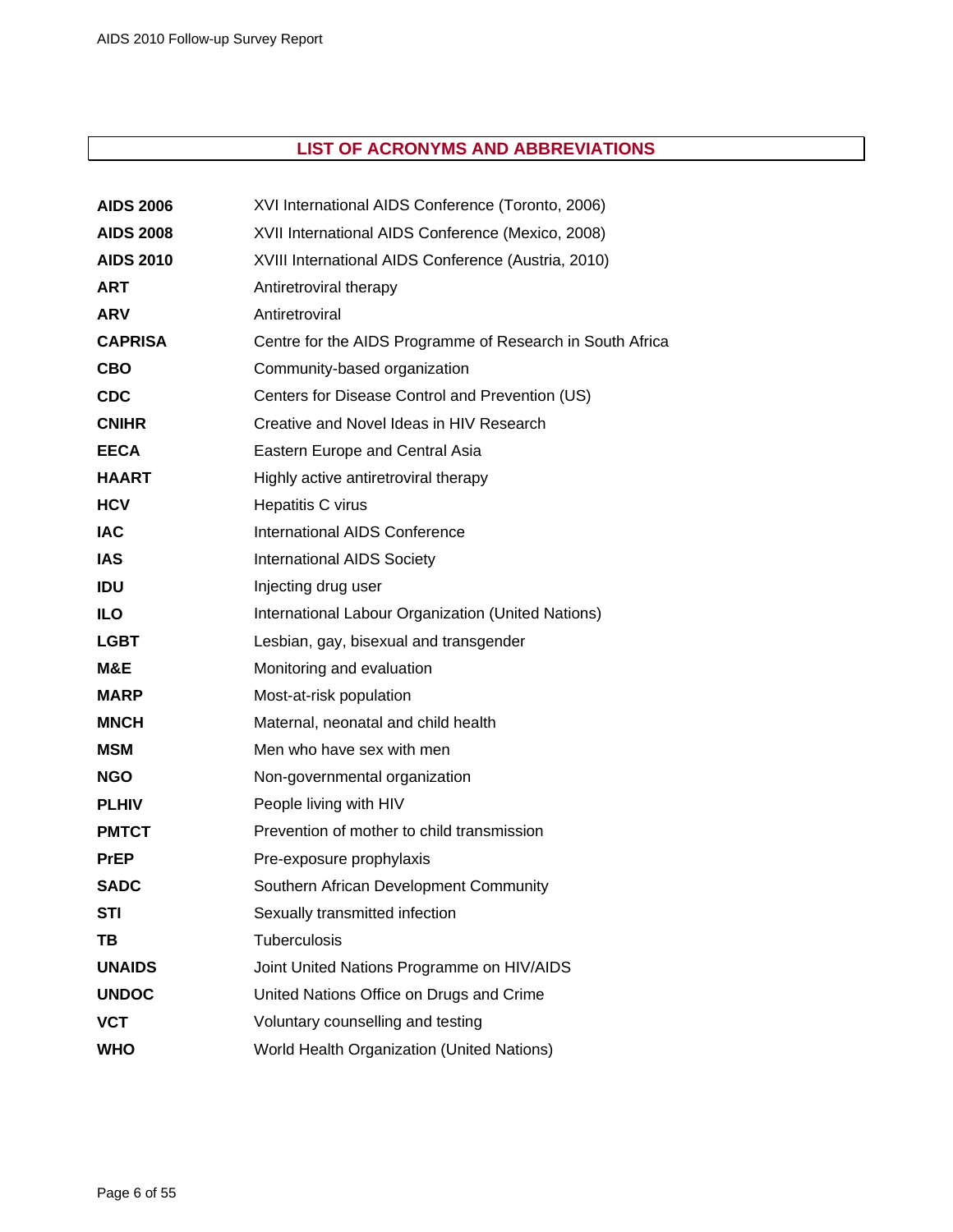# LIST OF ACRONYMS AND ABBREVIATIONS

| | |
|---|---|
| **AIDS 2006** | XVI International AIDS Conference (Toronto, 2006) |
| **AIDS 2008** | XVII International AIDS Conference (Mexico, 2008) |
| **AIDS 2010** | XVIII International AIDS Conference (Austria, 2010) |
| **ART** | Antiretroviral therapy |
| **ARV** | Antiretroviral |
| **CAPRISA** | Centre for the AIDS Programme of Research in South Africa |
| **CBO** | Community-based organization |
| **CDC** | Centers for Disease Control and Prevention (US) |
| **CNIHR** | Creative and Novel Ideas in HIV Research |
| **EECA** | Eastern Europe and Central Asia |
| **HAART** | Highly active antiretroviral therapy |
| **HCV** | Hepatitis C virus |
| **IAC** | International AIDS Conference |
| **IAS** | International AIDS Society |
| **IDU** | Injecting drug user |
| **ILO** | International Labour Organization (United Nations) |
| **LGBT** | Lesbian, gay, bisexual and transgender |
| **M&E** | Monitoring and evaluation |
| **MARP** | Most-at-risk population |
| **MNCH** | Maternal, neonatal and child health |
| **MSM** | Men who have sex with men |
| **NGO** | Non-governmental organization |
| **PLHIV** | People living with HIV |
| **PMTCT** | Prevention of mother to child transmission |
| **PrEP** | Pre-exposure prophylaxis |
| **SADC** | Southern African Development Community |
| **STI** | Sexually transmitted infection |
| **TB** | Tuberculosis |
| **UNAIDS** | Joint United Nations Programme on HIV/AIDS |
| **UNDOC** | United Nations Office on Drugs and Crime |
| **VCT** | Voluntary counselling and testing |
| **WHO** | World Health Organization (United Nations) |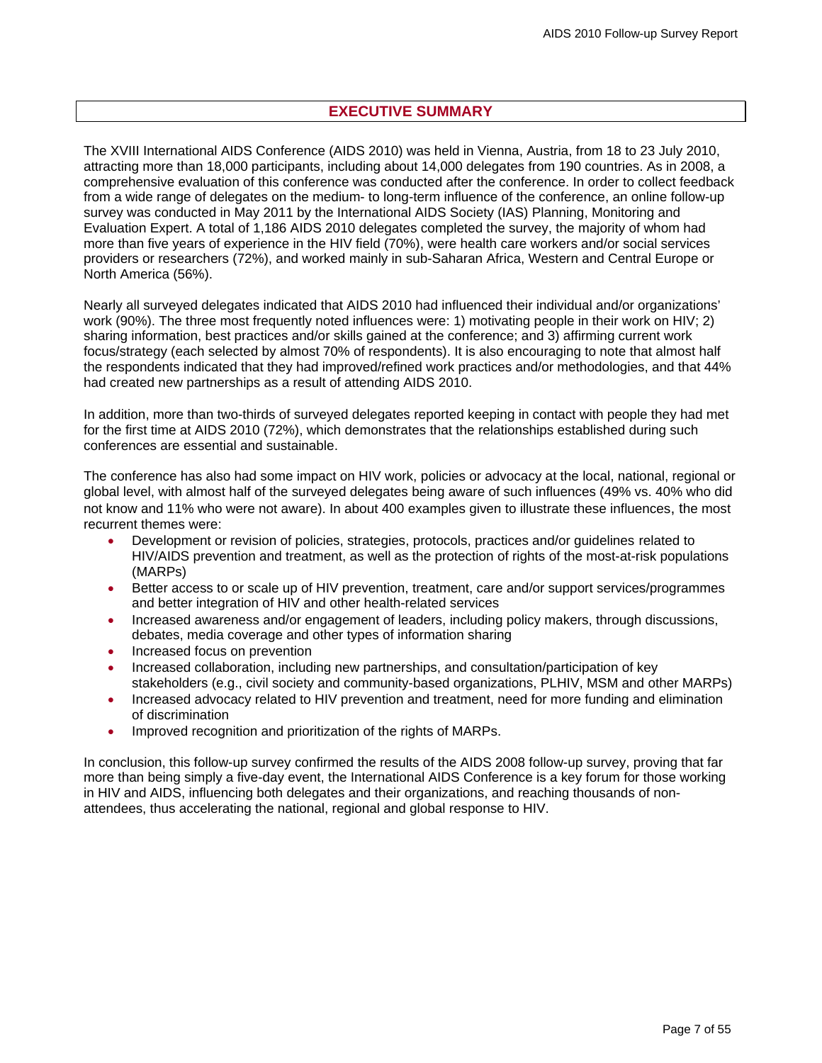# EXECUTIVE SUMMARY

The XVIII International AIDS Conference (AIDS 2010) was held in Vienna, Austria, from 18 to 23 July 2010, attracting more than 18,000 participants, including about 14,000 delegates from 190 countries. As in 2008, a comprehensive evaluation of this conference was conducted after the conference. In order to collect feedback from a wide range of delegates on the medium- to long-term influence of the conference, an online follow-up survey was conducted in May 2011 by the International AIDS Society (IAS) Planning, Monitoring and Evaluation Expert. A total of 1,186 AIDS 2010 delegates completed the survey, the majority of whom had more than five years of experience in the HIV field (70%), were health care workers and/or social services providers or researchers (72%), and worked mainly in sub-Saharan Africa, Western and Central Europe or North America (56%).

Nearly all surveyed delegates indicated that AIDS 2010 had influenced their individual and/or organizations' work (90%). The three most frequently noted influences were: 1) motivating people in their work on HIV; 2) sharing information, best practices and/or skills gained at the conference; and 3) affirming current work focus/strategy (each selected by almost 70% of respondents). It is also encouraging to note that almost half the respondents indicated that they had improved/refined work practices and/or methodologies, and that 44% had created new partnerships as a result of attending AIDS 2010.

In addition, more than two-thirds of surveyed delegates reported keeping in contact with people they had met for the first time at AIDS 2010 (72%), which demonstrates that the relationships established during such conferences are essential and sustainable.

The conference has also had some impact on HIV work, policies or advocacy at the local, national, regional or global level, with almost half of the surveyed delegates being aware of such influences (49% vs. 40% who did not know and 11% who were not aware). In about 400 examples given to illustrate these influences, the most recurrent themes were:

- Development or revision of policies, strategies, protocols, practices and/or guidelines related to HIV/AIDS prevention and treatment, as well as the protection of rights of the most-at-risk populations (MARPs)
- Better access to or scale up of HIV prevention, treatment, care and/or support services/programmes and better integration of HIV and other health-related services
- Increased awareness and/or engagement of leaders, including policy makers, through discussions, debates, media coverage and other types of information sharing
- Increased focus on prevention
- Increased collaboration, including new partnerships, and consultation/participation of key stakeholders (e.g., civil society and community-based organizations, PLHIV, MSM and other MARPs)
- Increased advocacy related to HIV prevention and treatment, need for more funding and elimination of discrimination
- Improved recognition and prioritization of the rights of MARPs.

In conclusion, this follow-up survey confirmed the results of the AIDS 2008 follow-up survey, proving that far more than being simply a five-day event, the International AIDS Conference is a key forum for those working in HIV and AIDS, influencing both delegates and their organizations, and reaching thousands of non-attendees, thus accelerating the national, regional and global response to HIV.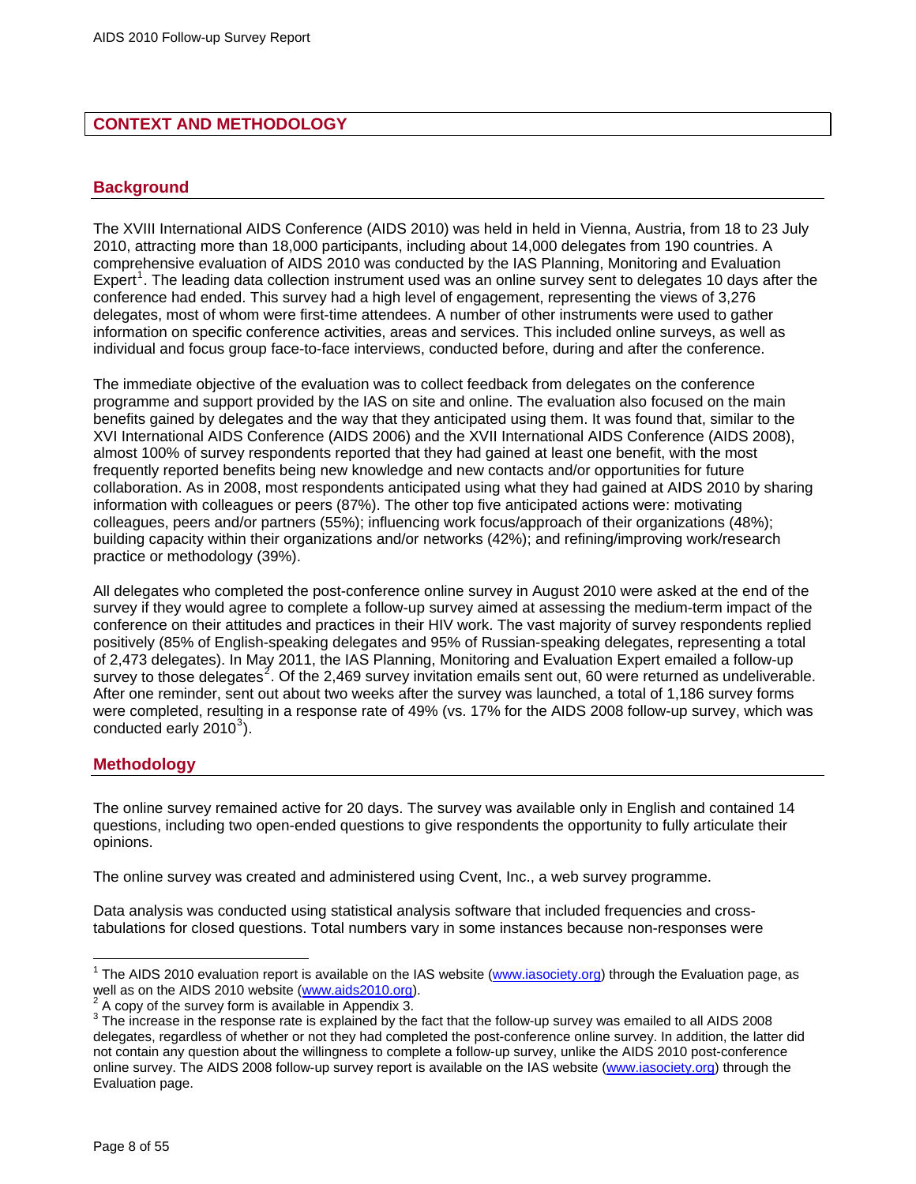## CONTEXT AND METHODOLOGY

### Background

The XVIII International AIDS Conference (AIDS 2010) was held in held in Vienna, Austria, from 18 to 23 July 2010, attracting more than 18,000 participants, including about 14,000 delegates from 190 countries. A comprehensive evaluation of AIDS 2010 was conducted by the IAS Planning, Monitoring and Evaluation Expert[1]. The leading data collection instrument used was an online survey sent to delegates 10 days after the conference had ended. This survey had a high level of engagement, representing the views of 3,276 delegates, most of whom were first-time attendees. A number of other instruments were used to gather information on specific conference activities, areas and services. This included online surveys, as well as individual and focus group face-to-face interviews, conducted before, during and after the conference.

The immediate objective of the evaluation was to collect feedback from delegates on the conference programme and support provided by the IAS on site and online. The evaluation also focused on the main benefits gained by delegates and the way that they anticipated using them. It was found that, similar to the XVI International AIDS Conference (AIDS 2006) and the XVII International AIDS Conference (AIDS 2008), almost 100% of survey respondents reported that they had gained at least one benefit, with the most frequently reported benefits being new knowledge and new contacts and/or opportunities for future collaboration. As in 2008, most respondents anticipated using what they had gained at AIDS 2010 by sharing information with colleagues or peers (87%). The other top five anticipated actions were: motivating colleagues, peers and/or partners (55%); influencing work focus/approach of their organizations (48%); building capacity within their organizations and/or networks (42%); and refining/improving work/research practice or methodology (39%).

All delegates who completed the post-conference online survey in August 2010 were asked at the end of the survey if they would agree to complete a follow-up survey aimed at assessing the medium-term impact of the conference on their attitudes and practices in their HIV work. The vast majority of survey respondents replied positively (85% of English-speaking delegates and 95% of Russian-speaking delegates, representing a total of 2,473 delegates). In May 2011, the IAS Planning, Monitoring and Evaluation Expert emailed a follow-up survey to those delegates[2]. Of the 2,469 survey invitation emails sent out, 60 were returned as undeliverable. After one reminder, sent out about two weeks after the survey was launched, a total of 1,186 survey forms were completed, resulting in a response rate of 49% (vs. 17% for the AIDS 2008 follow-up survey, which was conducted early 2010[3]).

### Methodology

The online survey remained active for 20 days. The survey was available only in English and contained 14 questions, including two open-ended questions to give respondents the opportunity to fully articulate their opinions.

The online survey was created and administered using Cvent, Inc., a web survey programme.

Data analysis was conducted using statistical analysis software that included frequencies and cross-tabulations for closed questions. Total numbers vary in some instances because non-responses were

---

[1] The AIDS 2010 evaluation report is available on the IAS website (www.iasociety.org) through the Evaluation page, as well as on the AIDS 2010 website (www.aids2010.org).

[2] A copy of the survey form is available in Appendix 3.

[3] The increase in the response rate is explained by the fact that the follow-up survey was emailed to all AIDS 2008 delegates, regardless of whether or not they had completed the post-conference online survey. In addition, the latter did not contain any question about the willingness to complete a follow-up survey, unlike the AIDS 2010 post-conference online survey. The AIDS 2008 follow-up survey report is available on the IAS website (www.iasociety.org) through the Evaluation page.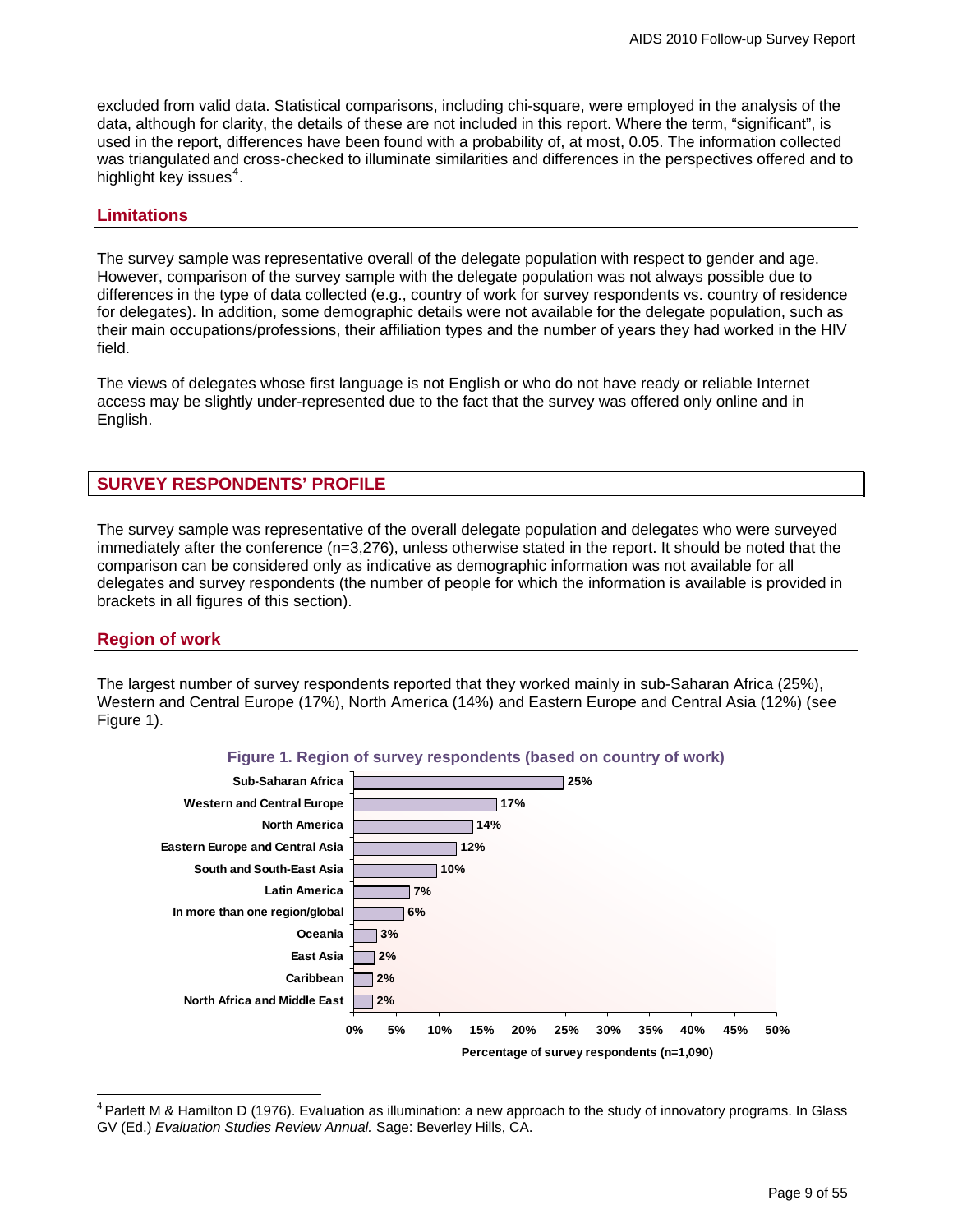excluded from valid data. Statistical comparisons, including chi-square, were employed in the analysis of the data, although for clarity, the details of these are not included in this report. Where the term, "significant", is used in the report, differences have been found with a probability of, at most, 0.05. The information collected was triangulated and cross-checked to illuminate similarities and differences in the perspectives offered and to highlight key issues[4].

## Limitations

The survey sample was representative overall of the delegate population with respect to gender and age. However, comparison of the survey sample with the delegate population was not always possible due to differences in the type of data collected (e.g., country of work for survey respondents vs. country of residence for delegates). In addition, some demographic details were not available for the delegate population, such as their main occupations/professions, their affiliation types and the number of years they had worked in the HIV field.

The views of delegates whose first language is not English or who do not have ready or reliable Internet access may be slightly under-represented due to the fact that the survey was offered only online and in English.

# SURVEY RESPONDENTS' PROFILE

The survey sample was representative of the overall delegate population and delegates who were surveyed immediately after the conference (n=3,276), unless otherwise stated in the report. It should be noted that the comparison can be considered only as indicative as demographic information was not available for all delegates and survey respondents (the number of people for which the information is available is provided in brackets in all figures of this section).

## Region of work

The largest number of survey respondents reported that they worked mainly in sub-Saharan Africa (25%), Western and Central Europe (17%), North America (14%) and Eastern Europe and Central Asia (12%) (see Figure 1).

**Figure 1. Region of survey respondents (based on country of work)**

| Region | Percentage of survey respondents (n=1,090) |
|---|---|
| Sub-Saharan Africa | 25% |
| Western and Central Europe | 17% |
| North America | 14% |
| Eastern Europe and Central Asia | 12% |
| South and South-East Asia | 10% |
| Latin America | 7% |
| In more than one region/global | 6% |
| Oceania | 3% |
| East Asia | 2% |
| Caribbean | 2% |
| North Africa and Middle East | 2% |

[4] Parlett M & Hamilton D (1976). Evaluation as illumination: a new approach to the study of innovatory programs. In Glass GV (Ed.) *Evaluation Studies Review Annual.* Sage: Beverley Hills, CA.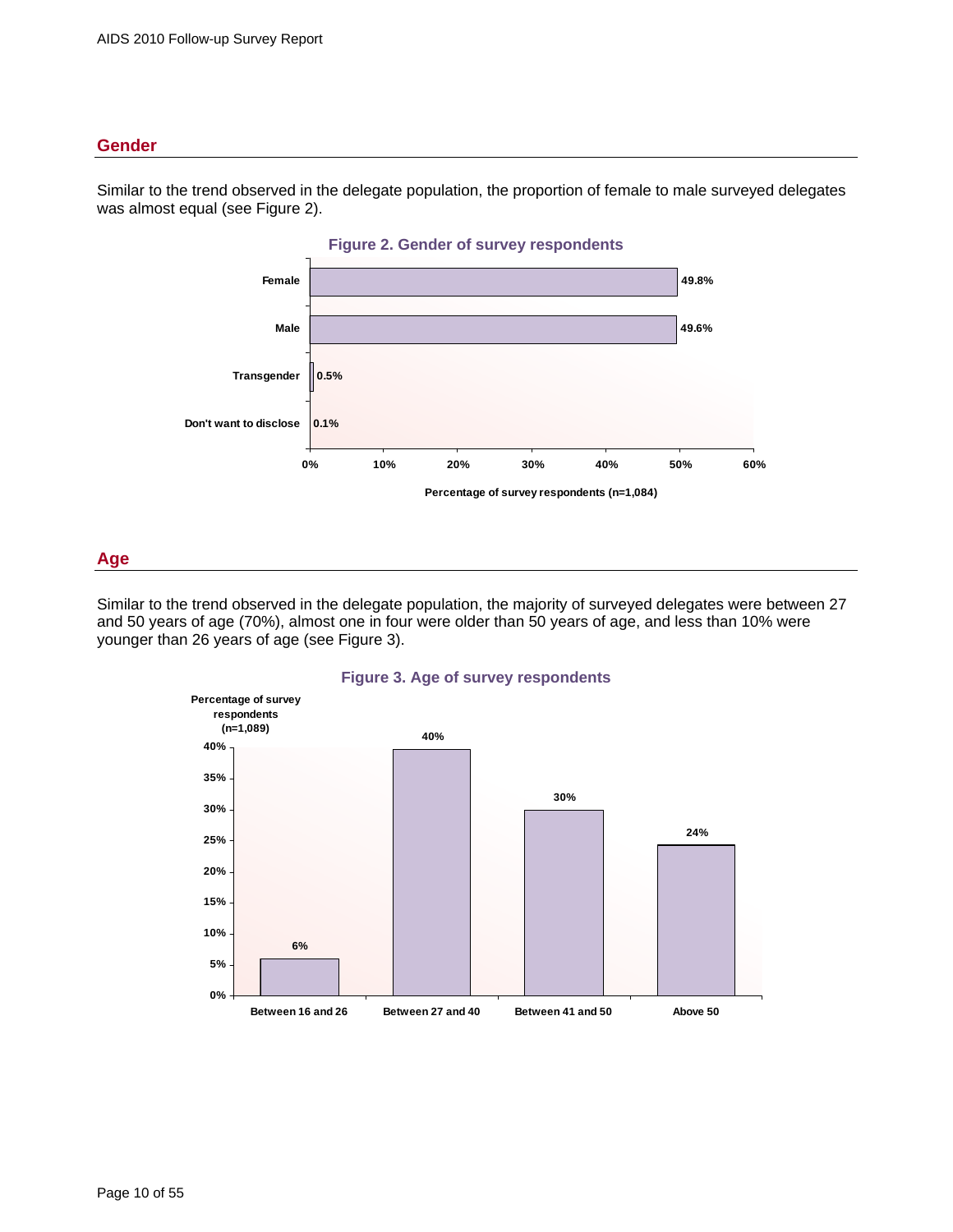## Gender

Similar to the trend observed in the delegate population, the proportion of female to male surveyed delegates was almost equal (see Figure 2).

**Figure 2. Gender of survey respondents**

| Gender | Percentage of survey respondents (n=1,084) |
|---|---|
| Female | 49.8% |
| Male | 49.6% |
| Transgender | 0.5% |
| Don't want to disclose | 0.1% |

## Age

Similar to the trend observed in the delegate population, the majority of surveyed delegates were between 27 and 50 years of age (70%), almost one in four were older than 50 years of age, and less than 10% were younger than 26 years of age (see Figure 3).

**Figure 3. Age of survey respondents**

| Age | Percentage of survey respondents (n=1,089) |
|---|---|
| Between 16 and 26 | 6% |
| Between 27 and 40 | 40% |
| Between 41 and 50 | 30% |
| Above 50 | 24% |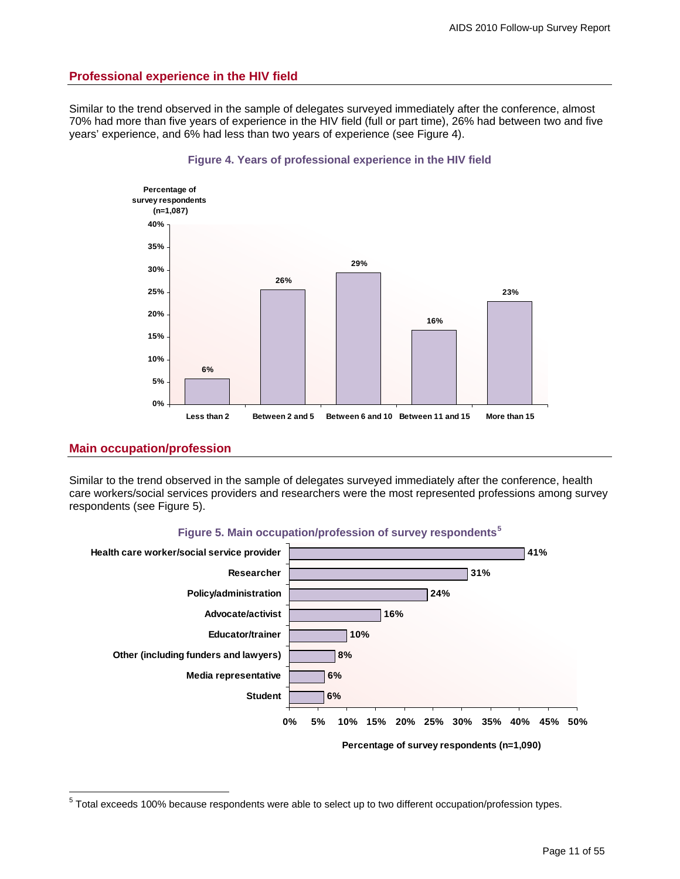## Professional experience in the HIV field

Similar to the trend observed in the sample of delegates surveyed immediately after the conference, almost 70% had more than five years of experience in the HIV field (full or part time), 26% had between two and five years' experience, and 6% had less than two years of experience (see Figure 4).

**Figure 4. Years of professional experience in the HIV field**

| Years of experience | Percentage of survey respondents (n=1,087) |
|---|---|
| Less than 2 | 6% |
| Between 2 and 5 | 26% |
| Between 6 and 10 | 29% |
| Between 11 and 15 | 16% |
| More than 15 | 23% |

## Main occupation/profession

Similar to the trend observed in the sample of delegates surveyed immediately after the conference, health care workers/social services providers and researchers were the most represented professions among survey respondents (see Figure 5).

**Figure 5. Main occupation/profession of survey respondents**[5]

| Occupation/profession | Percentage of survey respondents (n=1,090) |
|---|---|
| Health care worker/social service provider | 41% |
| Researcher | 31% |
| Policy/administration | 24% |
| Advocate/activist | 16% |
| Educator/trainer | 10% |
| Other (including funders and lawyers) | 8% |
| Media representative | 6% |
| Student | 6% |

[5] Total exceeds 100% because respondents were able to select up to two different occupation/profession types.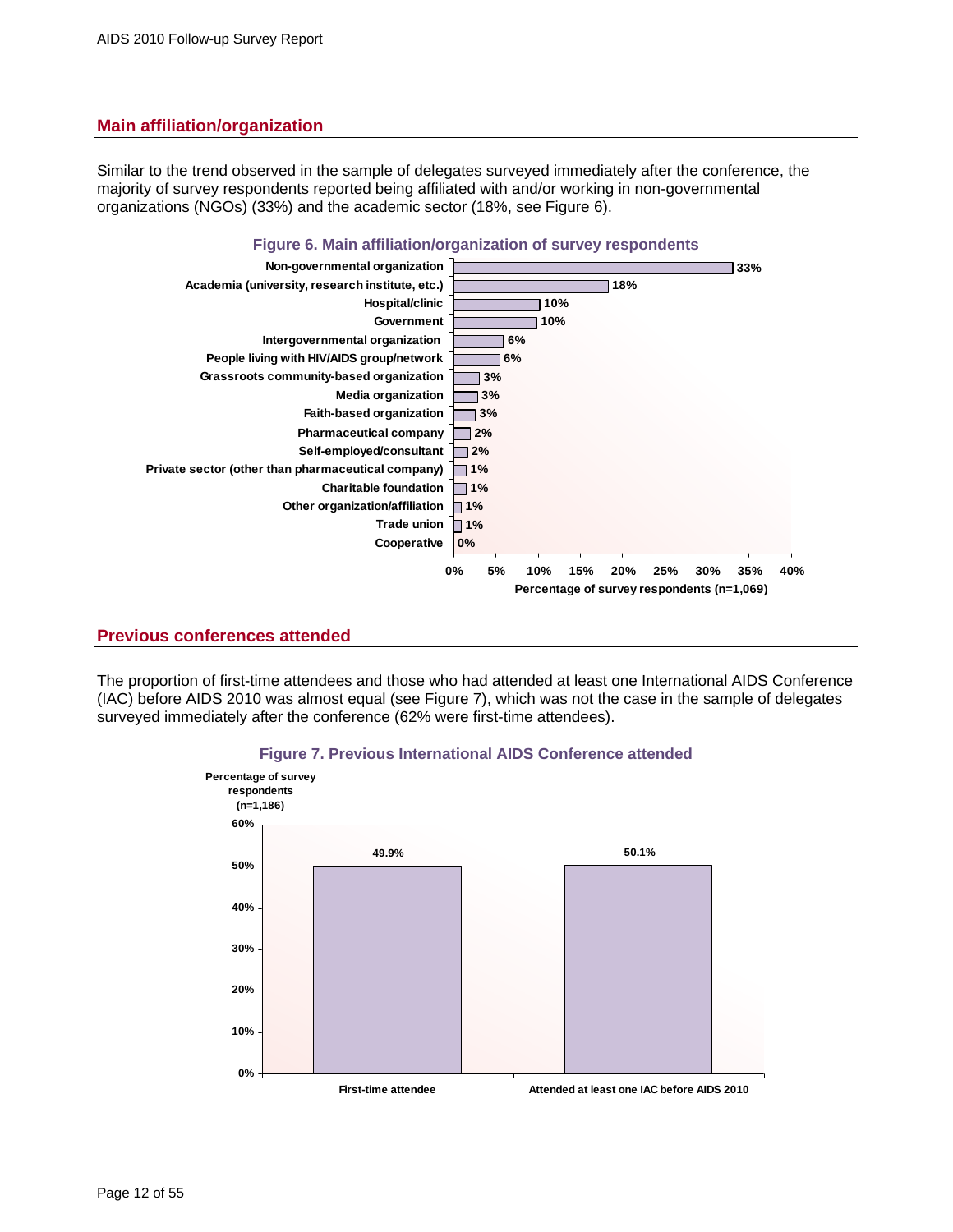## Main affiliation/organization

Similar to the trend observed in the sample of delegates surveyed immediately after the conference, the majority of survey respondents reported being affiliated with and/or working in non-governmental organizations (NGOs) (33%) and the academic sector (18%, see Figure 6).

**Figure 6. Main affiliation/organization of survey respondents**

| Affiliation/organization | Percentage of survey respondents (n=1,069) |
|---|---|
| Non-governmental organization | 33% |
| Academia (university, research institute, etc.) | 18% |
| Hospital/clinic | 10% |
| Government | 10% |
| Intergovernmental organization | 6% |
| People living with HIV/AIDS group/network | 6% |
| Grassroots community-based organization | 3% |
| Media organization | 3% |
| Faith-based organization | 3% |
| Pharmaceutical company | 2% |
| Self-employed/consultant | 2% |
| Private sector (other than pharmaceutical company) | 1% |
| Charitable foundation | 1% |
| Other organization/affiliation | 1% |
| Trade union | 1% |
| Cooperative | 0% |

## Previous conferences attended

The proportion of first-time attendees and those who had attended at least one International AIDS Conference (IAC) before AIDS 2010 was almost equal (see Figure 7), which was not the case in the sample of delegates surveyed immediately after the conference (62% were first-time attendees).

**Figure 7. Previous International AIDS Conference attended**

| | Percentage of survey respondents (n=1,186) |
|---|---|
| First-time attendee | 49.9% |
| Attended at least one IAC before AIDS 2010 | 50.1% |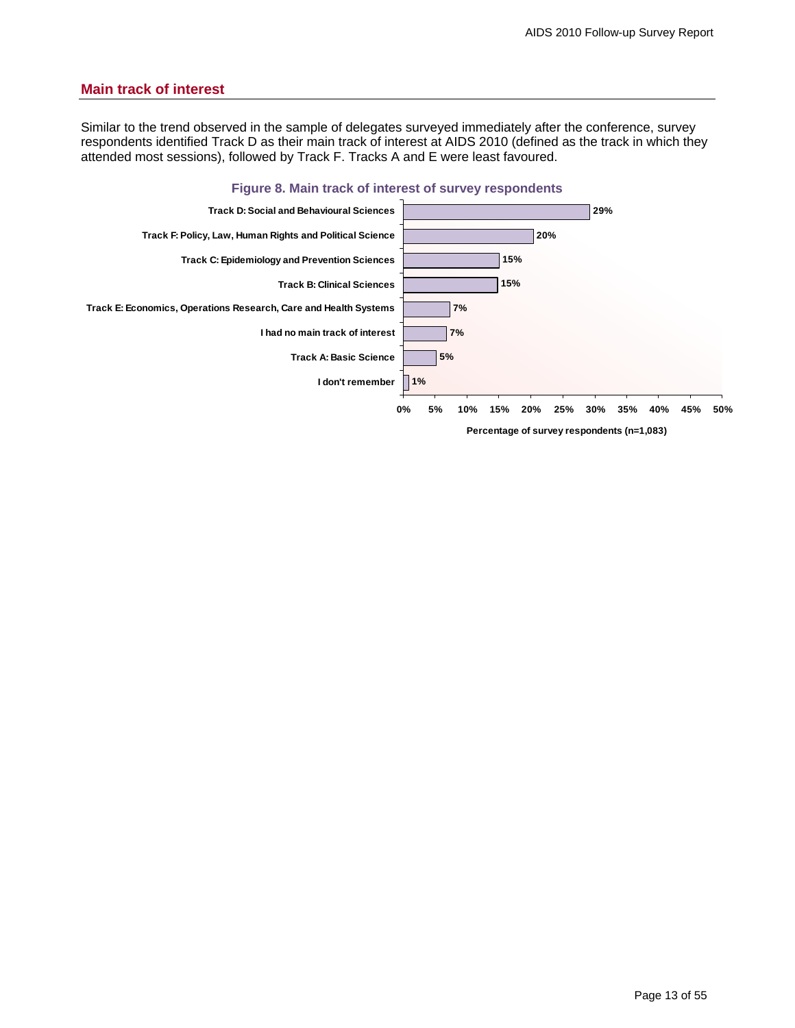## Main track of interest

Similar to the trend observed in the sample of delegates surveyed immediately after the conference, survey respondents identified Track D as their main track of interest at AIDS 2010 (defined as the track in which they attended most sessions), followed by Track F. Tracks A and E were least favoured.

**Figure 8. Main track of interest of survey respondents**

| Main track of interest | Percentage of survey respondents (n=1,083) |
| --- | --- |
| Track D: Social and Behavioural Sciences | 29% |
| Track F: Policy, Law, Human Rights and Political Science | 20% |
| Track C: Epidemiology and Prevention Sciences | 15% |
| Track B: Clinical Sciences | 15% |
| Track E: Economics, Operations Research, Care and Health Systems | 7% |
| I had no main track of interest | 7% |
| Track A: Basic Science | 5% |
| I don't remember | 1% |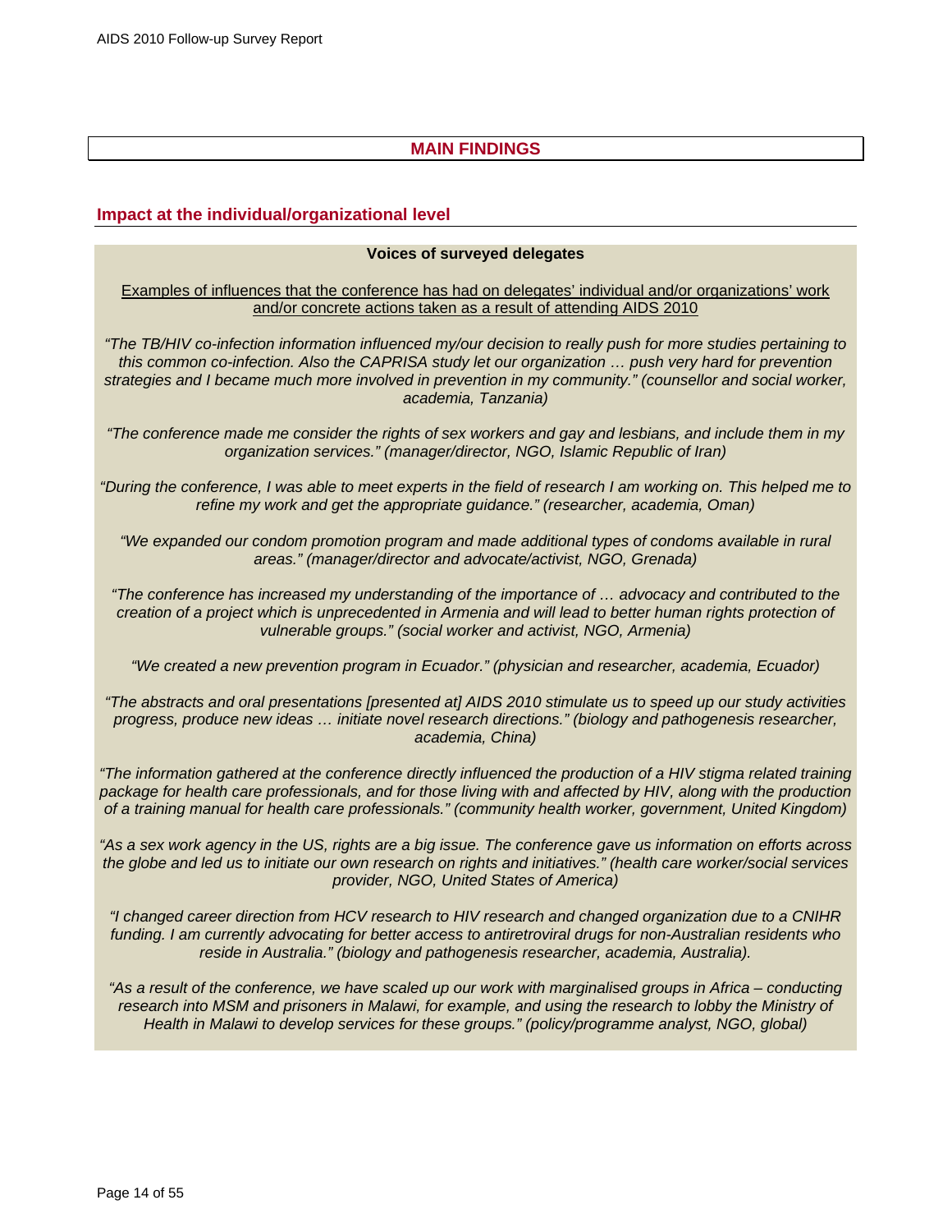# MAIN FINDINGS

## Impact at the individual/organizational level

**Voices of surveyed delegates**

Examples of influences that the conference has had on delegates' individual and/or organizations' work and/or concrete actions taken as a result of attending AIDS 2010

*"The TB/HIV co-infection information influenced my/our decision to really push for more studies pertaining to this common co-infection. Also the CAPRISA study let our organization … push very hard for prevention strategies and I became much more involved in prevention in my community." (counsellor and social worker, academia, Tanzania)*

*"The conference made me consider the rights of sex workers and gay and lesbians, and include them in my organization services." (manager/director, NGO, Islamic Republic of Iran)*

*"During the conference, I was able to meet experts in the field of research I am working on. This helped me to refine my work and get the appropriate guidance." (researcher, academia, Oman)*

*"We expanded our condom promotion program and made additional types of condoms available in rural areas." (manager/director and advocate/activist, NGO, Grenada)*

*"The conference has increased my understanding of the importance of … advocacy and contributed to the creation of a project which is unprecedented in Armenia and will lead to better human rights protection of vulnerable groups." (social worker and activist, NGO, Armenia)*

*"We created a new prevention program in Ecuador." (physician and researcher, academia, Ecuador)*

*"The abstracts and oral presentations [presented at] AIDS 2010 stimulate us to speed up our study activities progress, produce new ideas … initiate novel research directions." (biology and pathogenesis researcher, academia, China)*

*"The information gathered at the conference directly influenced the production of a HIV stigma related training package for health care professionals, and for those living with and affected by HIV, along with the production of a training manual for health care professionals." (community health worker, government, United Kingdom)*

*"As a sex work agency in the US, rights are a big issue. The conference gave us information on efforts across the globe and led us to initiate our own research on rights and initiatives." (health care worker/social services provider, NGO, United States of America)*

*"I changed career direction from HCV research to HIV research and changed organization due to a CNIHR funding. I am currently advocating for better access to antiretroviral drugs for non-Australian residents who reside in Australia." (biology and pathogenesis researcher, academia, Australia).*

*"As a result of the conference, we have scaled up our work with marginalised groups in Africa – conducting research into MSM and prisoners in Malawi, for example, and using the research to lobby the Ministry of Health in Malawi to develop services for these groups." (policy/programme analyst, NGO, global)*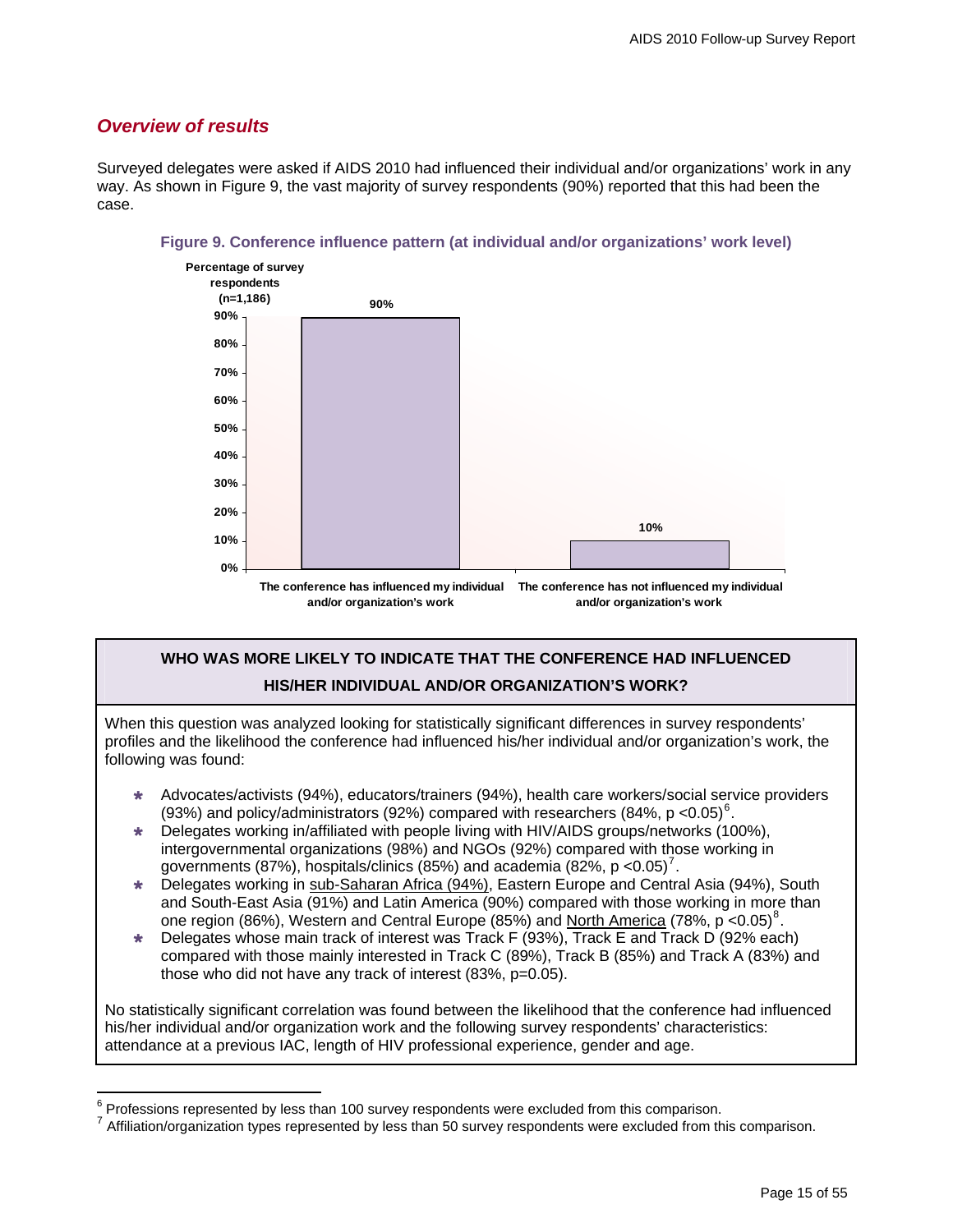## *Overview of results*

Surveyed delegates were asked if AIDS 2010 had influenced their individual and/or organizations' work in any way. As shown in Figure 9, the vast majority of survey respondents (90%) reported that this had been the case.

**Figure 9. Conference influence pattern (at individual and/or organizations' work level)**

| | Percentage of survey respondents (n=1,186) |
|---|---|
| The conference has influenced my individual and/or organization's work | 90% |
| The conference has not influenced my individual and/or organization's work | 10% |

**WHO WAS MORE LIKELY TO INDICATE THAT THE CONFERENCE HAD INFLUENCED HIS/HER INDIVIDUAL AND/OR ORGANIZATION'S WORK?**

When this question was analyzed looking for statistically significant differences in survey respondents' profiles and the likelihood the conference had influenced his/her individual and/or organization's work, the following was found:

- Advocates/activists (94%), educators/trainers (94%), health care workers/social service providers (93%) and policy/administrators (92%) compared with researchers (84%, $p < 0.05$)[6].
- Delegates working in/affiliated with people living with HIV/AIDS groups/networks (100%), intergovernmental organizations (98%) and NGOs (92%) compared with those working in governments (87%), hospitals/clinics (85%) and academia (82%, $p < 0.05$)[7].
- Delegates working in <u>sub-Saharan Africa (94%)</u>, Eastern Europe and Central Asia (94%), South and South-East Asia (91%) and Latin America (90%) compared with those working in more than one region (86%), Western and Central Europe (85%) and <u>North America</u> (78%, $p < 0.05$)[8].
- Delegates whose main track of interest was Track F (93%), Track E and Track D (92% each) compared with those mainly interested in Track C (89%), Track B (85%) and Track A (83%) and those who did not have any track of interest (83%, $p = 0.05$).

No statistically significant correlation was found between the likelihood that the conference had influenced his/her individual and/or organization work and the following survey respondents' characteristics: attendance at a previous IAC, length of HIV professional experience, gender and age.

---

[6] Professions represented by less than 100 survey respondents were excluded from this comparison.

[7] Affiliation/organization types represented by less than 50 survey respondents were excluded from this comparison.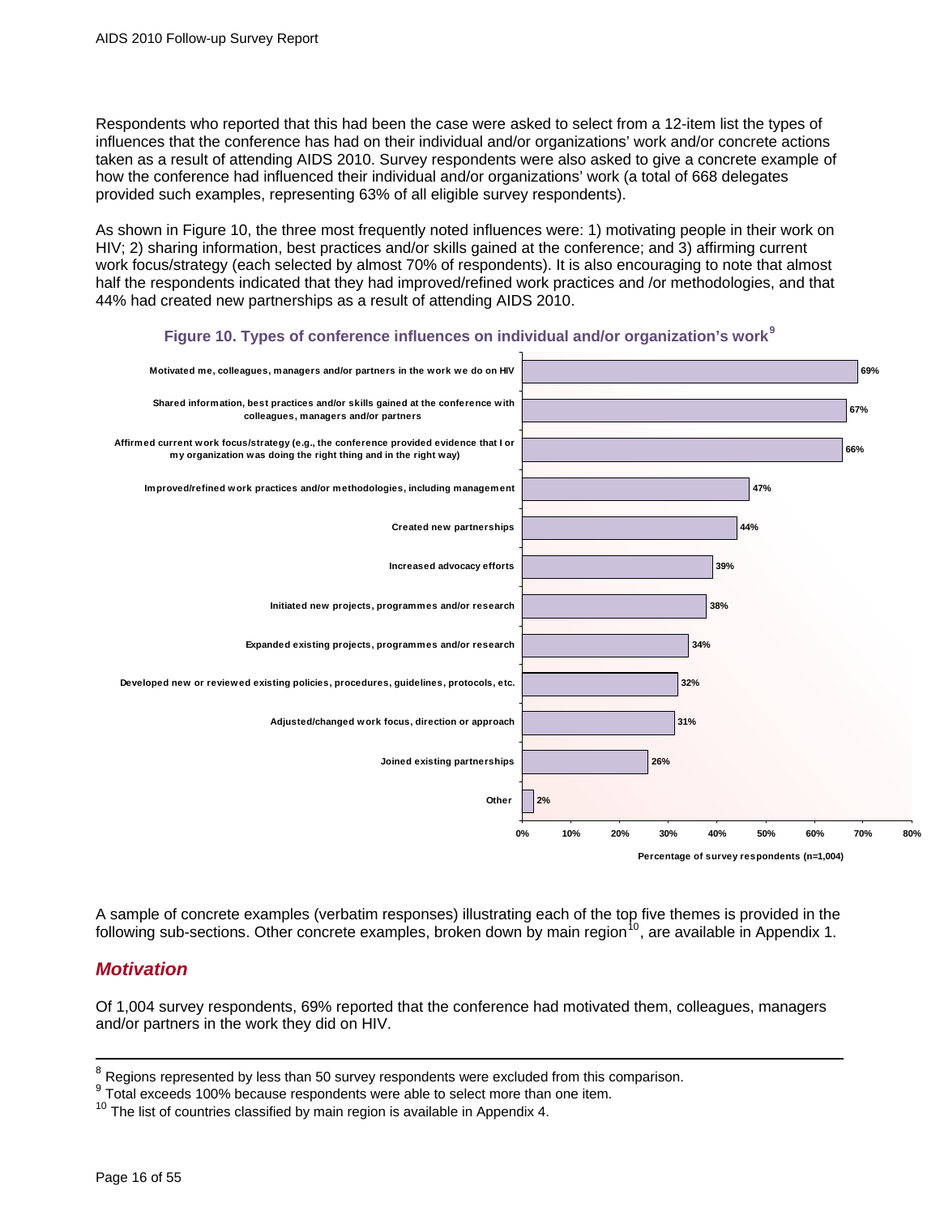Respondents who reported that this had been the case were asked to select from a 12-item list the types of influences that the conference has had on their individual and/or organizations' work and/or concrete actions taken as a result of attending AIDS 2010. Survey respondents were also asked to give a concrete example of how the conference had influenced their individual and/or organizations' work (a total of 668 delegates provided such examples, representing 63% of all eligible survey respondents).

As shown in Figure 10, the three most frequently noted influences were: 1) motivating people in their work on HIV; 2) sharing information, best practices and/or skills gained at the conference; and 3) affirming current work focus/strategy (each selected by almost 70% of respondents). It is also encouraging to note that almost half the respondents indicated that they had improved/refined work practices and /or methodologies, and that 44% had created new partnerships as a result of attending AIDS 2010.

**Figure 10. Types of conference influences on individual and/or organization's work**[9]

| Influence | Percentage of survey respondents (n=1,004) |
|---|---|
| Motivated me, colleagues, managers and/or partners in the work we do on HIV | 69% |
| Shared information, best practices and/or skills gained at the conference with colleagues, managers and/or partners | 67% |
| Affirmed current work focus/strategy (e.g., the conference provided evidence that I or my organization was doing the right thing and in the right way) | 66% |
| Improved/refined work practices and/or methodologies, including management | 47% |
| Created new partnerships | 44% |
| Increased advocacy efforts | 39% |
| Initiated new projects, programmes and/or research | 38% |
| Expanded existing projects, programmes and/or research | 34% |
| Developed new or reviewed existing policies, procedures, guidelines, protocols, etc. | 32% |
| Adjusted/changed work focus, direction or approach | 31% |
| Joined existing partnerships | 26% |
| Other | 2% |

A sample of concrete examples (verbatim responses) illustrating each of the top five themes is provided in the following sub-sections. Other concrete examples, broken down by main region[10], are available in Appendix 1.

## *Motivation*

Of 1,004 survey respondents, 69% reported that the conference had motivated them, colleagues, managers and/or partners in the work they did on HIV.

---

[8] Regions represented by less than 50 survey respondents were excluded from this comparison.

[9] Total exceeds 100% because respondents were able to select more than one item.

[10] The list of countries classified by main region is available in Appendix 4.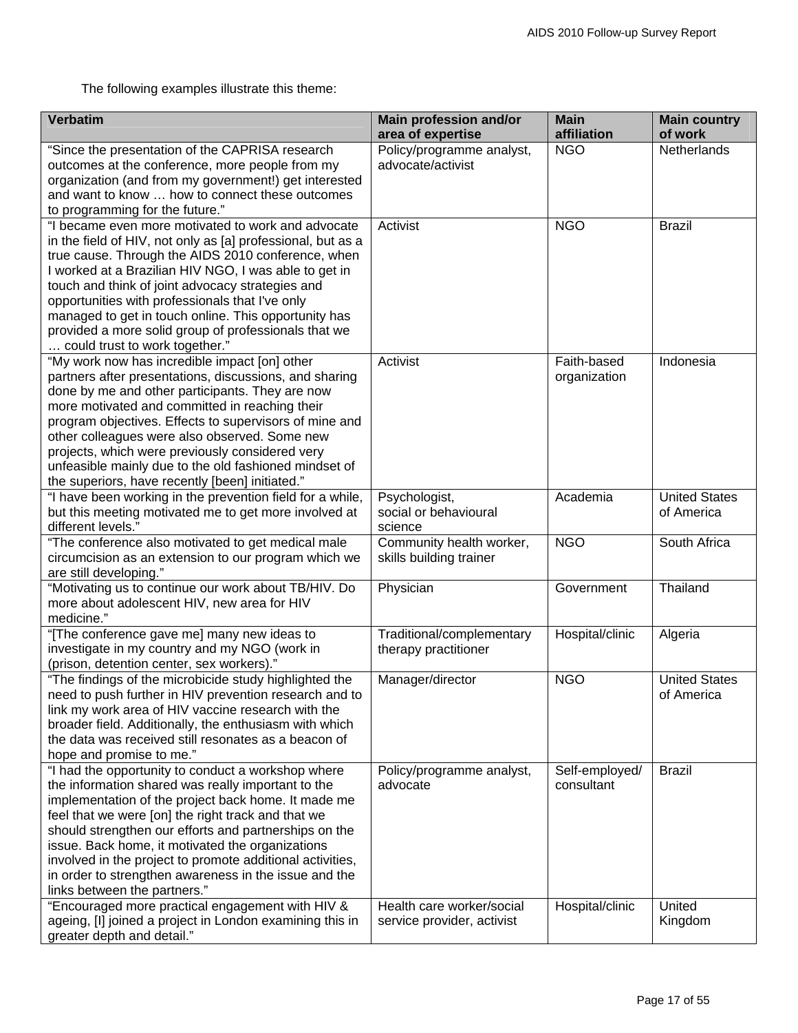The following examples illustrate this theme:

| Verbatim | Main profession and/or area of expertise | Main affiliation | Main country of work |
|---|---|---|---|
| "Since the presentation of the CAPRISA research outcomes at the conference, more people from my organization (and from my government!) get interested and want to know … how to connect these outcomes to programming for the future." | Policy/programme analyst, advocate/activist | NGO | Netherlands |
| "I became even more motivated to work and advocate in the field of HIV, not only as [a] professional, but as a true cause. Through the AIDS 2010 conference, when I worked at a Brazilian HIV NGO, I was able to get in touch and think of joint advocacy strategies and opportunities with professionals that I've only managed to get in touch online. This opportunity has provided a more solid group of professionals that we … could trust to work together." | Activist | NGO | Brazil |
| "My work now has incredible impact [on] other partners after presentations, discussions, and sharing done by me and other participants. They are now more motivated and committed in reaching their program objectives. Effects to supervisors of mine and other colleagues were also observed. Some new projects, which were previously considered very unfeasible mainly due to the old fashioned mindset of the superiors, have recently [been] initiated." | Activist | Faith-based organization | Indonesia |
| "I have been working in the prevention field for a while, but this meeting motivated me to get more involved at different levels." | Psychologist, social or behavioural science | Academia | United States of America |
| "The conference also motivated to get medical male circumcision as an extension to our program which we are still developing." | Community health worker, skills building trainer | NGO | South Africa |
| "Motivating us to continue our work about TB/HIV. Do more about adolescent HIV, new area for HIV medicine." | Physician | Government | Thailand |
| "[The conference gave me] many new ideas to investigate in my country and my NGO (work in (prison, detention center, sex workers)." | Traditional/complementary therapy practitioner | Hospital/clinic | Algeria |
| "The findings of the microbicide study highlighted the need to push further in HIV prevention research and to link my work area of HIV vaccine research with the broader field. Additionally, the enthusiasm with which the data was received still resonates as a beacon of hope and promise to me." | Manager/director | NGO | United States of America |
| "I had the opportunity to conduct a workshop where the information shared was really important to the implementation of the project back home. It made me feel that we were [on] the right track and that we should strengthen our efforts and partnerships on the issue. Back home, it motivated the organizations involved in the project to promote additional activities, in order to strengthen awareness in the issue and the links between the partners." | Policy/programme analyst, advocate | Self-employed/ consultant | Brazil |
| "Encouraged more practical engagement with HIV & ageing, [I] joined a project in London examining this in greater depth and detail." | Health care worker/social service provider, activist | Hospital/clinic | United Kingdom |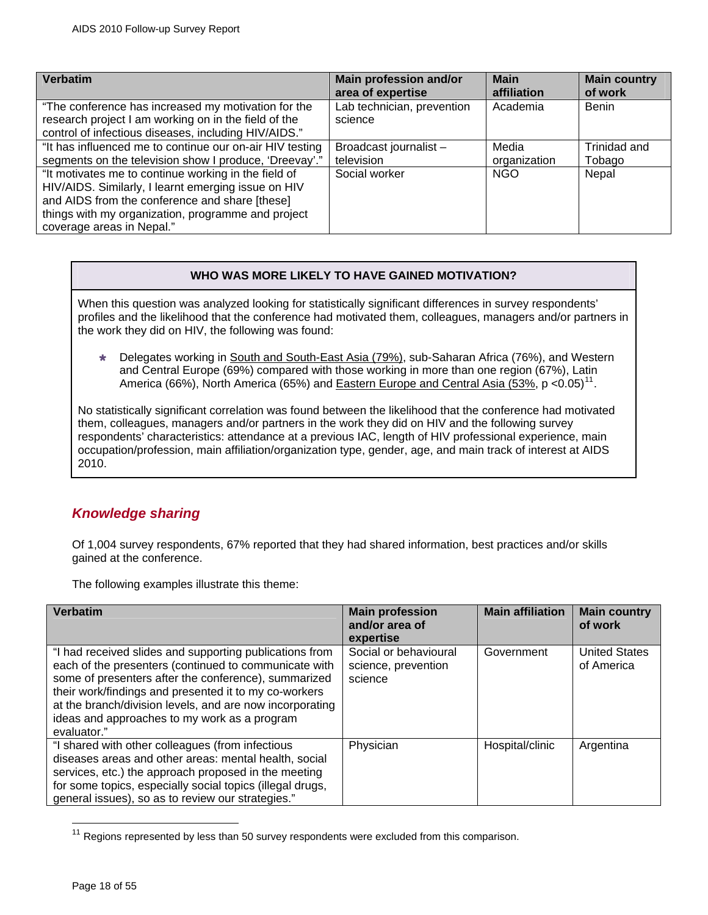| Verbatim | Main profession and/or area of expertise | Main affiliation | Main country of work |
|---|---|---|---|
| "The conference has increased my motivation for the research project I am working on in the field of the control of infectious diseases, including HIV/AIDS." | Lab technician, prevention science | Academia | Benin |
| "It has influenced me to continue our on-air HIV testing segments on the television show I produce, 'Dreevay'." | Broadcast journalist – television | Media organization | Trinidad and Tobago |
| "It motivates me to continue working in the field of HIV/AIDS. Similarly, I learnt emerging issue on HIV and AIDS from the conference and share [these] things with my organization, programme and project coverage areas in Nepal." | Social worker | NGO | Nepal |

**WHO WAS MORE LIKELY TO HAVE GAINED MOTIVATION?**

When this question was analyzed looking for statistically significant differences in survey respondents' profiles and the likelihood that the conference had motivated them, colleagues, managers and/or partners in the work they did on HIV, the following was found:

- Delegates working in South and South-East Asia (79%), sub-Saharan Africa (76%), and Western and Central Europe (69%) compared with those working in more than one region (67%), Latin America (66%), North America (65%) and Eastern Europe and Central Asia (53%, $p < 0.05$)[11].

No statistically significant correlation was found between the likelihood that the conference had motivated them, colleagues, managers and/or partners in the work they did on HIV and the following survey respondents' characteristics: attendance at a previous IAC, length of HIV professional experience, main occupation/profession, main affiliation/organization type, gender, age, and main track of interest at AIDS 2010.

## *Knowledge sharing*

Of 1,004 survey respondents, 67% reported that they had shared information, best practices and/or skills gained at the conference.

The following examples illustrate this theme:

| Verbatim | Main profession and/or area of expertise | Main affiliation | Main country of work |
|---|---|---|---|
| "I had received slides and supporting publications from each of the presenters (continued to communicate with some of presenters after the conference), summarized their work/findings and presented it to my co-workers at the branch/division levels, and are now incorporating ideas and approaches to my work as a program evaluator." | Social or behavioural science, prevention science | Government | United States of America |
| "I shared with other colleagues (from infectious diseases areas and other areas: mental health, social services, etc.) the approach proposed in the meeting for some topics, especially social topics (illegal drugs, general issues), so as to review our strategies." | Physician | Hospital/clinic | Argentina |

[11] Regions represented by less than 50 survey respondents were excluded from this comparison.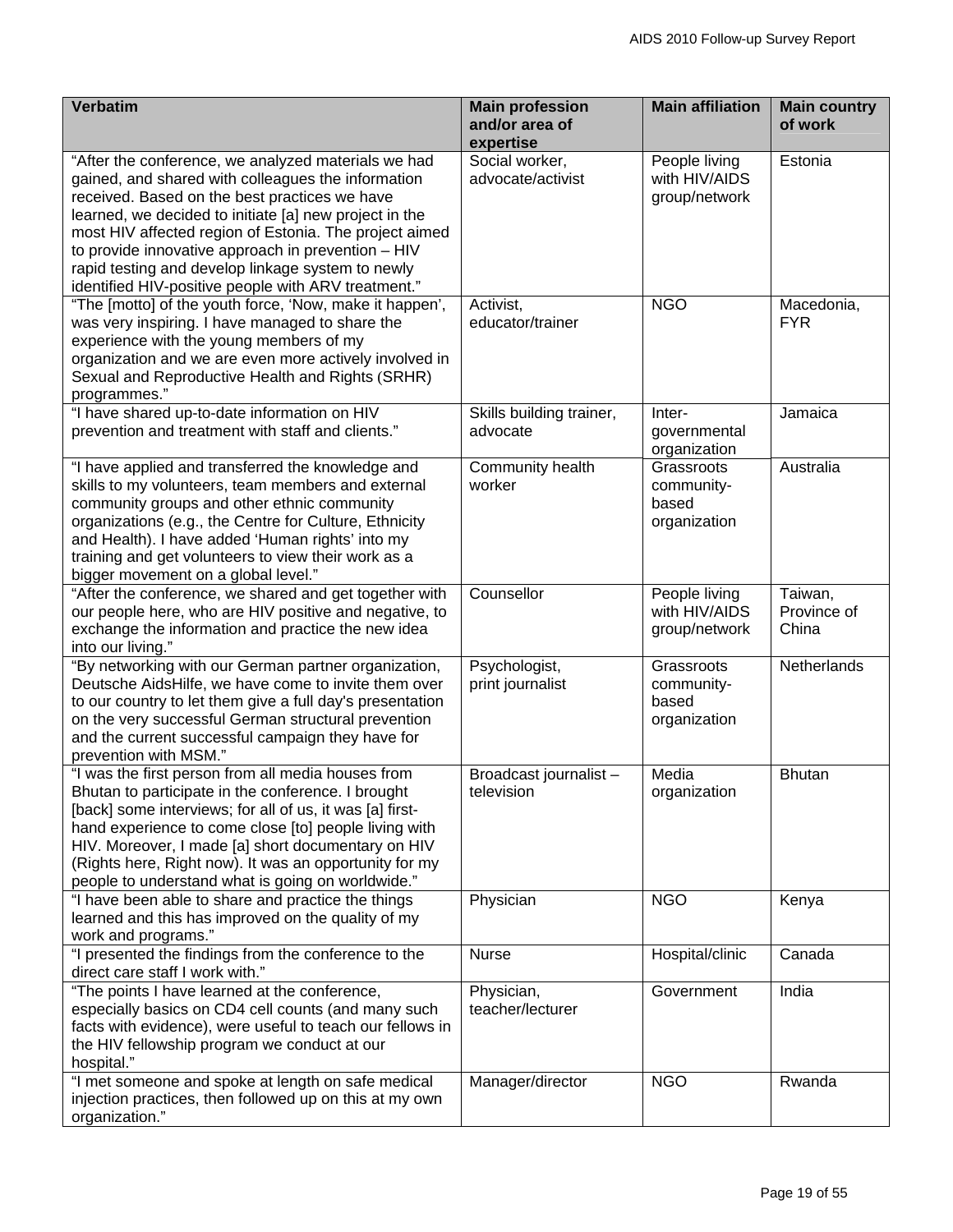| Verbatim | Main profession and/or area of expertise | Main affiliation | Main country of work |
|---|---|---|---|
| "After the conference, we analyzed materials we had gained, and shared with colleagues the information received. Based on the best practices we have learned, we decided to initiate [a] new project in the most HIV affected region of Estonia. The project aimed to provide innovative approach in prevention – HIV rapid testing and develop linkage system to newly identified HIV-positive people with ARV treatment." | Social worker, advocate/activist | People living with HIV/AIDS group/network | Estonia |
| "The [motto] of the youth force, 'Now, make it happen', was very inspiring. I have managed to share the experience with the young members of my organization and we are even more actively involved in Sexual and Reproductive Health and Rights (SRHR) programmes." | Activist, educator/trainer | NGO | Macedonia, FYR |
| "I have shared up-to-date information on HIV prevention and treatment with staff and clients." | Skills building trainer, advocate | Inter-governmental organization | Jamaica |
| "I have applied and transferred the knowledge and skills to my volunteers, team members and external community groups and other ethnic community organizations (e.g., the Centre for Culture, Ethnicity and Health). I have added 'Human rights' into my training and get volunteers to view their work as a bigger movement on a global level." | Community health worker | Grassroots community-based organization | Australia |
| "After the conference, we shared and get together with our people here, who are HIV positive and negative, to exchange the information and practice the new idea into our living." | Counsellor | People living with HIV/AIDS group/network | Taiwan, Province of China |
| "By networking with our German partner organization, Deutsche AidsHilfe, we have come to invite them over to our country to let them give a full day's presentation on the very successful German structural prevention and the current successful campaign they have for prevention with MSM." | Psychologist, print journalist | Grassroots community-based organization | Netherlands |
| "I was the first person from all media houses from Bhutan to participate in the conference. I brought [back] some interviews; for all of us, it was [a] first-hand experience to come close [to] people living with HIV. Moreover, I made [a] short documentary on HIV (Rights here, Right now). It was an opportunity for my people to understand what is going on worldwide." | Broadcast journalist – television | Media organization | Bhutan |
| "I have been able to share and practice the things learned and this has improved on the quality of my work and programs." | Physician | NGO | Kenya |
| "I presented the findings from the conference to the direct care staff I work with." | Nurse | Hospital/clinic | Canada |
| "The points I have learned at the conference, especially basics on CD4 cell counts (and many such facts with evidence), were useful to teach our fellows in the HIV fellowship program we conduct at our hospital." | Physician, teacher/lecturer | Government | India |
| "I met someone and spoke at length on safe medical injection practices, then followed up on this at my own organization." | Manager/director | NGO | Rwanda |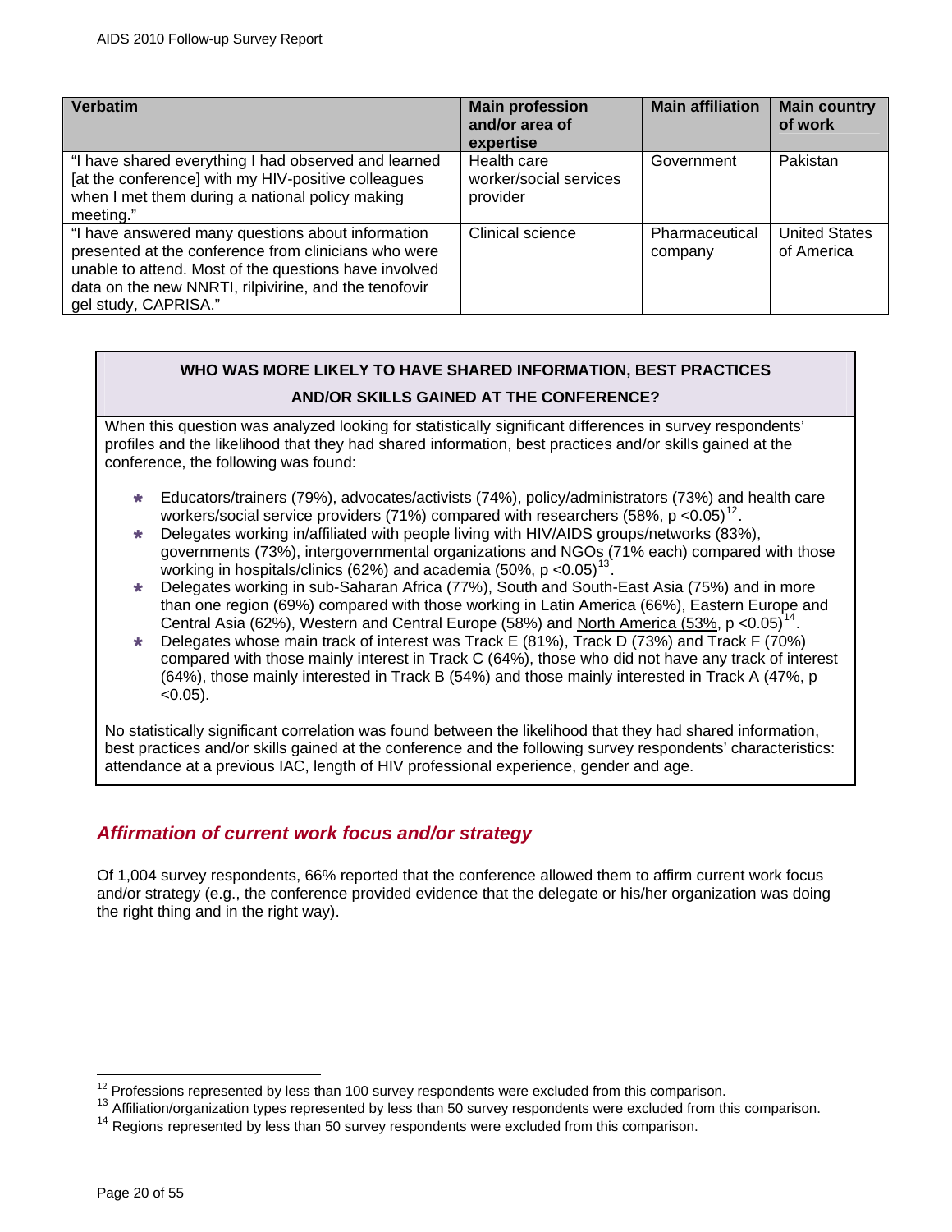| Verbatim | Main profession and/or area of expertise | Main affiliation | Main country of work |
|---|---|---|---|
| "I have shared everything I had observed and learned [at the conference] with my HIV-positive colleagues when I met them during a national policy making meeting." | Health care worker/social services provider | Government | Pakistan |
| "I have answered many questions about information presented at the conference from clinicians who were unable to attend. Most of the questions have involved data on the new NNRTI, rilpivirine, and the tenofovir gel study, CAPRISA." | Clinical science | Pharmaceutical company | United States of America |

**WHO WAS MORE LIKELY TO HAVE SHARED INFORMATION, BEST PRACTICES AND/OR SKILLS GAINED AT THE CONFERENCE?**

When this question was analyzed looking for statistically significant differences in survey respondents' profiles and the likelihood that they had shared information, best practices and/or skills gained at the conference, the following was found:

- Educators/trainers (79%), advocates/activists (74%), policy/administrators (73%) and health care workers/social service providers (71%) compared with researchers (58%, $p < 0.05$)[12].
- Delegates working in/affiliated with people living with HIV/AIDS groups/networks (83%), governments (73%), intergovernmental organizations and NGOs (71% each) compared with those working in hospitals/clinics (62%) and academia (50%, $p < 0.05$)[13].
- Delegates working in sub-Saharan Africa (77%), South and South-East Asia (75%) and in more than one region (69%) compared with those working in Latin America (66%), Eastern Europe and Central Asia (62%), Western and Central Europe (58%) and North America (53%, $p < 0.05$)[14].
- Delegates whose main track of interest was Track E (81%), Track D (73%) and Track F (70%) compared with those mainly interest in Track C (64%), those who did not have any track of interest (64%), those mainly interested in Track B (54%) and those mainly interested in Track A (47%, $p < 0.05$).

No statistically significant correlation was found between the likelihood that they had shared information, best practices and/or skills gained at the conference and the following survey respondents' characteristics: attendance at a previous IAC, length of HIV professional experience, gender and age.

### *Affirmation of current work focus and/or strategy*

Of 1,004 survey respondents, 66% reported that the conference allowed them to affirm current work focus and/or strategy (e.g., the conference provided evidence that the delegate or his/her organization was doing the right thing and in the right way).

---

[12] Professions represented by less than 100 survey respondents were excluded from this comparison.

[13] Affiliation/organization types represented by less than 50 survey respondents were excluded from this comparison.

[14] Regions represented by less than 50 survey respondents were excluded from this comparison.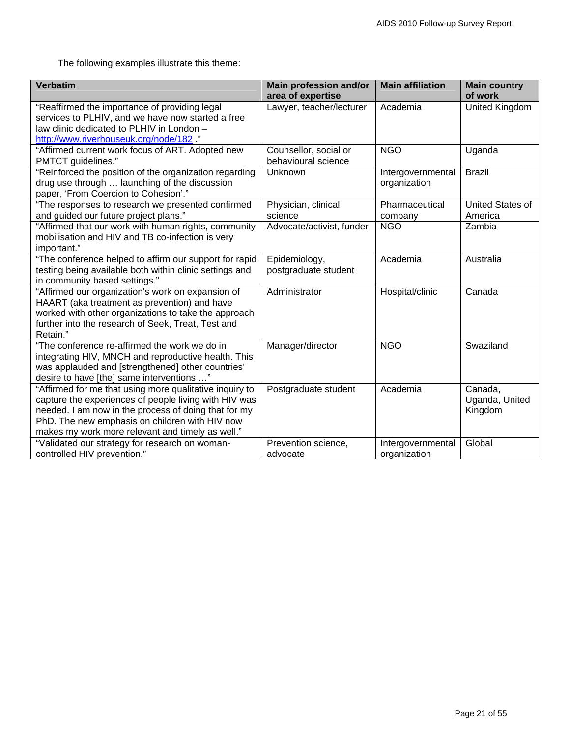The following examples illustrate this theme:

| Verbatim | Main profession and/or area of expertise | Main affiliation | Main country of work |
|---|---|---|---|
| "Reaffirmed the importance of providing legal services to PLHIV, and we have now started a free law clinic dedicated to PLHIV in London – http://www.riverhouseuk.org/node/182 ." | Lawyer, teacher/lecturer | Academia | United Kingdom |
| "Affirmed current work focus of ART. Adopted new PMTCT guidelines." | Counsellor, social or behavioural science | NGO | Uganda |
| "Reinforced the position of the organization regarding drug use through … launching of the discussion paper, 'From Coercion to Cohesion'." | Unknown | Intergovernmental organization | Brazil |
| "The responses to research we presented confirmed and guided our future project plans." | Physician, clinical science | Pharmaceutical company | United States of America |
| "Affirmed that our work with human rights, community mobilisation and HIV and TB co-infection is very important." | Advocate/activist, funder | NGO | Zambia |
| "The conference helped to affirm our support for rapid testing being available both within clinic settings and in community based settings." | Epidemiology, postgraduate student | Academia | Australia |
| "Affirmed our organization's work on expansion of HAART (aka treatment as prevention) and have worked with other organizations to take the approach further into the research of Seek, Treat, Test and Retain." | Administrator | Hospital/clinic | Canada |
| "The conference re-affirmed the work we do in integrating HIV, MNCH and reproductive health. This was applauded and [strengthened] other countries' desire to have [the] same interventions …" | Manager/director | NGO | Swaziland |
| "Affirmed for me that using more qualitative inquiry to capture the experiences of people living with HIV was needed. I am now in the process of doing that for my PhD. The new emphasis on children with HIV now makes my work more relevant and timely as well." | Postgraduate student | Academia | Canada, Uganda, United Kingdom |
| "Validated our strategy for research on woman-controlled HIV prevention." | Prevention science, advocate | Intergovernmental organization | Global |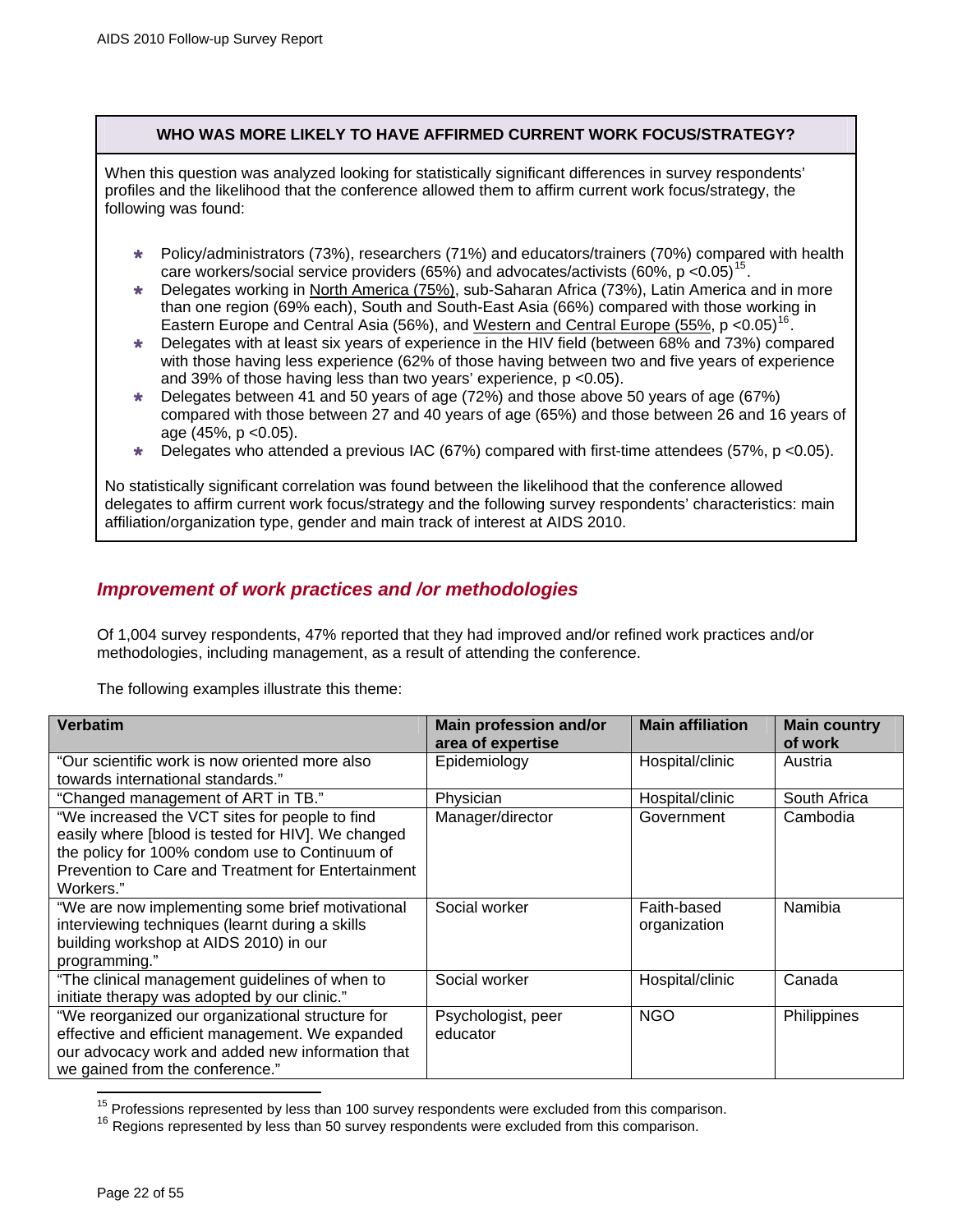**WHO WAS MORE LIKELY TO HAVE AFFIRMED CURRENT WORK FOCUS/STRATEGY?**

When this question was analyzed looking for statistically significant differences in survey respondents' profiles and the likelihood that the conference allowed them to affirm current work focus/strategy, the following was found:

- Policy/administrators (73%), researchers (71%) and educators/trainers (70%) compared with health care workers/social service providers (65%) and advocates/activists (60%, $p < 0.05$)[15].
- Delegates working in North America (75%), sub-Saharan Africa (73%), Latin America and in more than one region (69% each), South and South-East Asia (66%) compared with those working in Eastern Europe and Central Asia (56%), and Western and Central Europe (55%, $p < 0.05$)[16].
- Delegates with at least six years of experience in the HIV field (between 68% and 73%) compared with those having less experience (62% of those having between two and five years of experience and 39% of those having less than two years' experience, $p < 0.05$).
- Delegates between 41 and 50 years of age (72%) and those above 50 years of age (67%) compared with those between 27 and 40 years of age (65%) and those between 26 and 16 years of age (45%, $p < 0.05$).
- Delegates who attended a previous IAC (67%) compared with first-time attendees (57%, $p < 0.05$).

No statistically significant correlation was found between the likelihood that the conference allowed delegates to affirm current work focus/strategy and the following survey respondents' characteristics: main affiliation/organization type, gender and main track of interest at AIDS 2010.

## *Improvement of work practices and /or methodologies*

Of 1,004 survey respondents, 47% reported that they had improved and/or refined work practices and/or methodologies, including management, as a result of attending the conference.

The following examples illustrate this theme:

| Verbatim | Main profession and/or area of expertise | Main affiliation | Main country of work |
|---|---|---|---|
| "Our scientific work is now oriented more also towards international standards." | Epidemiology | Hospital/clinic | Austria |
| "Changed management of ART in TB." | Physician | Hospital/clinic | South Africa |
| "We increased the VCT sites for people to find easily where [blood is tested for HIV]. We changed the policy for 100% condom use to Continuum of Prevention to Care and Treatment for Entertainment Workers." | Manager/director | Government | Cambodia |
| "We are now implementing some brief motivational interviewing techniques (learnt during a skills building workshop at AIDS 2010) in our programming." | Social worker | Faith-based organization | Namibia |
| "The clinical management guidelines of when to initiate therapy was adopted by our clinic." | Social worker | Hospital/clinic | Canada |
| "We reorganized our organizational structure for effective and efficient management. We expanded our advocacy work and added new information that we gained from the conference." | Psychologist, peer educator | NGO | Philippines |

[15] Professions represented by less than 100 survey respondents were excluded from this comparison.
[16] Regions represented by less than 50 survey respondents were excluded from this comparison.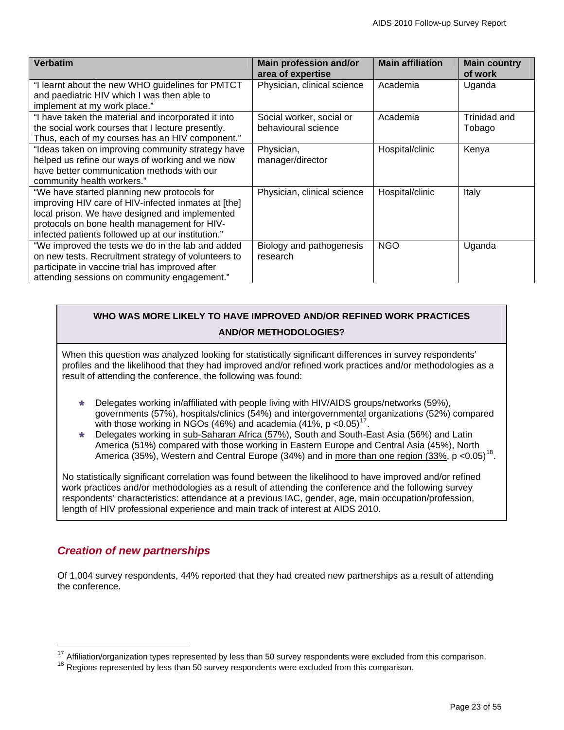| Verbatim | Main profession and/or area of expertise | Main affiliation | Main country of work |
|---|---|---|---|
| "I learnt about the new WHO guidelines for PMTCT and paediatric HIV which I was then able to implement at my work place." | Physician, clinical science | Academia | Uganda |
| "I have taken the material and incorporated it into the social work courses that I lecture presently. Thus, each of my courses has an HIV component." | Social worker, social or behavioural science | Academia | Trinidad and Tobago |
| "Ideas taken on improving community strategy have helped us refine our ways of working and we now have better communication methods with our community health workers." | Physician, manager/director | Hospital/clinic | Kenya |
| "We have started planning new protocols for improving HIV care of HIV-infected inmates at [the] local prison. We have designed and implemented protocols on bone health management for HIV-infected patients followed up at our institution." | Physician, clinical science | Hospital/clinic | Italy |
| "We improved the tests we do in the lab and added on new tests. Recruitment strategy of volunteers to participate in vaccine trial has improved after attending sessions on community engagement." | Biology and pathogenesis research | NGO | Uganda |

**WHO WAS MORE LIKELY TO HAVE IMPROVED AND/OR REFINED WORK PRACTICES AND/OR METHODOLOGIES?**

When this question was analyzed looking for statistically significant differences in survey respondents' profiles and the likelihood that they had improved and/or refined work practices and/or methodologies as a result of attending the conference, the following was found:

- Delegates working in/affiliated with people living with HIV/AIDS groups/networks (59%), governments (57%), hospitals/clinics (54%) and intergovernmental organizations (52%) compared with those working in NGOs (46%) and academia (41%, $p < 0.05$)[17].
- Delegates working in sub-Saharan Africa (57%), South and South-East Asia (56%) and Latin America (51%) compared with those working in Eastern Europe and Central Asia (45%), North America (35%), Western and Central Europe (34%) and in more than one region (33%, $p < 0.05$)[18].

No statistically significant correlation was found between the likelihood to have improved and/or refined work practices and/or methodologies as a result of attending the conference and the following survey respondents' characteristics: attendance at a previous IAC, gender, age, main occupation/profession, length of HIV professional experience and main track of interest at AIDS 2010.

## *Creation of new partnerships*

Of 1,004 survey respondents, 44% reported that they had created new partnerships as a result of attending the conference.

---

[17] Affiliation/organization types represented by less than 50 survey respondents were excluded from this comparison.

[18] Regions represented by less than 50 survey respondents were excluded from this comparison.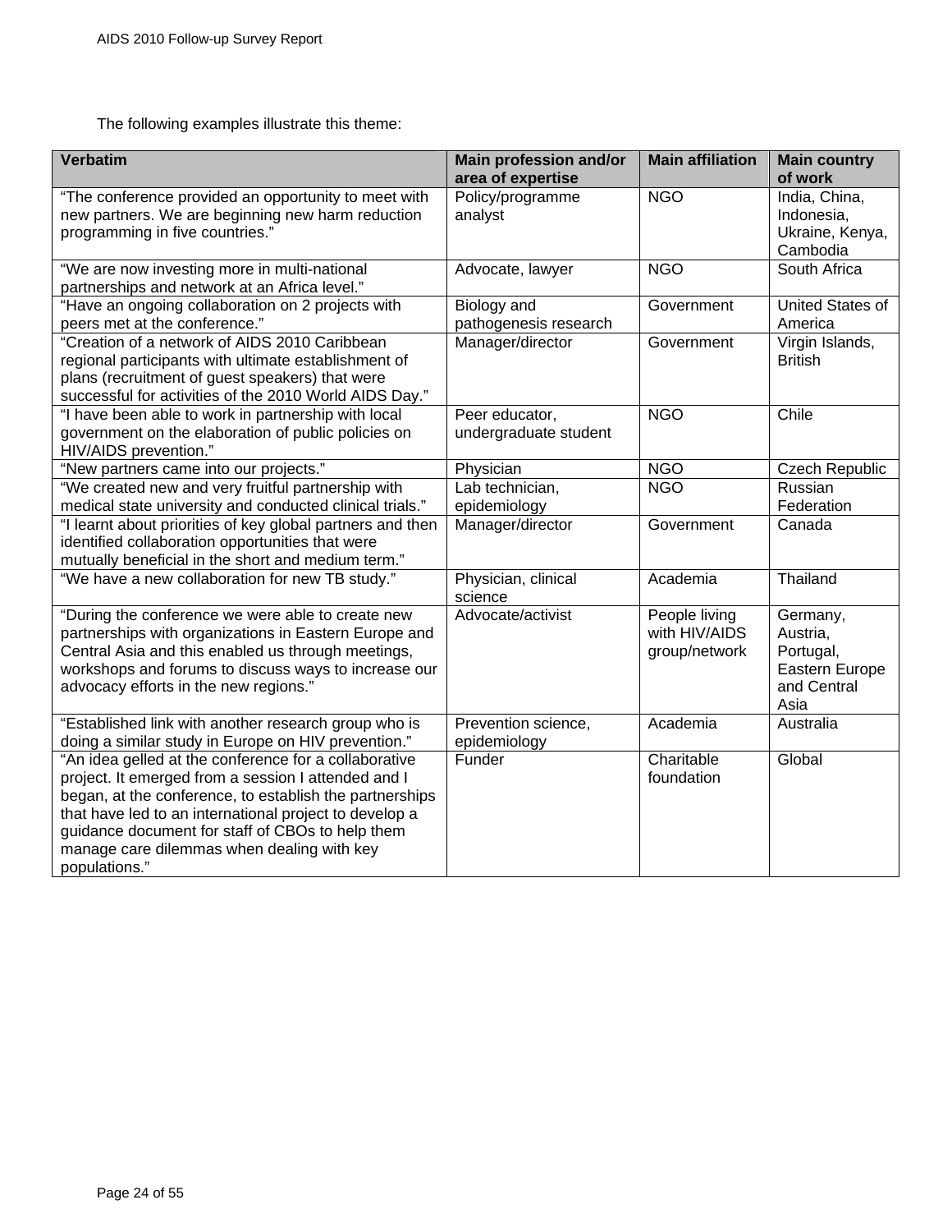The following examples illustrate this theme:

| Verbatim | Main profession and/or area of expertise | Main affiliation | Main country of work |
|---|---|---|---|
| "The conference provided an opportunity to meet with new partners. We are beginning new harm reduction programming in five countries." | Policy/programme analyst | NGO | India, China, Indonesia, Ukraine, Kenya, Cambodia |
| "We are now investing more in multi-national partnerships and network at an Africa level." | Advocate, lawyer | NGO | South Africa |
| "Have an ongoing collaboration on 2 projects with peers met at the conference." | Biology and pathogenesis research | Government | United States of America |
| "Creation of a network of AIDS 2010 Caribbean regional participants with ultimate establishment of plans (recruitment of guest speakers) that were successful for activities of the 2010 World AIDS Day." | Manager/director | Government | Virgin Islands, British |
| "I have been able to work in partnership with local government on the elaboration of public policies on HIV/AIDS prevention." | Peer educator, undergraduate student | NGO | Chile |
| "New partners came into our projects." | Physician | NGO | Czech Republic |
| "We created new and very fruitful partnership with medical state university and conducted clinical trials." | Lab technician, epidemiology | NGO | Russian Federation |
| "I learnt about priorities of key global partners and then identified collaboration opportunities that were mutually beneficial in the short and medium term." | Manager/director | Government | Canada |
| "We have a new collaboration for new TB study." | Physician, clinical science | Academia | Thailand |
| "During the conference we were able to create new partnerships with organizations in Eastern Europe and Central Asia and this enabled us through meetings, workshops and forums to discuss ways to increase our advocacy efforts in the new regions." | Advocate/activist | People living with HIV/AIDS group/network | Germany, Austria, Portugal, Eastern Europe and Central Asia |
| "Established link with another research group who is doing a similar study in Europe on HIV prevention." | Prevention science, epidemiology | Academia | Australia |
| "An idea gelled at the conference for a collaborative project. It emerged from a session I attended and I began, at the conference, to establish the partnerships that have led to an international project to develop a guidance document for staff of CBOs to help them manage care dilemmas when dealing with key populations." | Funder | Charitable foundation | Global |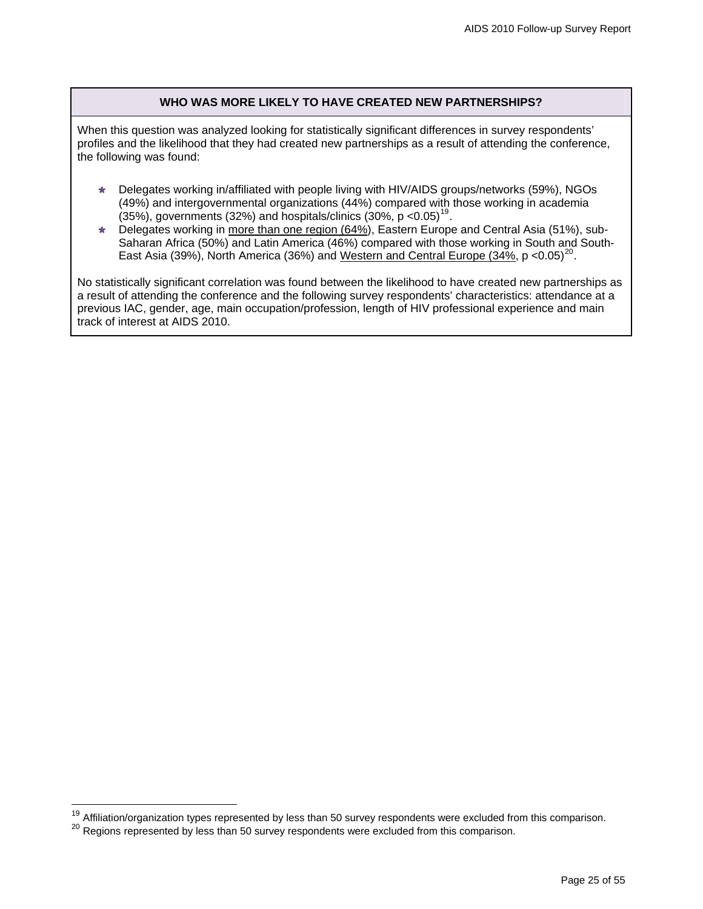### WHO WAS MORE LIKELY TO HAVE CREATED NEW PARTNERSHIPS?

When this question was analyzed looking for statistically significant differences in survey respondents' profiles and the likelihood that they had created new partnerships as a result of attending the conference, the following was found:

- Delegates working in/affiliated with people living with HIV/AIDS groups/networks (59%), NGOs (49%) and intergovernmental organizations (44%) compared with those working in academia (35%), governments (32%) and hospitals/clinics (30%, $p < 0.05$)[19].
- Delegates working in <u>more than one region (64%)</u>, Eastern Europe and Central Asia (51%), sub-Saharan Africa (50%) and Latin America (46%) compared with those working in South and South-East Asia (39%), North America (36%) and <u>Western and Central Europe (34%</u>, $p < 0.05$)[20].

No statistically significant correlation was found between the likelihood to have created new partnerships as a result of attending the conference and the following survey respondents' characteristics: attendance at a previous IAC, gender, age, main occupation/profession, length of HIV professional experience and main track of interest at AIDS 2010.

---

[19] Affiliation/organization types represented by less than 50 survey respondents were excluded from this comparison.

[20] Regions represented by less than 50 survey respondents were excluded from this comparison.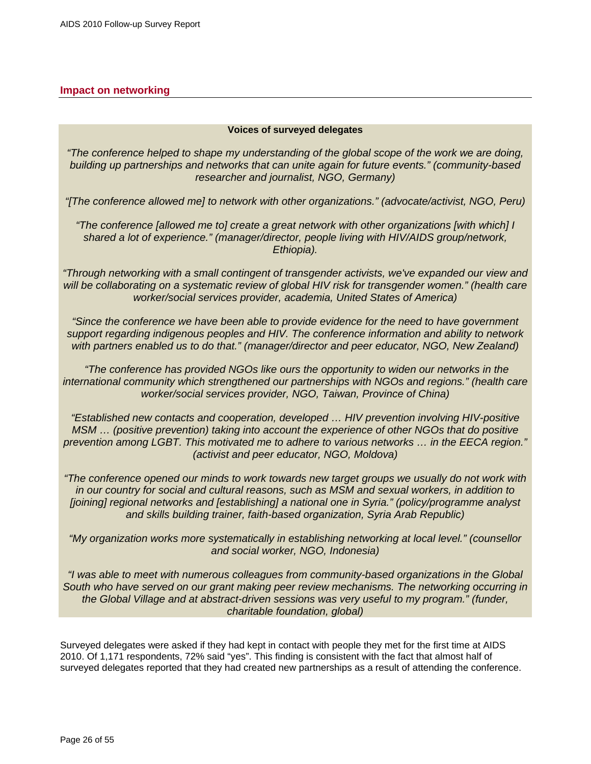## Impact on networking

**Voices of surveyed delegates**

*"The conference helped to shape my understanding of the global scope of the work we are doing, building up partnerships and networks that can unite again for future events." (community-based researcher and journalist, NGO, Germany)*

*"[The conference allowed me] to network with other organizations." (advocate/activist, NGO, Peru)*

*"The conference [allowed me to] create a great network with other organizations [with which] I shared a lot of experience." (manager/director, people living with HIV/AIDS group/network, Ethiopia).*

*"Through networking with a small contingent of transgender activists, we've expanded our view and will be collaborating on a systematic review of global HIV risk for transgender women." (health care worker/social services provider, academia, United States of America)*

*"Since the conference we have been able to provide evidence for the need to have government support regarding indigenous peoples and HIV. The conference information and ability to network with partners enabled us to do that." (manager/director and peer educator, NGO, New Zealand)*

*"The conference has provided NGOs like ours the opportunity to widen our networks in the international community which strengthened our partnerships with NGOs and regions." (health care worker/social services provider, NGO, Taiwan, Province of China)*

*"Established new contacts and cooperation, developed … HIV prevention involving HIV-positive MSM … (positive prevention) taking into account the experience of other NGOs that do positive prevention among LGBT. This motivated me to adhere to various networks … in the EECA region." (activist and peer educator, NGO, Moldova)*

*"The conference opened our minds to work towards new target groups we usually do not work with in our country for social and cultural reasons, such as MSM and sexual workers, in addition to [joining] regional networks and [establishing] a national one in Syria." (policy/programme analyst and skills building trainer, faith-based organization, Syria Arab Republic)*

*"My organization works more systematically in establishing networking at local level." (counsellor and social worker, NGO, Indonesia)*

*"I was able to meet with numerous colleagues from community-based organizations in the Global South who have served on our grant making peer review mechanisms. The networking occurring in the Global Village and at abstract-driven sessions was very useful to my program." (funder, charitable foundation, global)*

Surveyed delegates were asked if they had kept in contact with people they met for the first time at AIDS 2010. Of 1,171 respondents, 72% said "yes". This finding is consistent with the fact that almost half of surveyed delegates reported that they had created new partnerships as a result of attending the conference.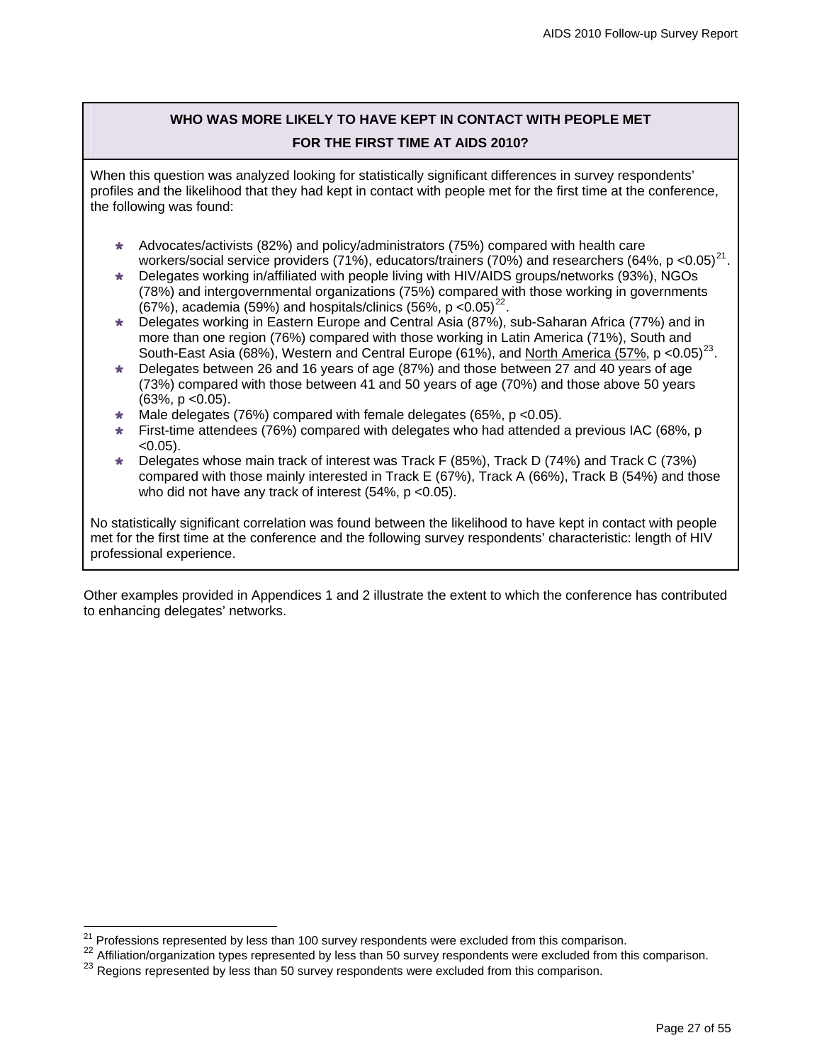**WHO WAS MORE LIKELY TO HAVE KEPT IN CONTACT WITH PEOPLE MET FOR THE FIRST TIME AT AIDS 2010?**

When this question was analyzed looking for statistically significant differences in survey respondents' profiles and the likelihood that they had kept in contact with people met for the first time at the conference, the following was found:

- Advocates/activists (82%) and policy/administrators (75%) compared with health care workers/social service providers (71%), educators/trainers (70%) and researchers (64%, $p < 0.05$)[21].
- Delegates working in/affiliated with people living with HIV/AIDS groups/networks (93%), NGOs (78%) and intergovernmental organizations (75%) compared with those working in governments (67%), academia (59%) and hospitals/clinics (56%, $p < 0.05$)[22].
- Delegates working in Eastern Europe and Central Asia (87%), sub-Saharan Africa (77%) and in more than one region (76%) compared with those working in Latin America (71%), South and South-East Asia (68%), Western and Central Europe (61%), and North America (57%, $p < 0.05$)[23].
- Delegates between 26 and 16 years of age (87%) and those between 27 and 40 years of age (73%) compared with those between 41 and 50 years of age (70%) and those above 50 years (63%, $p < 0.05$).
- Male delegates (76%) compared with female delegates (65%, $p < 0.05$).
- First-time attendees (76%) compared with delegates who had attended a previous IAC (68%, $p < 0.05$).
- Delegates whose main track of interest was Track F (85%), Track D (74%) and Track C (73%) compared with those mainly interested in Track E (67%), Track A (66%), Track B (54%) and those who did not have any track of interest (54%, $p < 0.05$).

No statistically significant correlation was found between the likelihood to have kept in contact with people met for the first time at the conference and the following survey respondents' characteristic: length of HIV professional experience.

Other examples provided in Appendices 1 and 2 illustrate the extent to which the conference has contributed to enhancing delegates' networks.

[21] Professions represented by less than 100 survey respondents were excluded from this comparison.
[22] Affiliation/organization types represented by less than 50 survey respondents were excluded from this comparison.
[23] Regions represented by less than 50 survey respondents were excluded from this comparison.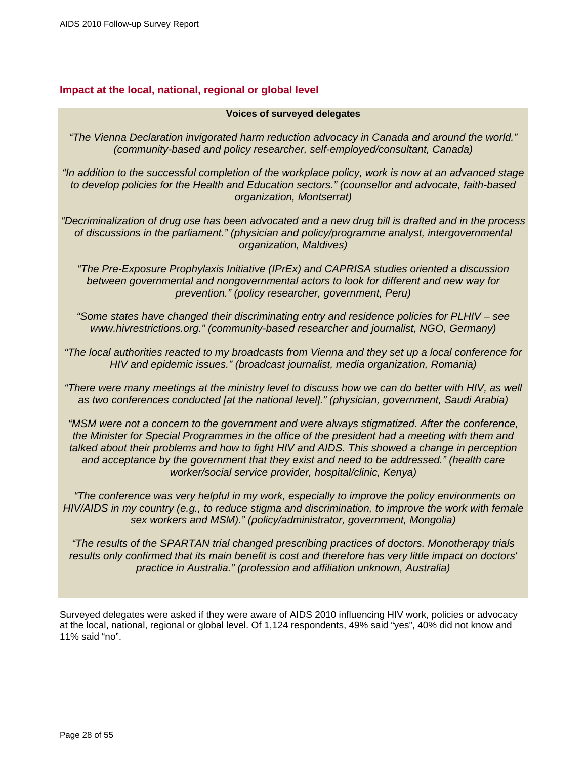## Impact at the local, national, regional or global level

**Voices of surveyed delegates**

*"The Vienna Declaration invigorated harm reduction advocacy in Canada and around the world." (community-based and policy researcher, self-employed/consultant, Canada)*

*"In addition to the successful completion of the workplace policy, work is now at an advanced stage to develop policies for the Health and Education sectors." (counsellor and advocate, faith-based organization, Montserrat)*

*"Decriminalization of drug use has been advocated and a new drug bill is drafted and in the process of discussions in the parliament." (physician and policy/programme analyst, intergovernmental organization, Maldives)*

*"The Pre-Exposure Prophylaxis Initiative (IPrEx) and CAPRISA studies oriented a discussion between governmental and nongovernmental actors to look for different and new way for prevention." (policy researcher, government, Peru)*

*"Some states have changed their discriminating entry and residence policies for PLHIV – see www.hivrestrictions.org." (community-based researcher and journalist, NGO, Germany)*

*"The local authorities reacted to my broadcasts from Vienna and they set up a local conference for HIV and epidemic issues." (broadcast journalist, media organization, Romania)*

*"There were many meetings at the ministry level to discuss how we can do better with HIV, as well as two conferences conducted [at the national level]." (physician, government, Saudi Arabia)*

*"MSM were not a concern to the government and were always stigmatized. After the conference, the Minister for Special Programmes in the office of the president had a meeting with them and talked about their problems and how to fight HIV and AIDS. This showed a change in perception and acceptance by the government that they exist and need to be addressed." (health care worker/social service provider, hospital/clinic, Kenya)*

*"The conference was very helpful in my work, especially to improve the policy environments on HIV/AIDS in my country (e.g., to reduce stigma and discrimination, to improve the work with female sex workers and MSM)." (policy/administrator, government, Mongolia)*

*"The results of the SPARTAN trial changed prescribing practices of doctors. Monotherapy trials results only confirmed that its main benefit is cost and therefore has very little impact on doctors' practice in Australia." (profession and affiliation unknown, Australia)*

Surveyed delegates were asked if they were aware of AIDS 2010 influencing HIV work, policies or advocacy at the local, national, regional or global level. Of 1,124 respondents, 49% said "yes", 40% did not know and 11% said "no".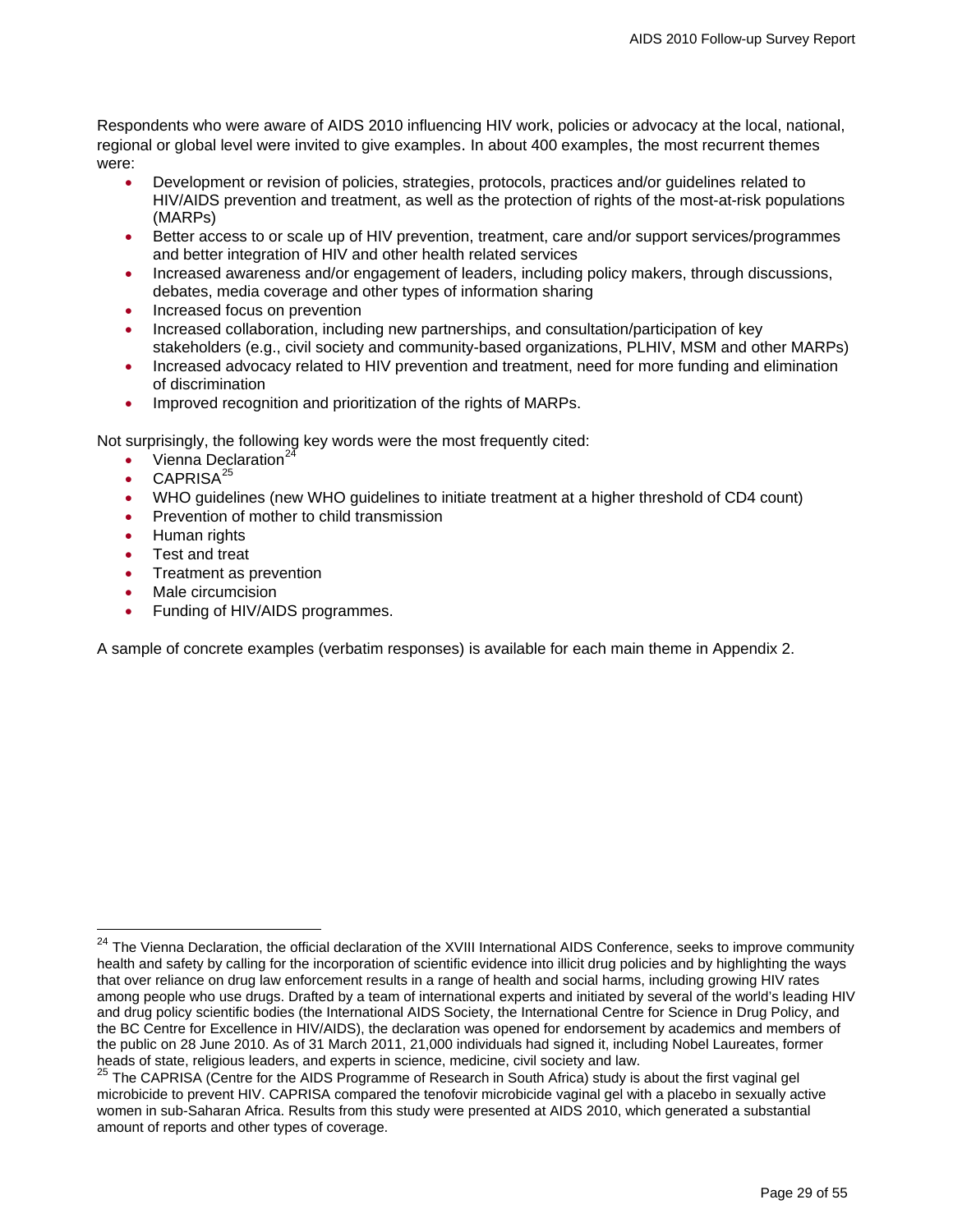Respondents who were aware of AIDS 2010 influencing HIV work, policies or advocacy at the local, national, regional or global level were invited to give examples. In about 400 examples, the most recurrent themes were:

- Development or revision of policies, strategies, protocols, practices and/or guidelines related to HIV/AIDS prevention and treatment, as well as the protection of rights of the most-at-risk populations (MARPs)
- Better access to or scale up of HIV prevention, treatment, care and/or support services/programmes and better integration of HIV and other health related services
- Increased awareness and/or engagement of leaders, including policy makers, through discussions, debates, media coverage and other types of information sharing
- Increased focus on prevention
- Increased collaboration, including new partnerships, and consultation/participation of key stakeholders (e.g., civil society and community-based organizations, PLHIV, MSM and other MARPs)
- Increased advocacy related to HIV prevention and treatment, need for more funding and elimination of discrimination
- Improved recognition and prioritization of the rights of MARPs.

Not surprisingly, the following key words were the most frequently cited:

- Vienna Declaration[24]
- CAPRISA[25]
- WHO guidelines (new WHO guidelines to initiate treatment at a higher threshold of CD4 count)
- Prevention of mother to child transmission
- Human rights
- Test and treat
- Treatment as prevention
- Male circumcision
- Funding of HIV/AIDS programmes.

A sample of concrete examples (verbatim responses) is available for each main theme in Appendix 2.

---

[24] The Vienna Declaration, the official declaration of the XVIII International AIDS Conference, seeks to improve community health and safety by calling for the incorporation of scientific evidence into illicit drug policies and by highlighting the ways that over reliance on drug law enforcement results in a range of health and social harms, including growing HIV rates among people who use drugs. Drafted by a team of international experts and initiated by several of the world's leading HIV and drug policy scientific bodies (the International AIDS Society, the International Centre for Science in Drug Policy, and the BC Centre for Excellence in HIV/AIDS), the declaration was opened for endorsement by academics and members of the public on 28 June 2010. As of 31 March 2011, 21,000 individuals had signed it, including Nobel Laureates, former heads of state, religious leaders, and experts in science, medicine, civil society and law.

[25] The CAPRISA (Centre for the AIDS Programme of Research in South Africa) study is about the first vaginal gel microbicide to prevent HIV. CAPRISA compared the tenofovir microbicide vaginal gel with a placebo in sexually active women in sub-Saharan Africa. Results from this study were presented at AIDS 2010, which generated a substantial amount of reports and other types of coverage.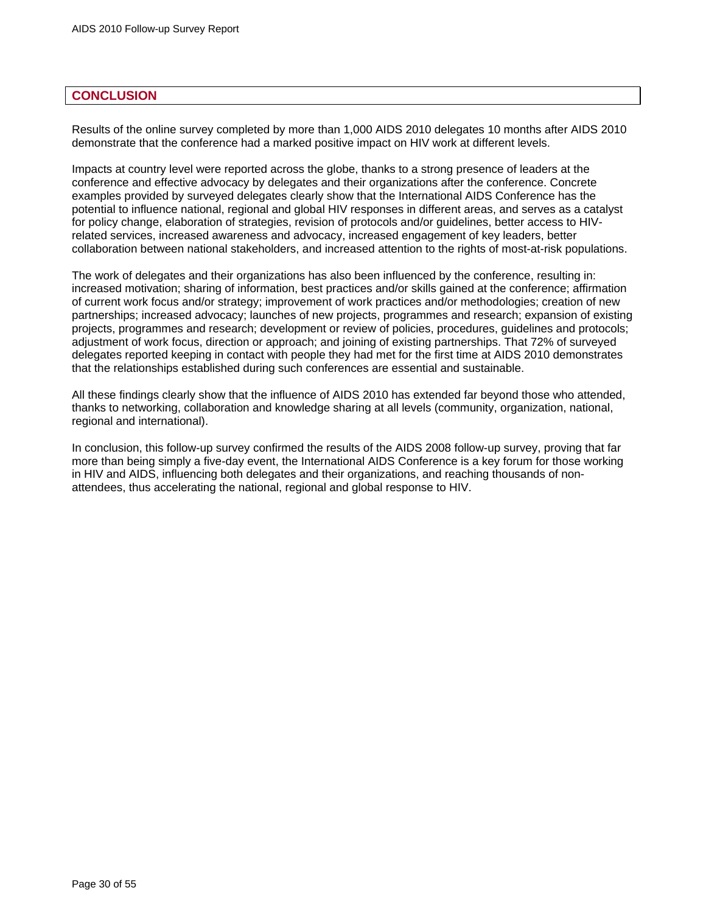## CONCLUSION

Results of the online survey completed by more than 1,000 AIDS 2010 delegates 10 months after AIDS 2010 demonstrate that the conference had a marked positive impact on HIV work at different levels.

Impacts at country level were reported across the globe, thanks to a strong presence of leaders at the conference and effective advocacy by delegates and their organizations after the conference. Concrete examples provided by surveyed delegates clearly show that the International AIDS Conference has the potential to influence national, regional and global HIV responses in different areas, and serves as a catalyst for policy change, elaboration of strategies, revision of protocols and/or guidelines, better access to HIV-related services, increased awareness and advocacy, increased engagement of key leaders, better collaboration between national stakeholders, and increased attention to the rights of most-at-risk populations.

The work of delegates and their organizations has also been influenced by the conference, resulting in: increased motivation; sharing of information, best practices and/or skills gained at the conference; affirmation of current work focus and/or strategy; improvement of work practices and/or methodologies; creation of new partnerships; increased advocacy; launches of new projects, programmes and research; expansion of existing projects, programmes and research; development or review of policies, procedures, guidelines and protocols; adjustment of work focus, direction or approach; and joining of existing partnerships. That 72% of surveyed delegates reported keeping in contact with people they had met for the first time at AIDS 2010 demonstrates that the relationships established during such conferences are essential and sustainable.

All these findings clearly show that the influence of AIDS 2010 has extended far beyond those who attended, thanks to networking, collaboration and knowledge sharing at all levels (community, organization, national, regional and international).

In conclusion, this follow-up survey confirmed the results of the AIDS 2008 follow-up survey, proving that far more than being simply a five-day event, the International AIDS Conference is a key forum for those working in HIV and AIDS, influencing both delegates and their organizations, and reaching thousands of non-attendees, thus accelerating the national, regional and global response to HIV.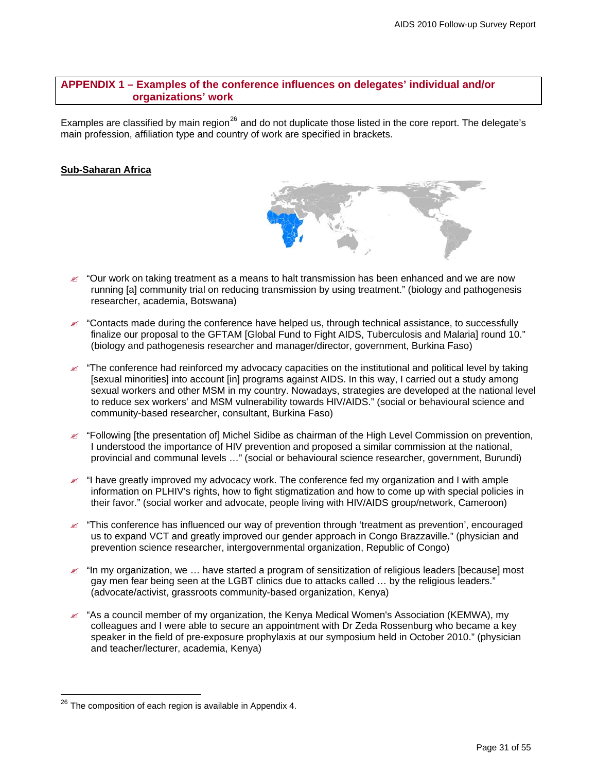## APPENDIX 1 – Examples of the conference influences on delegates' individual and/or organizations' work

Examples are classified by main region[26] and do not duplicate those listed in the core report. The delegate's main profession, affiliation type and country of work are specified in brackets.

### Sub-Saharan Africa

- "Our work on taking treatment as a means to halt transmission has been enhanced and we are now running [a] community trial on reducing transmission by using treatment." (biology and pathogenesis researcher, academia, Botswana)

- "Contacts made during the conference have helped us, through technical assistance, to successfully finalize our proposal to the GFTAM [Global Fund to Fight AIDS, Tuberculosis and Malaria] round 10." (biology and pathogenesis researcher and manager/director, government, Burkina Faso)

- "The conference had reinforced my advocacy capacities on the institutional and political level by taking [sexual minorities] into account [in] programs against AIDS. In this way, I carried out a study among sexual workers and other MSM in my country. Nowadays, strategies are developed at the national level to reduce sex workers' and MSM vulnerability towards HIV/AIDS." (social or behavioural science and community-based researcher, consultant, Burkina Faso)

- "Following [the presentation of] Michel Sidibe as chairman of the High Level Commission on prevention, I understood the importance of HIV prevention and proposed a similar commission at the national, provincial and communal levels …" (social or behavioural science researcher, government, Burundi)

- "I have greatly improved my advocacy work. The conference fed my organization and I with ample information on PLHIV's rights, how to fight stigmatization and how to come up with special policies in their favor." (social worker and advocate, people living with HIV/AIDS group/network, Cameroon)

- "This conference has influenced our way of prevention through 'treatment as prevention', encouraged us to expand VCT and greatly improved our gender approach in Congo Brazzaville." (physician and prevention science researcher, intergovernmental organization, Republic of Congo)

- "In my organization, we … have started a program of sensitization of religious leaders [because] most gay men fear being seen at the LGBT clinics due to attacks called … by the religious leaders." (advocate/activist, grassroots community-based organization, Kenya)

- "As a council member of my organization, the Kenya Medical Women's Association (KEMWA), my colleagues and I were able to secure an appointment with Dr Zeda Rossenburg who became a key speaker in the field of pre-exposure prophylaxis at our symposium held in October 2010." (physician and teacher/lecturer, academia, Kenya)

---

[26] The composition of each region is available in Appendix 4.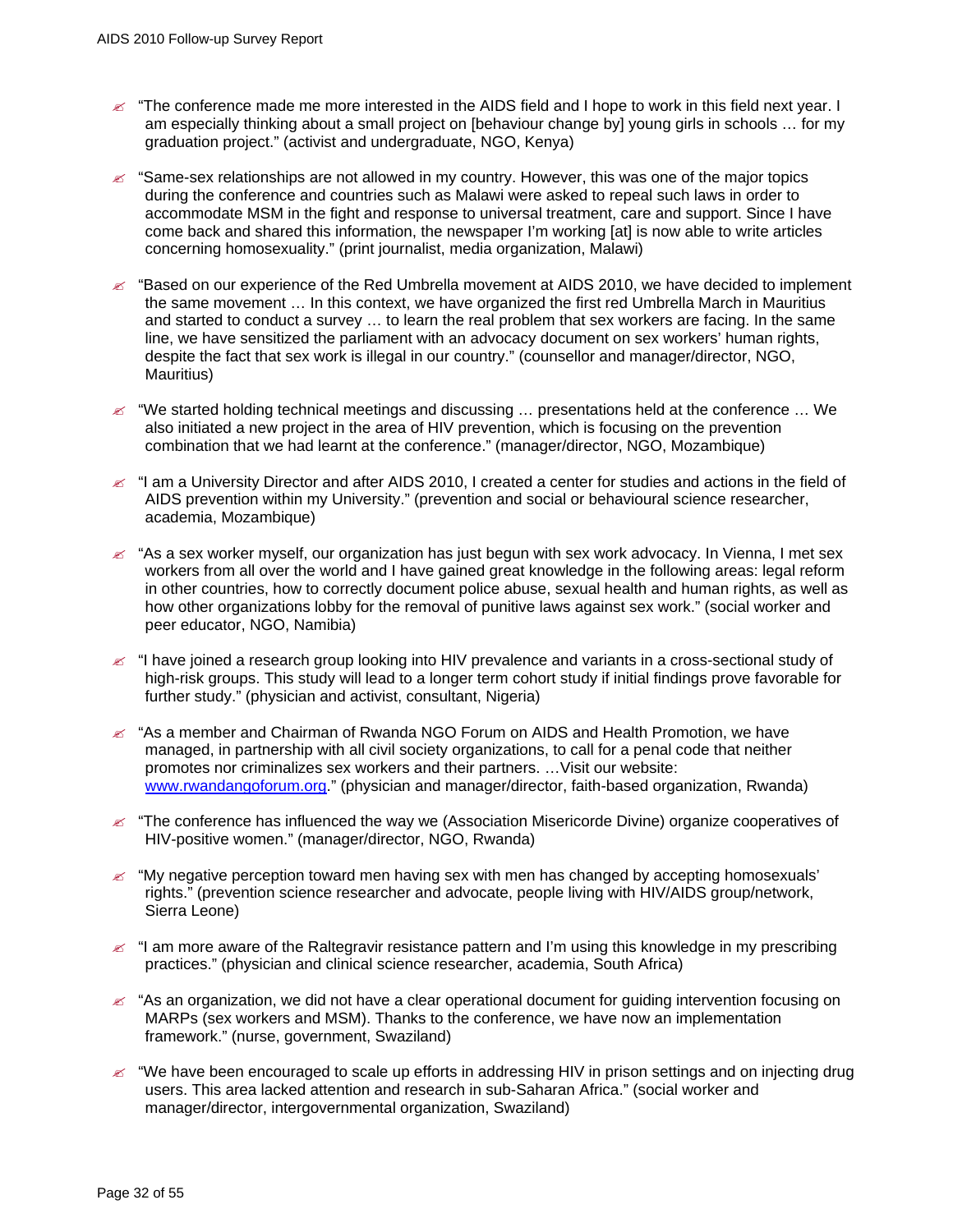- "The conference made me more interested in the AIDS field and I hope to work in this field next year. I am especially thinking about a small project on [behaviour change by] young girls in schools … for my graduation project." (activist and undergraduate, NGO, Kenya)

- "Same-sex relationships are not allowed in my country. However, this was one of the major topics during the conference and countries such as Malawi were asked to repeal such laws in order to accommodate MSM in the fight and response to universal treatment, care and support. Since I have come back and shared this information, the newspaper I'm working [at] is now able to write articles concerning homosexuality." (print journalist, media organization, Malawi)

- "Based on our experience of the Red Umbrella movement at AIDS 2010, we have decided to implement the same movement … In this context, we have organized the first red Umbrella March in Mauritius and started to conduct a survey … to learn the real problem that sex workers are facing. In the same line, we have sensitized the parliament with an advocacy document on sex workers' human rights, despite the fact that sex work is illegal in our country." (counsellor and manager/director, NGO, Mauritius)

- "We started holding technical meetings and discussing … presentations held at the conference … We also initiated a new project in the area of HIV prevention, which is focusing on the prevention combination that we had learnt at the conference." (manager/director, NGO, Mozambique)

- "I am a University Director and after AIDS 2010, I created a center for studies and actions in the field of AIDS prevention within my University." (prevention and social or behavioural science researcher, academia, Mozambique)

- "As a sex worker myself, our organization has just begun with sex work advocacy. In Vienna, I met sex workers from all over the world and I have gained great knowledge in the following areas: legal reform in other countries, how to correctly document police abuse, sexual health and human rights, as well as how other organizations lobby for the removal of punitive laws against sex work." (social worker and peer educator, NGO, Namibia)

- "I have joined a research group looking into HIV prevalence and variants in a cross-sectional study of high-risk groups. This study will lead to a longer term cohort study if initial findings prove favorable for further study." (physician and activist, consultant, Nigeria)

- "As a member and Chairman of Rwanda NGO Forum on AIDS and Health Promotion, we have managed, in partnership with all civil society organizations, to call for a penal code that neither promotes nor criminalizes sex workers and their partners. …Visit our website: [www.rwandangoforum.org](www.rwandangoforum.org)." (physician and manager/director, faith-based organization, Rwanda)

- "The conference has influenced the way we (Association Misericorde Divine) organize cooperatives of HIV-positive women." (manager/director, NGO, Rwanda)

- "My negative perception toward men having sex with men has changed by accepting homosexuals' rights." (prevention science researcher and advocate, people living with HIV/AIDS group/network, Sierra Leone)

- "I am more aware of the Raltegravir resistance pattern and I'm using this knowledge in my prescribing practices." (physician and clinical science researcher, academia, South Africa)

- "As an organization, we did not have a clear operational document for guiding intervention focusing on MARPs (sex workers and MSM). Thanks to the conference, we have now an implementation framework." (nurse, government, Swaziland)

- "We have been encouraged to scale up efforts in addressing HIV in prison settings and on injecting drug users. This area lacked attention and research in sub-Saharan Africa." (social worker and manager/director, intergovernmental organization, Swaziland)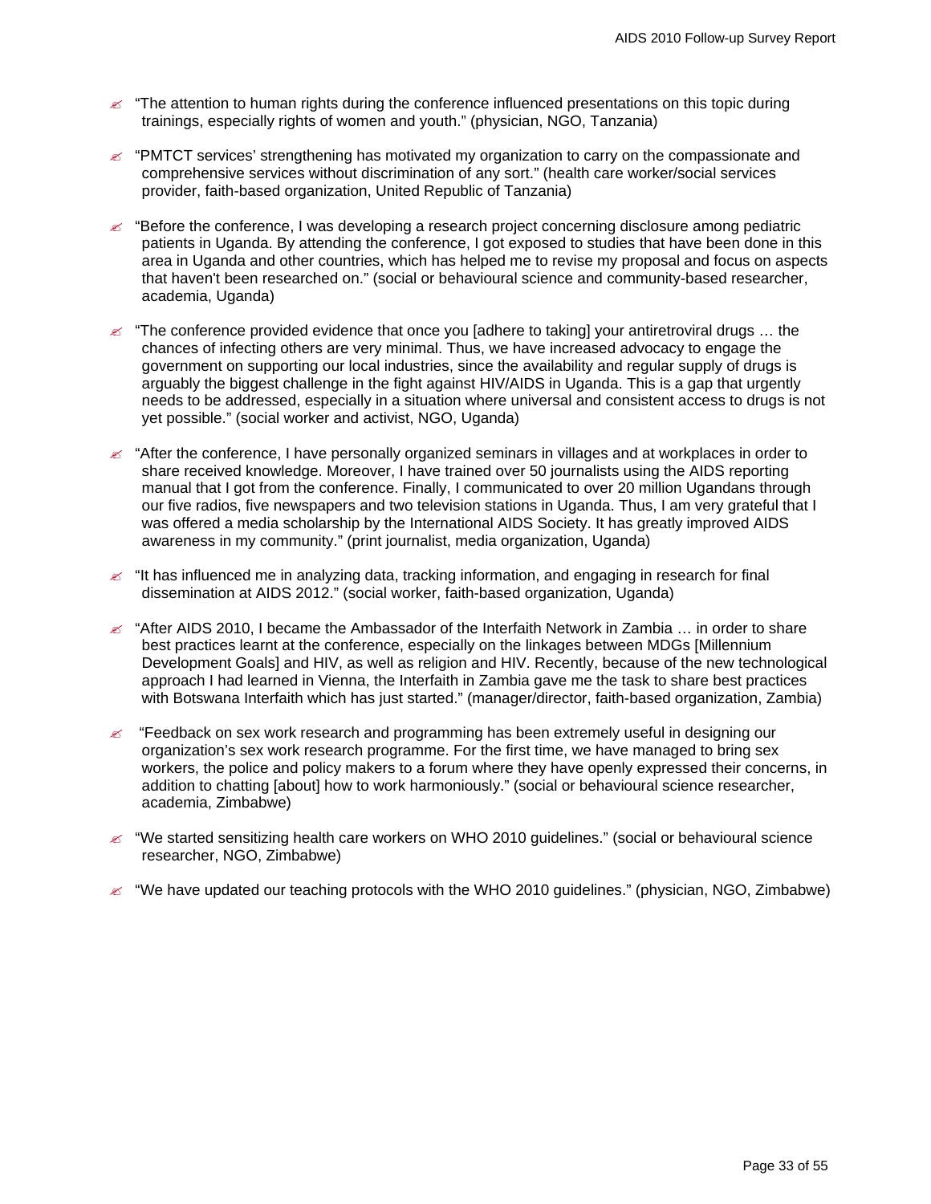- “The attention to human rights during the conference influenced presentations on this topic during trainings, especially rights of women and youth.” (physician, NGO, Tanzania)

- “PMTCT services’ strengthening has motivated my organization to carry on the compassionate and comprehensive services without discrimination of any sort.” (health care worker/social services provider, faith-based organization, United Republic of Tanzania)

- “Before the conference, I was developing a research project concerning disclosure among pediatric patients in Uganda. By attending the conference, I got exposed to studies that have been done in this area in Uganda and other countries, which has helped me to revise my proposal and focus on aspects that haven't been researched on.” (social or behavioural science and community-based researcher, academia, Uganda)

- “The conference provided evidence that once you [adhere to taking] your antiretroviral drugs … the chances of infecting others are very minimal. Thus, we have increased advocacy to engage the government on supporting our local industries, since the availability and regular supply of drugs is arguably the biggest challenge in the fight against HIV/AIDS in Uganda. This is a gap that urgently needs to be addressed, especially in a situation where universal and consistent access to drugs is not yet possible.” (social worker and activist, NGO, Uganda)

- “After the conference, I have personally organized seminars in villages and at workplaces in order to share received knowledge. Moreover, I have trained over 50 journalists using the AIDS reporting manual that I got from the conference. Finally, I communicated to over 20 million Ugandans through our five radios, five newspapers and two television stations in Uganda. Thus, I am very grateful that I was offered a media scholarship by the International AIDS Society. It has greatly improved AIDS awareness in my community.” (print journalist, media organization, Uganda)

- “It has influenced me in analyzing data, tracking information, and engaging in research for final dissemination at AIDS 2012.” (social worker, faith-based organization, Uganda)

- “After AIDS 2010, I became the Ambassador of the Interfaith Network in Zambia … in order to share best practices learnt at the conference, especially on the linkages between MDGs [Millennium Development Goals] and HIV, as well as religion and HIV. Recently, because of the new technological approach I had learned in Vienna, the Interfaith in Zambia gave me the task to share best practices with Botswana Interfaith which has just started.” (manager/director, faith-based organization, Zambia)

- “Feedback on sex work research and programming has been extremely useful in designing our organization’s sex work research programme. For the first time, we have managed to bring sex workers, the police and policy makers to a forum where they have openly expressed their concerns, in addition to chatting [about] how to work harmoniously.” (social or behavioural science researcher, academia, Zimbabwe)

- “We started sensitizing health care workers on WHO 2010 guidelines.” (social or behavioural science researcher, NGO, Zimbabwe)

- “We have updated our teaching protocols with the WHO 2010 guidelines.” (physician, NGO, Zimbabwe)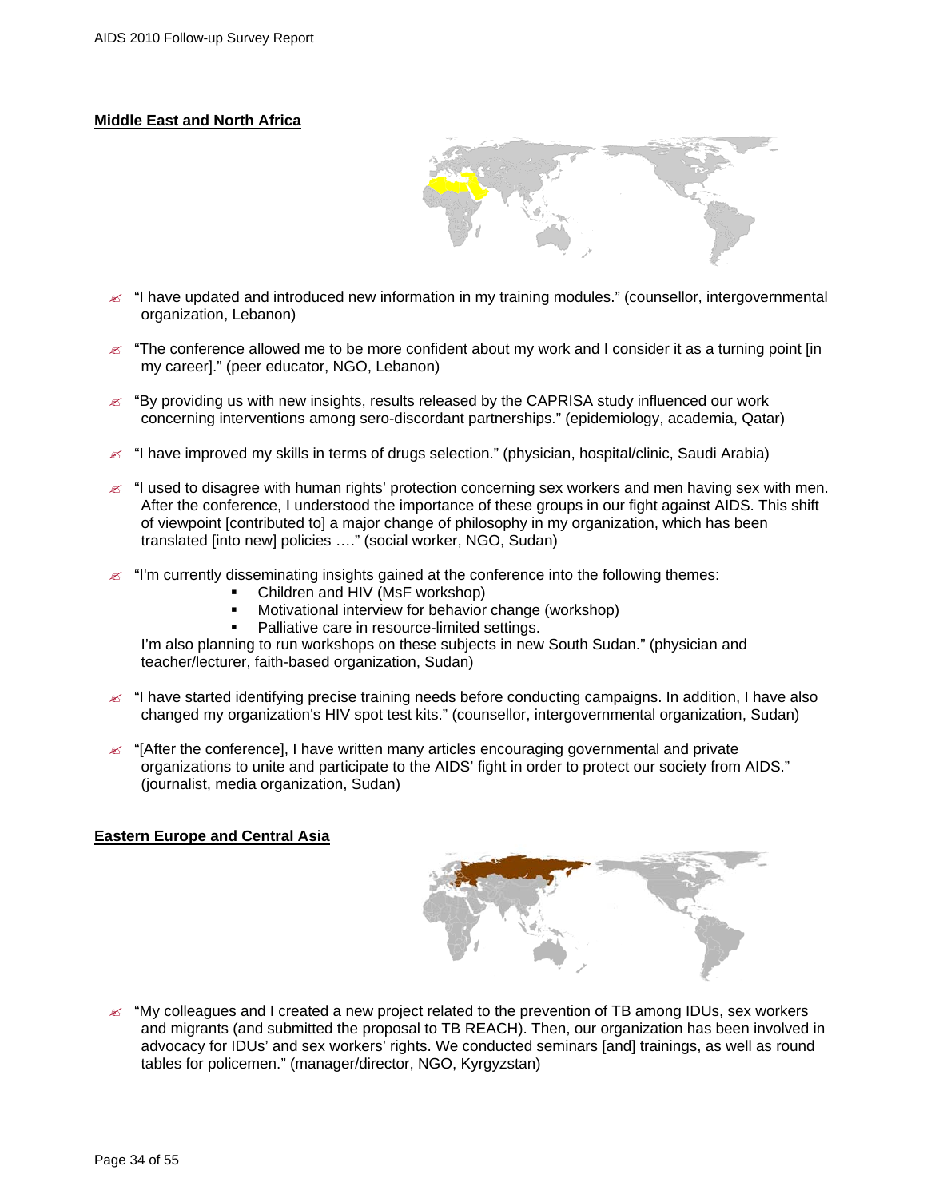## Middle East and North Africa

- "I have updated and introduced new information in my training modules." (counsellor, intergovernmental organization, Lebanon)

- "The conference allowed me to be more confident about my work and I consider it as a turning point [in my career]." (peer educator, NGO, Lebanon)

- "By providing us with new insights, results released by the CAPRISA study influenced our work concerning interventions among sero-discordant partnerships." (epidemiology, academia, Qatar)

- "I have improved my skills in terms of drugs selection." (physician, hospital/clinic, Saudi Arabia)

- "I used to disagree with human rights' protection concerning sex workers and men having sex with men. After the conference, I understood the importance of these groups in our fight against AIDS. This shift of viewpoint [contributed to] a major change of philosophy in my organization, which has been translated [into new] policies …." (social worker, NGO, Sudan)

- "I'm currently disseminating insights gained at the conference into the following themes:
  - Children and HIV (MsF workshop)
  - Motivational interview for behavior change (workshop)
  - Palliative care in resource-limited settings.

  I'm also planning to run workshops on these subjects in new South Sudan." (physician and teacher/lecturer, faith-based organization, Sudan)

- "I have started identifying precise training needs before conducting campaigns. In addition, I have also changed my organization's HIV spot test kits." (counsellor, intergovernmental organization, Sudan)

- "[After the conference], I have written many articles encouraging governmental and private organizations to unite and participate to the AIDS' fight in order to protect our society from AIDS." (journalist, media organization, Sudan)

## Eastern Europe and Central Asia

- "My colleagues and I created a new project related to the prevention of TB among IDUs, sex workers and migrants (and submitted the proposal to TB REACH). Then, our organization has been involved in advocacy for IDUs' and sex workers' rights. We conducted seminars [and] trainings, as well as round tables for policemen." (manager/director, NGO, Kyrgyzstan)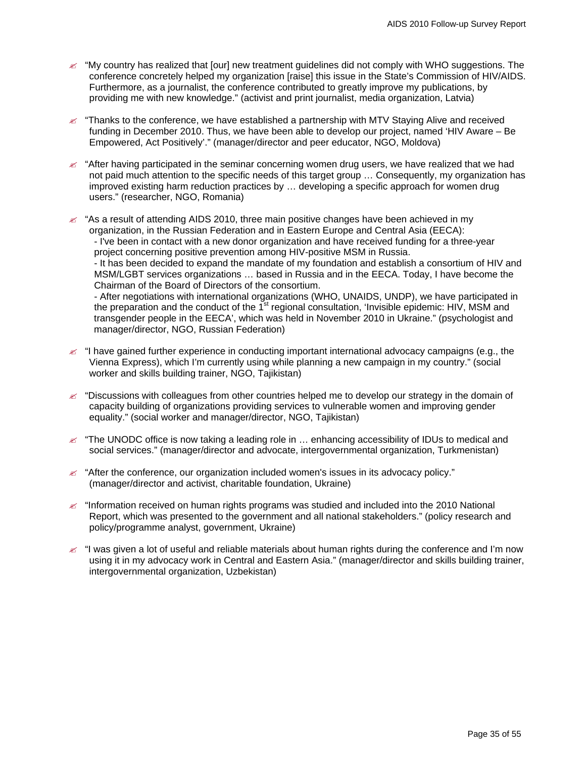- "My country has realized that [our] new treatment guidelines did not comply with WHO suggestions. The conference concretely helped my organization [raise] this issue in the State's Commission of HIV/AIDS. Furthermore, as a journalist, the conference contributed to greatly improve my publications, by providing me with new knowledge." (activist and print journalist, media organization, Latvia)

- "Thanks to the conference, we have established a partnership with MTV Staying Alive and received funding in December 2010. Thus, we have been able to develop our project, named 'HIV Aware – Be Empowered, Act Positively'." (manager/director and peer educator, NGO, Moldova)

- "After having participated in the seminar concerning women drug users, we have realized that we had not paid much attention to the specific needs of this target group … Consequently, my organization has improved existing harm reduction practices by … developing a specific approach for women drug users." (researcher, NGO, Romania)

- "As a result of attending AIDS 2010, three main positive changes have been achieved in my organization, in the Russian Federation and in Eastern Europe and Central Asia (EECA):
  - I've been in contact with a new donor organization and have received funding for a three-year project concerning positive prevention among HIV-positive MSM in Russia.
  - It has been decided to expand the mandate of my foundation and establish a consortium of HIV and MSM/LGBT services organizations … based in Russia and in the EECA. Today, I have become the Chairman of the Board of Directors of the consortium.
  - After negotiations with international organizations (WHO, UNAIDS, UNDP), we have participated in the preparation and the conduct of the 1st regional consultation, 'Invisible epidemic: HIV, MSM and transgender people in the EECA', which was held in November 2010 in Ukraine." (psychologist and manager/director, NGO, Russian Federation)

- "I have gained further experience in conducting important international advocacy campaigns (e.g., the Vienna Express), which I'm currently using while planning a new campaign in my country." (social worker and skills building trainer, NGO, Tajikistan)

- "Discussions with colleagues from other countries helped me to develop our strategy in the domain of capacity building of organizations providing services to vulnerable women and improving gender equality." (social worker and manager/director, NGO, Tajikistan)

- "The UNODC office is now taking a leading role in … enhancing accessibility of IDUs to medical and social services." (manager/director and advocate, intergovernmental organization, Turkmenistan)

- "After the conference, our organization included women's issues in its advocacy policy." (manager/director and activist, charitable foundation, Ukraine)

- "Information received on human rights programs was studied and included into the 2010 National Report, which was presented to the government and all national stakeholders." (policy research and policy/programme analyst, government, Ukraine)

- "I was given a lot of useful and reliable materials about human rights during the conference and I'm now using it in my advocacy work in Central and Eastern Asia." (manager/director and skills building trainer, intergovernmental organization, Uzbekistan)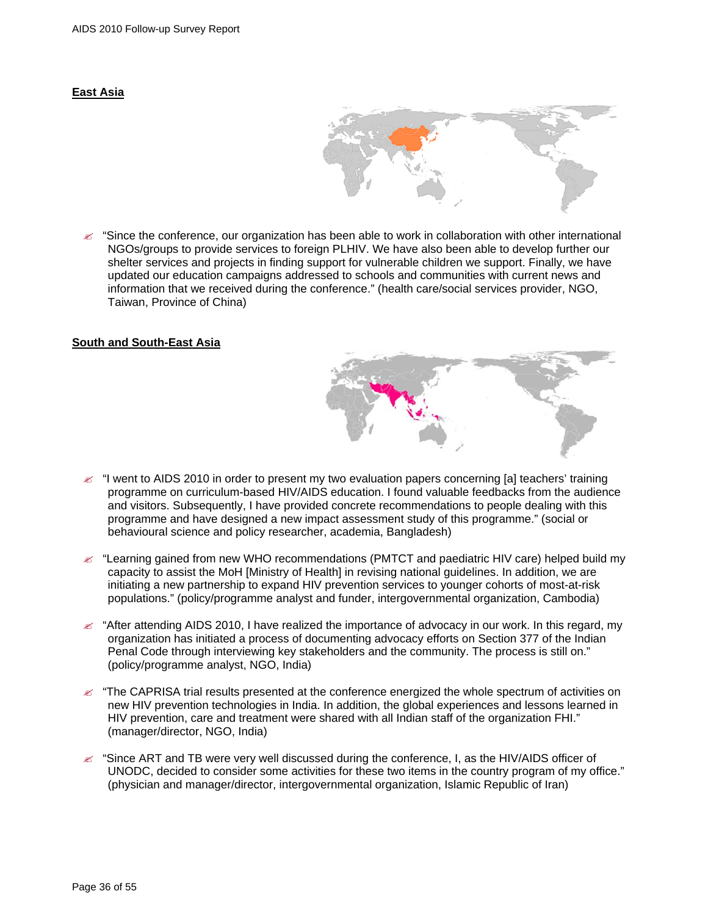**East Asia**

- "Since the conference, our organization has been able to work in collaboration with other international NGOs/groups to provide services to foreign PLHIV. We have also been able to develop further our shelter services and projects in finding support for vulnerable children we support. Finally, we have updated our education campaigns addressed to schools and communities with current news and information that we received during the conference." (health care/social services provider, NGO, Taiwan, Province of China)

**South and South-East Asia**

- "I went to AIDS 2010 in order to present my two evaluation papers concerning [a] teachers' training programme on curriculum-based HIV/AIDS education. I found valuable feedbacks from the audience and visitors. Subsequently, I have provided concrete recommendations to people dealing with this programme and have designed a new impact assessment study of this programme." (social or behavioural science and policy researcher, academia, Bangladesh)

- "Learning gained from new WHO recommendations (PMTCT and paediatric HIV care) helped build my capacity to assist the MoH [Ministry of Health] in revising national guidelines. In addition, we are initiating a new partnership to expand HIV prevention services to younger cohorts of most-at-risk populations." (policy/programme analyst and funder, intergovernmental organization, Cambodia)

- "After attending AIDS 2010, I have realized the importance of advocacy in our work. In this regard, my organization has initiated a process of documenting advocacy efforts on Section 377 of the Indian Penal Code through interviewing key stakeholders and the community. The process is still on." (policy/programme analyst, NGO, India)

- "The CAPRISA trial results presented at the conference energized the whole spectrum of activities on new HIV prevention technologies in India. In addition, the global experiences and lessons learned in HIV prevention, care and treatment were shared with all Indian staff of the organization FHI." (manager/director, NGO, India)

- "Since ART and TB were very well discussed during the conference, I, as the HIV/AIDS officer of UNODC, decided to consider some activities for these two items in the country program of my office." (physician and manager/director, intergovernmental organization, Islamic Republic of Iran)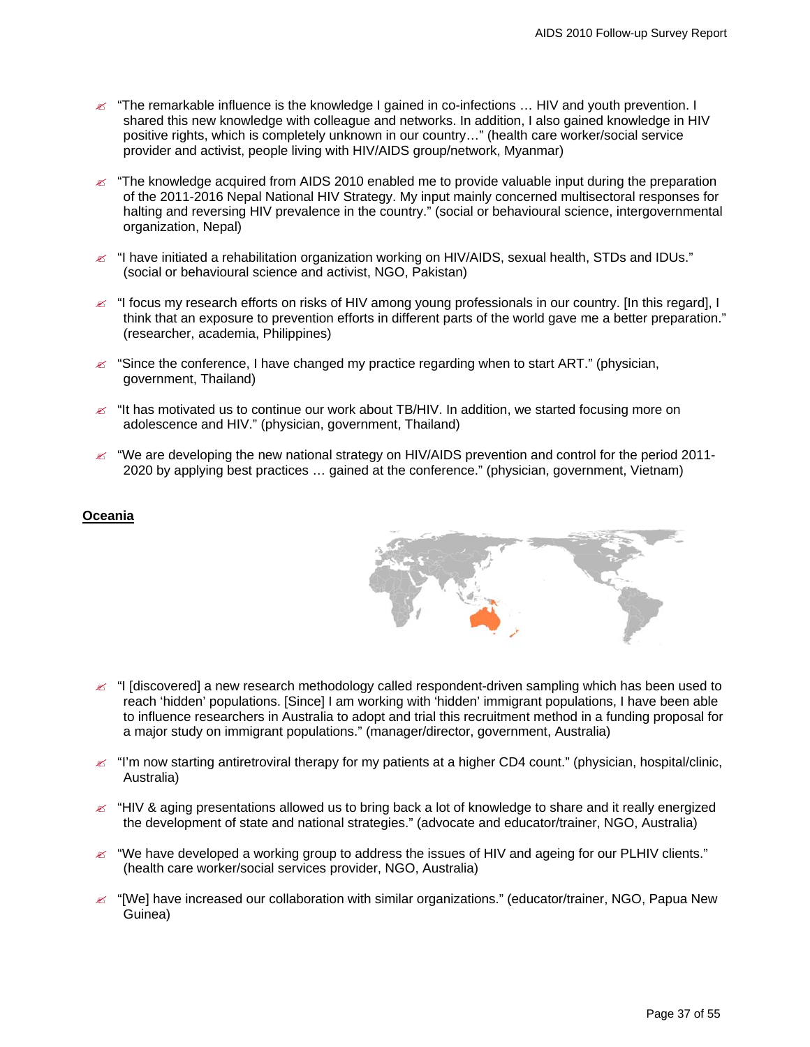- "The remarkable influence is the knowledge I gained in co-infections … HIV and youth prevention. I shared this new knowledge with colleague and networks. In addition, I also gained knowledge in HIV positive rights, which is completely unknown in our country…" (health care worker/social service provider and activist, people living with HIV/AIDS group/network, Myanmar)

- "The knowledge acquired from AIDS 2010 enabled me to provide valuable input during the preparation of the 2011-2016 Nepal National HIV Strategy. My input mainly concerned multisectoral responses for halting and reversing HIV prevalence in the country." (social or behavioural science, intergovernmental organization, Nepal)

- "I have initiated a rehabilitation organization working on HIV/AIDS, sexual health, STDs and IDUs." (social or behavioural science and activist, NGO, Pakistan)

- "I focus my research efforts on risks of HIV among young professionals in our country. [In this regard], I think that an exposure to prevention efforts in different parts of the world gave me a better preparation." (researcher, academia, Philippines)

- "Since the conference, I have changed my practice regarding when to start ART." (physician, government, Thailand)

- "It has motivated us to continue our work about TB/HIV. In addition, we started focusing more on adolescence and HIV." (physician, government, Thailand)

- "We are developing the new national strategy on HIV/AIDS prevention and control for the period 2011-2020 by applying best practices … gained at the conference." (physician, government, Vietnam)

**Oceania**

- "I [discovered] a new research methodology called respondent-driven sampling which has been used to reach 'hidden' populations. [Since] I am working with 'hidden' immigrant populations, I have been able to influence researchers in Australia to adopt and trial this recruitment method in a funding proposal for a major study on immigrant populations." (manager/director, government, Australia)

- "I'm now starting antiretroviral therapy for my patients at a higher CD4 count." (physician, hospital/clinic, Australia)

- "HIV & aging presentations allowed us to bring back a lot of knowledge to share and it really energized the development of state and national strategies." (advocate and educator/trainer, NGO, Australia)

- "We have developed a working group to address the issues of HIV and ageing for our PLHIV clients." (health care worker/social services provider, NGO, Australia)

- "[We] have increased our collaboration with similar organizations." (educator/trainer, NGO, Papua New Guinea)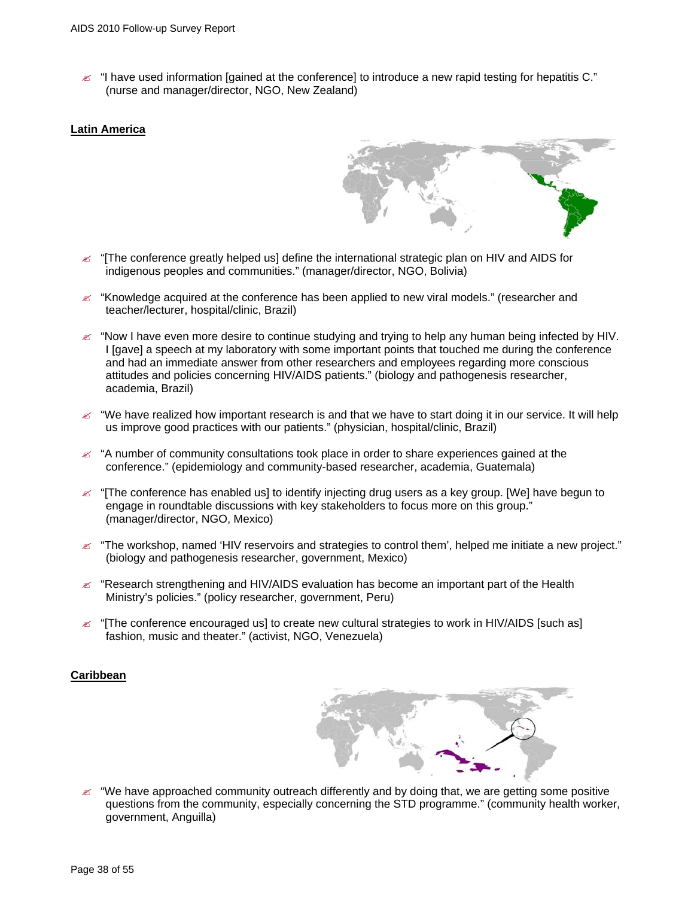- "I have used information [gained at the conference] to introduce a new rapid testing for hepatitis C." (nurse and manager/director, NGO, New Zealand)

**Latin America**

- "[The conference greatly helped us] define the international strategic plan on HIV and AIDS for indigenous peoples and communities." (manager/director, NGO, Bolivia)
- "Knowledge acquired at the conference has been applied to new viral models." (researcher and teacher/lecturer, hospital/clinic, Brazil)
- "Now I have even more desire to continue studying and trying to help any human being infected by HIV. I [gave] a speech at my laboratory with some important points that touched me during the conference and had an immediate answer from other researchers and employees regarding more conscious attitudes and policies concerning HIV/AIDS patients." (biology and pathogenesis researcher, academia, Brazil)
- "We have realized how important research is and that we have to start doing it in our service. It will help us improve good practices with our patients." (physician, hospital/clinic, Brazil)
- "A number of community consultations took place in order to share experiences gained at the conference." (epidemiology and community-based researcher, academia, Guatemala)
- "[The conference has enabled us] to identify injecting drug users as a key group. [We] have begun to engage in roundtable discussions with key stakeholders to focus more on this group." (manager/director, NGO, Mexico)
- "The workshop, named 'HIV reservoirs and strategies to control them', helped me initiate a new project." (biology and pathogenesis researcher, government, Mexico)
- "Research strengthening and HIV/AIDS evaluation has become an important part of the Health Ministry's policies." (policy researcher, government, Peru)
- "[The conference encouraged us] to create new cultural strategies to work in HIV/AIDS [such as] fashion, music and theater." (activist, NGO, Venezuela)

**Caribbean**

- "We have approached community outreach differently and by doing that, we are getting some positive questions from the community, especially concerning the STD programme." (community health worker, government, Anguilla)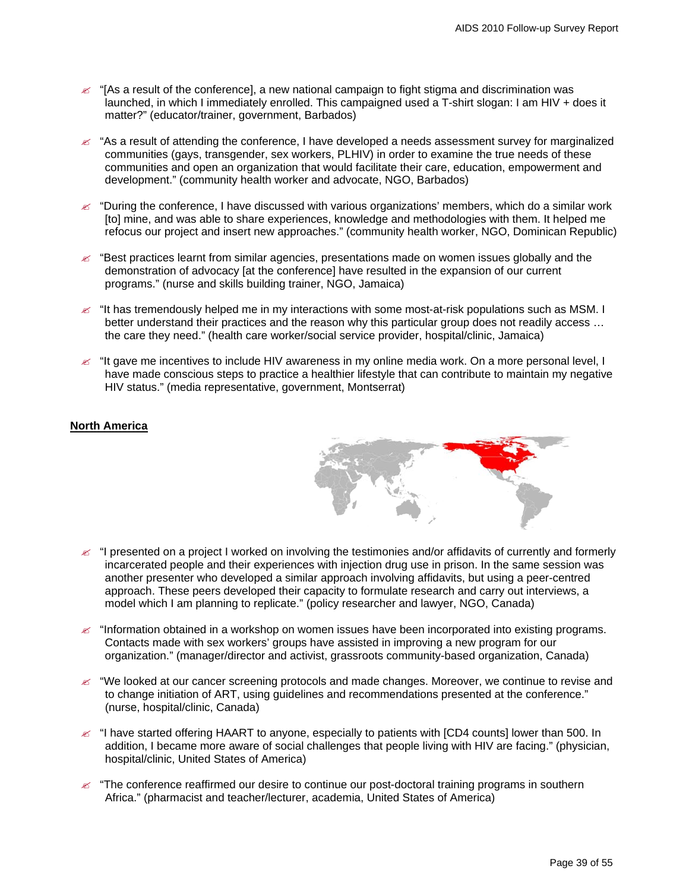- "[As a result of the conference], a new national campaign to fight stigma and discrimination was launched, in which I immediately enrolled. This campaigned used a T-shirt slogan: I am HIV + does it matter?" (educator/trainer, government, Barbados)

- "As a result of attending the conference, I have developed a needs assessment survey for marginalized communities (gays, transgender, sex workers, PLHIV) in order to examine the true needs of these communities and open an organization that would facilitate their care, education, empowerment and development." (community health worker and advocate, NGO, Barbados)

- "During the conference, I have discussed with various organizations' members, which do a similar work [to] mine, and was able to share experiences, knowledge and methodologies with them. It helped me refocus our project and insert new approaches." (community health worker, NGO, Dominican Republic)

- "Best practices learnt from similar agencies, presentations made on women issues globally and the demonstration of advocacy [at the conference] have resulted in the expansion of our current programs." (nurse and skills building trainer, NGO, Jamaica)

- "It has tremendously helped me in my interactions with some most-at-risk populations such as MSM. I better understand their practices and the reason why this particular group does not readily access … the care they need." (health care worker/social service provider, hospital/clinic, Jamaica)

- "It gave me incentives to include HIV awareness in my online media work. On a more personal level, I have made conscious steps to practice a healthier lifestyle that can contribute to maintain my negative HIV status." (media representative, government, Montserrat)

**North America**

- "I presented on a project I worked on involving the testimonies and/or affidavits of currently and formerly incarcerated people and their experiences with injection drug use in prison. In the same session was another presenter who developed a similar approach involving affidavits, but using a peer-centred approach. These peers developed their capacity to formulate research and carry out interviews, a model which I am planning to replicate." (policy researcher and lawyer, NGO, Canada)

- "Information obtained in a workshop on women issues have been incorporated into existing programs. Contacts made with sex workers' groups have assisted in improving a new program for our organization." (manager/director and activist, grassroots community-based organization, Canada)

- "We looked at our cancer screening protocols and made changes. Moreover, we continue to revise and to change initiation of ART, using guidelines and recommendations presented at the conference." (nurse, hospital/clinic, Canada)

- "I have started offering HAART to anyone, especially to patients with [CD4 counts] lower than 500. In addition, I became more aware of social challenges that people living with HIV are facing." (physician, hospital/clinic, United States of America)

- "The conference reaffirmed our desire to continue our post-doctoral training programs in southern Africa." (pharmacist and teacher/lecturer, academia, United States of America)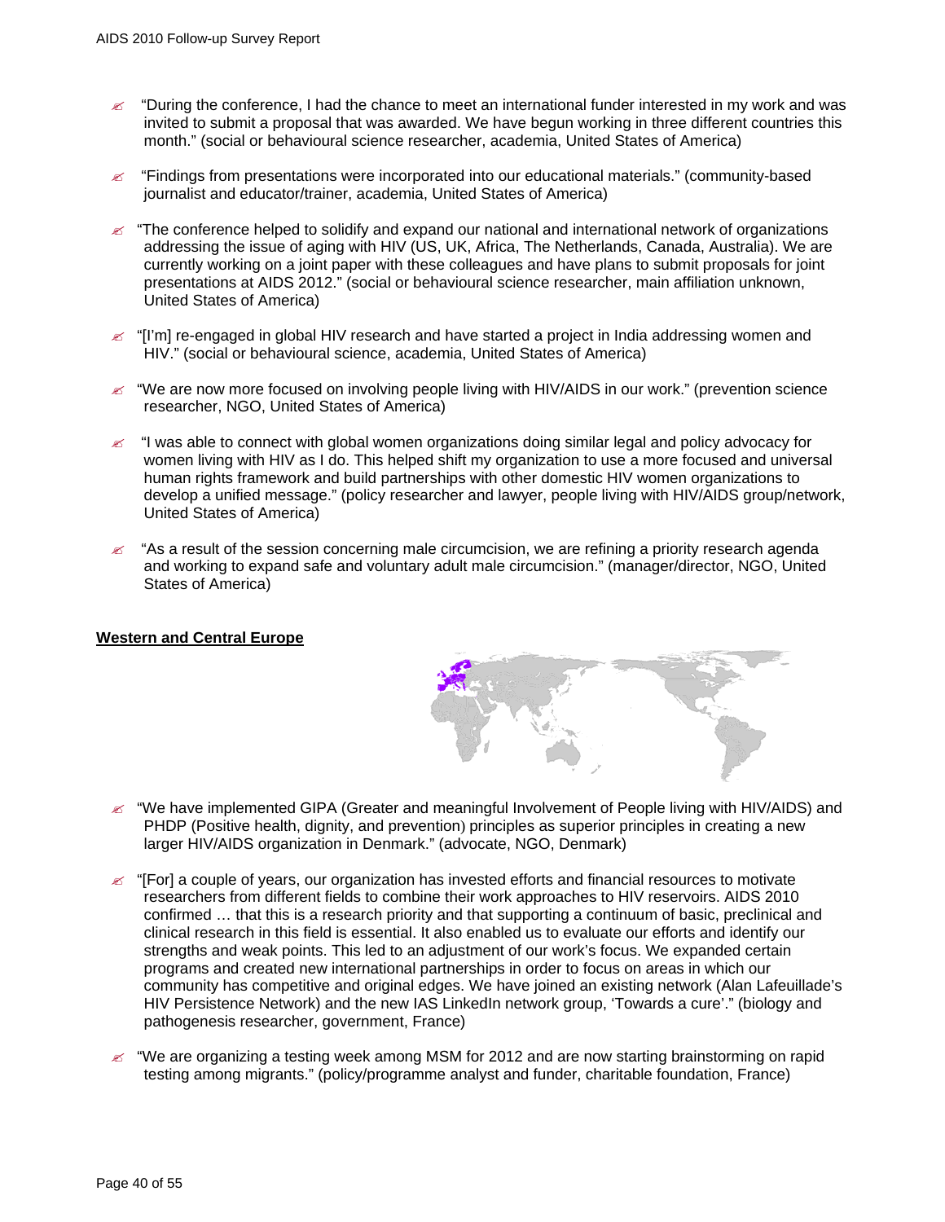- "During the conference, I had the chance to meet an international funder interested in my work and was invited to submit a proposal that was awarded. We have begun working in three different countries this month." (social or behavioural science researcher, academia, United States of America)

- "Findings from presentations were incorporated into our educational materials." (community-based journalist and educator/trainer, academia, United States of America)

- "The conference helped to solidify and expand our national and international network of organizations addressing the issue of aging with HIV (US, UK, Africa, The Netherlands, Canada, Australia). We are currently working on a joint paper with these colleagues and have plans to submit proposals for joint presentations at AIDS 2012." (social or behavioural science researcher, main affiliation unknown, United States of America)

- "[I'm] re-engaged in global HIV research and have started a project in India addressing women and HIV." (social or behavioural science, academia, United States of America)

- "We are now more focused on involving people living with HIV/AIDS in our work." (prevention science researcher, NGO, United States of America)

- "I was able to connect with global women organizations doing similar legal and policy advocacy for women living with HIV as I do. This helped shift my organization to use a more focused and universal human rights framework and build partnerships with other domestic HIV women organizations to develop a unified message." (policy researcher and lawyer, people living with HIV/AIDS group/network, United States of America)

- "As a result of the session concerning male circumcision, we are refining a priority research agenda and working to expand safe and voluntary adult male circumcision." (manager/director, NGO, United States of America)

**Western and Central Europe**

- "We have implemented GIPA (Greater and meaningful Involvement of People living with HIV/AIDS) and PHDP (Positive health, dignity, and prevention) principles as superior principles in creating a new larger HIV/AIDS organization in Denmark." (advocate, NGO, Denmark)

- "[For] a couple of years, our organization has invested efforts and financial resources to motivate researchers from different fields to combine their work approaches to HIV reservoirs. AIDS 2010 confirmed … that this is a research priority and that supporting a continuum of basic, preclinical and clinical research in this field is essential. It also enabled us to evaluate our efforts and identify our strengths and weak points. This led to an adjustment of our work's focus. We expanded certain programs and created new international partnerships in order to focus on areas in which our community has competitive and original edges. We have joined an existing network (Alan Lafeuillade's HIV Persistence Network) and the new IAS LinkedIn network group, 'Towards a cure'." (biology and pathogenesis researcher, government, France)

- "We are organizing a testing week among MSM for 2012 and are now starting brainstorming on rapid testing among migrants." (policy/programme analyst and funder, charitable foundation, France)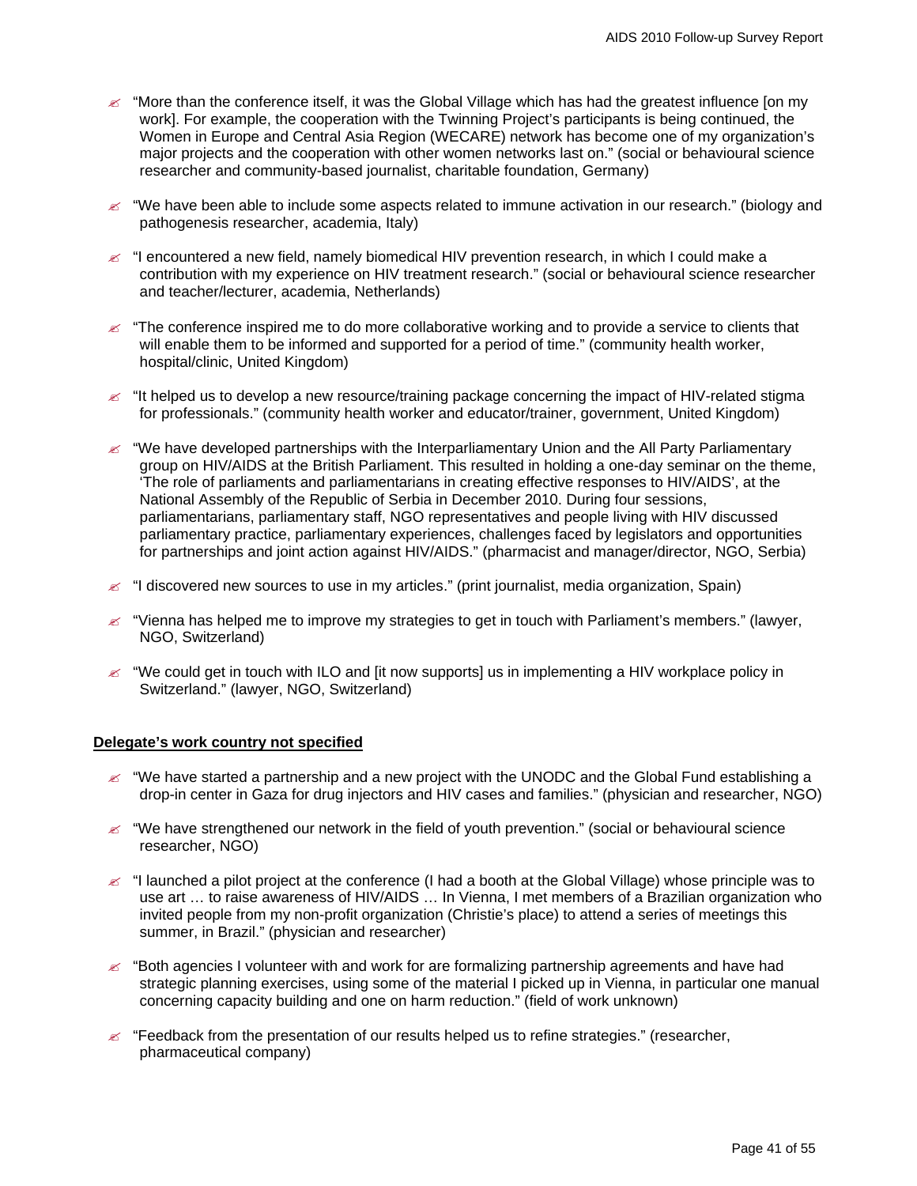- "More than the conference itself, it was the Global Village which has had the greatest influence [on my work]. For example, the cooperation with the Twinning Project's participants is being continued, the Women in Europe and Central Asia Region (WECARE) network has become one of my organization's major projects and the cooperation with other women networks last on." (social or behavioural science researcher and community-based journalist, charitable foundation, Germany)

- "We have been able to include some aspects related to immune activation in our research." (biology and pathogenesis researcher, academia, Italy)

- "I encountered a new field, namely biomedical HIV prevention research, in which I could make a contribution with my experience on HIV treatment research." (social or behavioural science researcher and teacher/lecturer, academia, Netherlands)

- "The conference inspired me to do more collaborative working and to provide a service to clients that will enable them to be informed and supported for a period of time." (community health worker, hospital/clinic, United Kingdom)

- "It helped us to develop a new resource/training package concerning the impact of HIV-related stigma for professionals." (community health worker and educator/trainer, government, United Kingdom)

- "We have developed partnerships with the Interparliamentary Union and the All Party Parliamentary group on HIV/AIDS at the British Parliament. This resulted in holding a one-day seminar on the theme, 'The role of parliaments and parliamentarians in creating effective responses to HIV/AIDS', at the National Assembly of the Republic of Serbia in December 2010. During four sessions, parliamentarians, parliamentary staff, NGO representatives and people living with HIV discussed parliamentary practice, parliamentary experiences, challenges faced by legislators and opportunities for partnerships and joint action against HIV/AIDS." (pharmacist and manager/director, NGO, Serbia)

- "I discovered new sources to use in my articles." (print journalist, media organization, Spain)

- "Vienna has helped me to improve my strategies to get in touch with Parliament's members." (lawyer, NGO, Switzerland)

- "We could get in touch with ILO and [it now supports] us in implementing a HIV workplace policy in Switzerland." (lawyer, NGO, Switzerland)

**Delegate's work country not specified**

- "We have started a partnership and a new project with the UNODC and the Global Fund establishing a drop-in center in Gaza for drug injectors and HIV cases and families." (physician and researcher, NGO)

- "We have strengthened our network in the field of youth prevention." (social or behavioural science researcher, NGO)

- "I launched a pilot project at the conference (I had a booth at the Global Village) whose principle was to use art … to raise awareness of HIV/AIDS … In Vienna, I met members of a Brazilian organization who invited people from my non-profit organization (Christie's place) to attend a series of meetings this summer, in Brazil." (physician and researcher)

- "Both agencies I volunteer with and work for are formalizing partnership agreements and have had strategic planning exercises, using some of the material I picked up in Vienna, in particular one manual concerning capacity building and one on harm reduction." (field of work unknown)

- "Feedback from the presentation of our results helped us to refine strategies." (researcher, pharmaceutical company)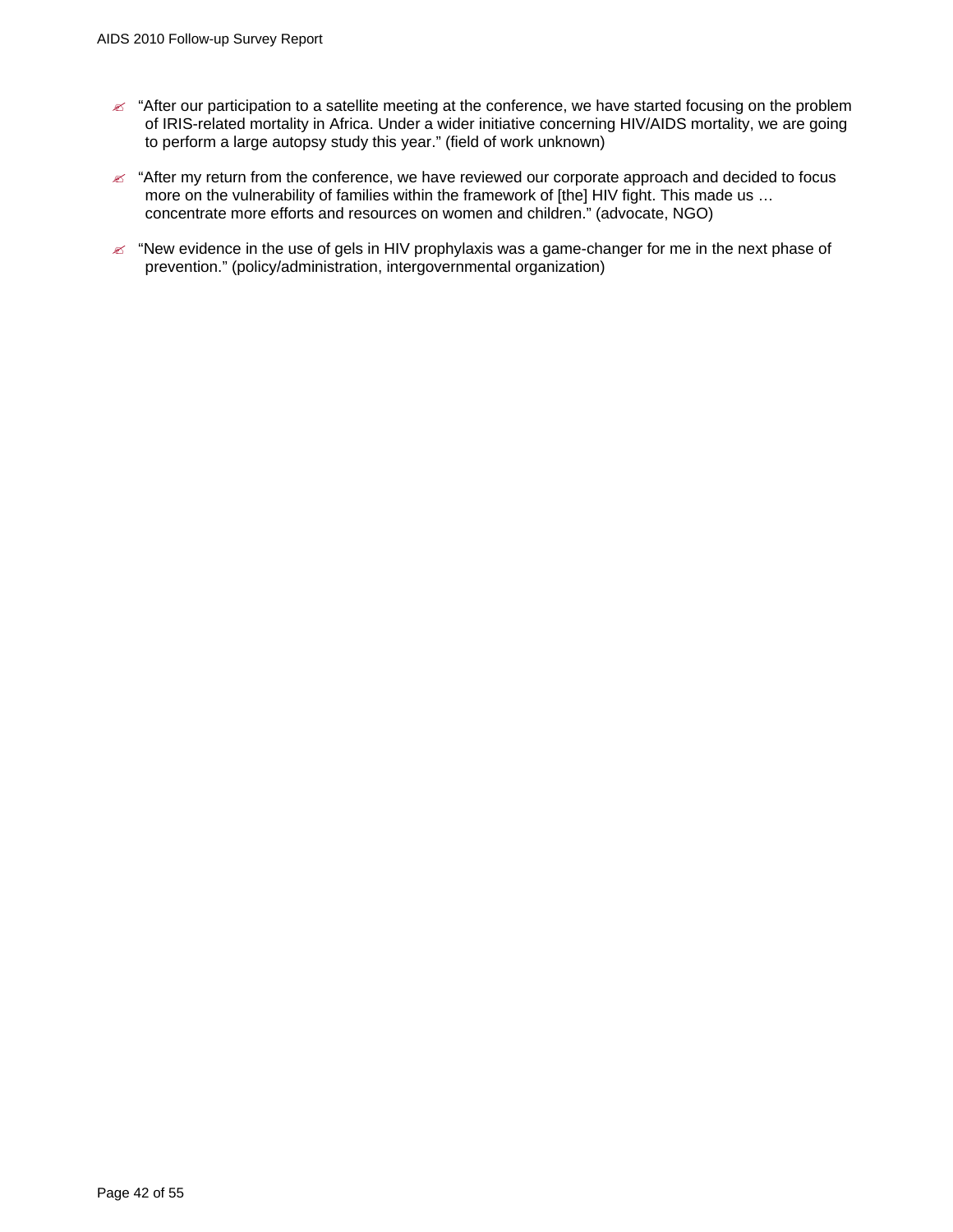- “After our participation to a satellite meeting at the conference, we have started focusing on the problem of IRIS-related mortality in Africa. Under a wider initiative concerning HIV/AIDS mortality, we are going to perform a large autopsy study this year.” (field of work unknown)

- “After my return from the conference, we have reviewed our corporate approach and decided to focus more on the vulnerability of families within the framework of [the] HIV fight. This made us … concentrate more efforts and resources on women and children.” (advocate, NGO)

- “New evidence in the use of gels in HIV prophylaxis was a game-changer for me in the next phase of prevention.” (policy/administration, intergovernmental organization)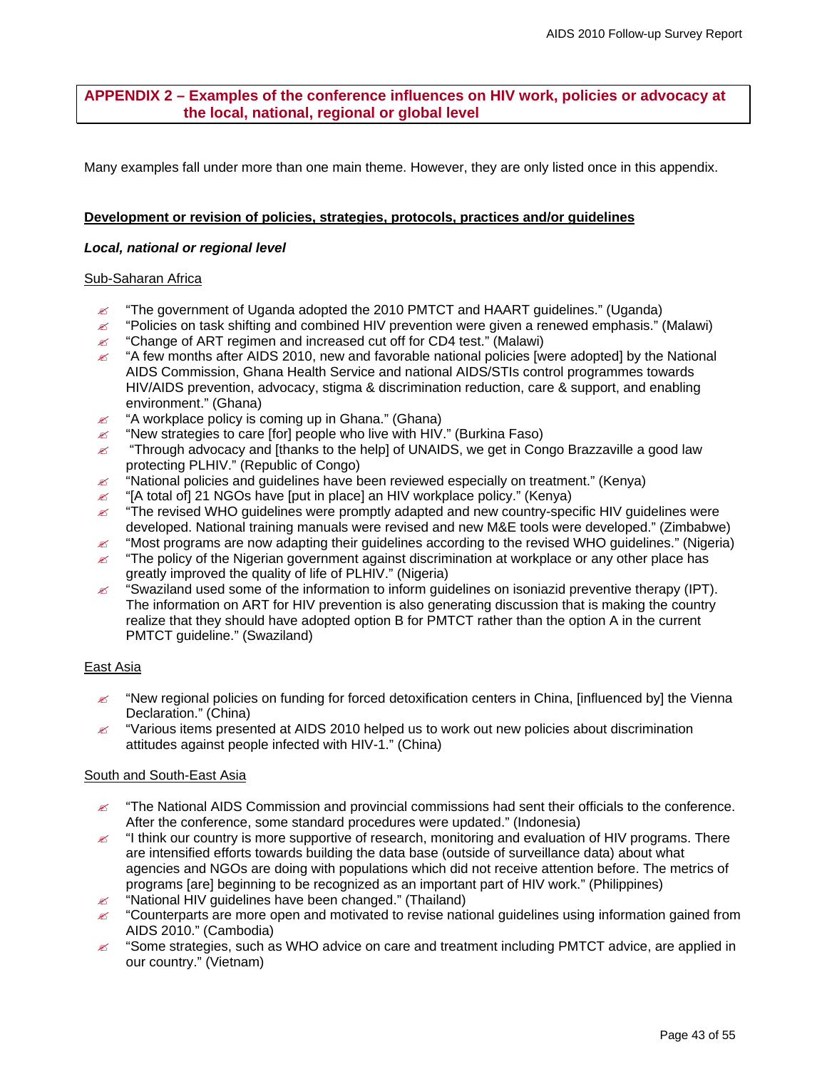## APPENDIX 2 – Examples of the conference influences on HIV work, policies or advocacy at the local, national, regional or global level

Many examples fall under more than one main theme. However, they are only listed once in this appendix.

### Development or revision of policies, strategies, protocols, practices and/or guidelines

#### *Local, national or regional level*

Sub-Saharan Africa

- "The government of Uganda adopted the 2010 PMTCT and HAART guidelines." (Uganda)
- "Policies on task shifting and combined HIV prevention were given a renewed emphasis." (Malawi)
- "Change of ART regimen and increased cut off for CD4 test." (Malawi)
- "A few months after AIDS 2010, new and favorable national policies [were adopted] by the National AIDS Commission, Ghana Health Service and national AIDS/STIs control programmes towards HIV/AIDS prevention, advocacy, stigma & discrimination reduction, care & support, and enabling environment." (Ghana)
- "A workplace policy is coming up in Ghana." (Ghana)
- "New strategies to care [for] people who live with HIV." (Burkina Faso)
- "Through advocacy and [thanks to the help] of UNAIDS, we get in Congo Brazzaville a good law protecting PLHIV." (Republic of Congo)
- "National policies and guidelines have been reviewed especially on treatment." (Kenya)
- "[A total of] 21 NGOs have [put in place] an HIV workplace policy." (Kenya)
- "The revised WHO guidelines were promptly adapted and new country-specific HIV guidelines were developed. National training manuals were revised and new M&E tools were developed." (Zimbabwe)
- "Most programs are now adapting their guidelines according to the revised WHO guidelines." (Nigeria)
- "The policy of the Nigerian government against discrimination at workplace or any other place has greatly improved the quality of life of PLHIV." (Nigeria)
- "Swaziland used some of the information to inform guidelines on isoniazid preventive therapy (IPT). The information on ART for HIV prevention is also generating discussion that is making the country realize that they should have adopted option B for PMTCT rather than the option A in the current PMTCT guideline." (Swaziland)

East Asia

- "New regional policies on funding for forced detoxification centers in China, [influenced by] the Vienna Declaration." (China)
- "Various items presented at AIDS 2010 helped us to work out new policies about discrimination attitudes against people infected with HIV-1." (China)

South and South-East Asia

- "The National AIDS Commission and provincial commissions had sent their officials to the conference. After the conference, some standard procedures were updated." (Indonesia)
- "I think our country is more supportive of research, monitoring and evaluation of HIV programs. There are intensified efforts towards building the data base (outside of surveillance data) about what agencies and NGOs are doing with populations which did not receive attention before. The metrics of programs [are] beginning to be recognized as an important part of HIV work." (Philippines)
- "National HIV guidelines have been changed." (Thailand)
- "Counterparts are more open and motivated to revise national guidelines using information gained from AIDS 2010." (Cambodia)
- "Some strategies, such as WHO advice on care and treatment including PMTCT advice, are applied in our country." (Vietnam)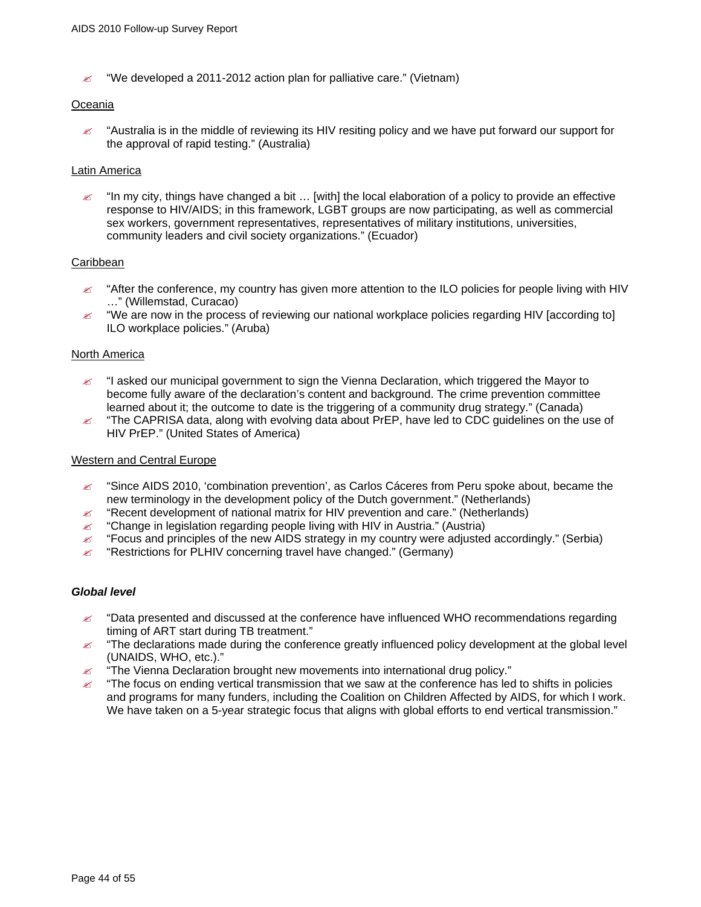- "We developed a 2011-2012 action plan for palliative care." (Vietnam)

Oceania

- "Australia is in the middle of reviewing its HIV resiting policy and we have put forward our support for the approval of rapid testing." (Australia)

Latin America

- "In my city, things have changed a bit … [with] the local elaboration of a policy to provide an effective response to HIV/AIDS; in this framework, LGBT groups are now participating, as well as commercial sex workers, government representatives, representatives of military institutions, universities, community leaders and civil society organizations." (Ecuador)

Caribbean

- "After the conference, my country has given more attention to the ILO policies for people living with HIV …" (Willemstad, Curacao)
- "We are now in the process of reviewing our national workplace policies regarding HIV [according to] ILO workplace policies." (Aruba)

North America

- "I asked our municipal government to sign the Vienna Declaration, which triggered the Mayor to become fully aware of the declaration's content and background. The crime prevention committee learned about it; the outcome to date is the triggering of a community drug strategy." (Canada)
- "The CAPRISA data, along with evolving data about PrEP, have led to CDC guidelines on the use of HIV PrEP." (United States of America)

Western and Central Europe

- "Since AIDS 2010, 'combination prevention', as Carlos Cáceres from Peru spoke about, became the new terminology in the development policy of the Dutch government." (Netherlands)
- "Recent development of national matrix for HIV prevention and care." (Netherlands)
- "Change in legislation regarding people living with HIV in Austria." (Austria)
- "Focus and principles of the new AIDS strategy in my country were adjusted accordingly." (Serbia)
- "Restrictions for PLHIV concerning travel have changed." (Germany)

***Global level***

- "Data presented and discussed at the conference have influenced WHO recommendations regarding timing of ART start during TB treatment."
- "The declarations made during the conference greatly influenced policy development at the global level (UNAIDS, WHO, etc.)."
- "The Vienna Declaration brought new movements into international drug policy."
- "The focus on ending vertical transmission that we saw at the conference has led to shifts in policies and programs for many funders, including the Coalition on Children Affected by AIDS, for which I work. We have taken on a 5-year strategic focus that aligns with global efforts to end vertical transmission."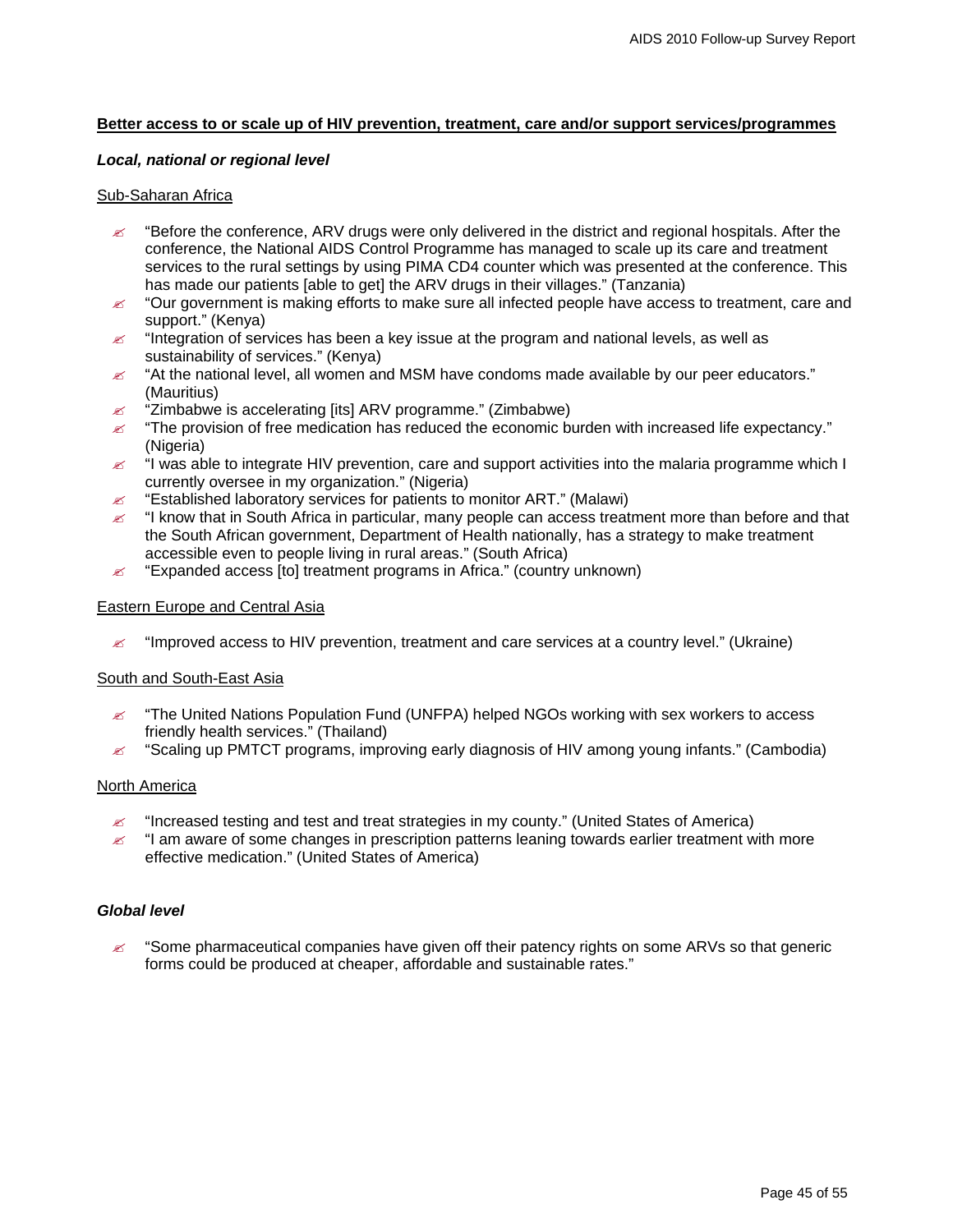**Better access to or scale up of HIV prevention, treatment, care and/or support services/programmes**

***Local, national or regional level***

Sub-Saharan Africa

- "Before the conference, ARV drugs were only delivered in the district and regional hospitals. After the conference, the National AIDS Control Programme has managed to scale up its care and treatment services to the rural settings by using PIMA CD4 counter which was presented at the conference. This has made our patients [able to get] the ARV drugs in their villages." (Tanzania)
- "Our government is making efforts to make sure all infected people have access to treatment, care and support." (Kenya)
- "Integration of services has been a key issue at the program and national levels, as well as sustainability of services." (Kenya)
- "At the national level, all women and MSM have condoms made available by our peer educators." (Mauritius)
- "Zimbabwe is accelerating [its] ARV programme." (Zimbabwe)
- "The provision of free medication has reduced the economic burden with increased life expectancy." (Nigeria)
- "I was able to integrate HIV prevention, care and support activities into the malaria programme which I currently oversee in my organization." (Nigeria)
- "Established laboratory services for patients to monitor ART." (Malawi)
- "I know that in South Africa in particular, many people can access treatment more than before and that the South African government, Department of Health nationally, has a strategy to make treatment accessible even to people living in rural areas." (South Africa)
- "Expanded access [to] treatment programs in Africa." (country unknown)

Eastern Europe and Central Asia

- "Improved access to HIV prevention, treatment and care services at a country level." (Ukraine)

South and South-East Asia

- "The United Nations Population Fund (UNFPA) helped NGOs working with sex workers to access friendly health services." (Thailand)
- "Scaling up PMTCT programs, improving early diagnosis of HIV among young infants." (Cambodia)

North America

- "Increased testing and test and treat strategies in my county." (United States of America)
- "I am aware of some changes in prescription patterns leaning towards earlier treatment with more effective medication." (United States of America)

***Global level***

- "Some pharmaceutical companies have given off their patency rights on some ARVs so that generic forms could be produced at cheaper, affordable and sustainable rates."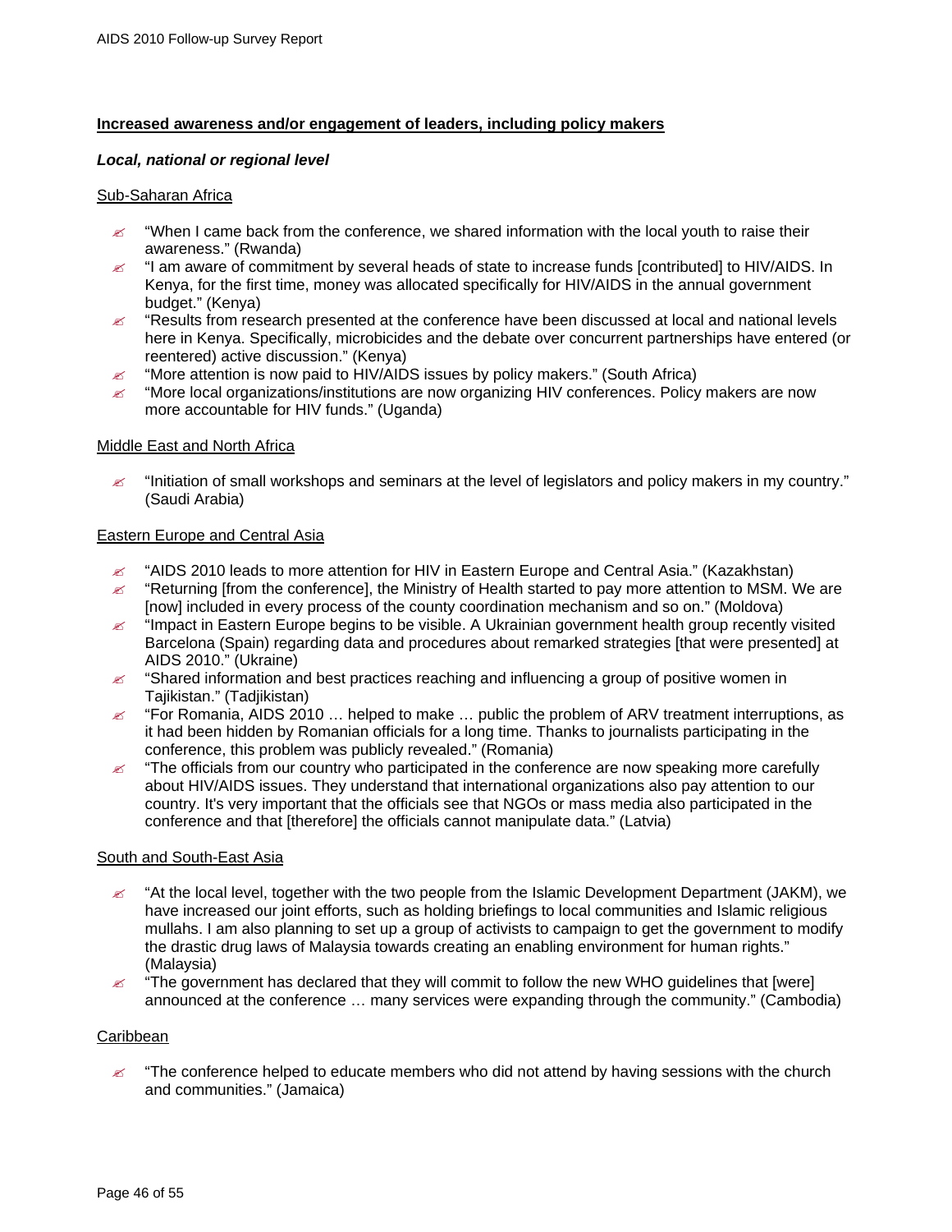**Increased awareness and/or engagement of leaders, including policy makers**

***Local, national or regional level***

Sub-Saharan Africa

- "When I came back from the conference, we shared information with the local youth to raise their awareness." (Rwanda)
- "I am aware of commitment by several heads of state to increase funds [contributed] to HIV/AIDS. In Kenya, for the first time, money was allocated specifically for HIV/AIDS in the annual government budget." (Kenya)
- "Results from research presented at the conference have been discussed at local and national levels here in Kenya. Specifically, microbicides and the debate over concurrent partnerships have entered (or reentered) active discussion." (Kenya)
- "More attention is now paid to HIV/AIDS issues by policy makers." (South Africa)
- "More local organizations/institutions are now organizing HIV conferences. Policy makers are now more accountable for HIV funds." (Uganda)

Middle East and North Africa

- "Initiation of small workshops and seminars at the level of legislators and policy makers in my country." (Saudi Arabia)

Eastern Europe and Central Asia

- "AIDS 2010 leads to more attention for HIV in Eastern Europe and Central Asia." (Kazakhstan)
- "Returning [from the conference], the Ministry of Health started to pay more attention to MSM. We are [now] included in every process of the county coordination mechanism and so on." (Moldova)
- "Impact in Eastern Europe begins to be visible. A Ukrainian government health group recently visited Barcelona (Spain) regarding data and procedures about remarked strategies [that were presented] at AIDS 2010." (Ukraine)
- "Shared information and best practices reaching and influencing a group of positive women in Tajikistan." (Tadjikistan)
- "For Romania, AIDS 2010 … helped to make … public the problem of ARV treatment interruptions, as it had been hidden by Romanian officials for a long time. Thanks to journalists participating in the conference, this problem was publicly revealed." (Romania)
- "The officials from our country who participated in the conference are now speaking more carefully about HIV/AIDS issues. They understand that international organizations also pay attention to our country. It's very important that the officials see that NGOs or mass media also participated in the conference and that [therefore] the officials cannot manipulate data." (Latvia)

South and South-East Asia

- "At the local level, together with the two people from the Islamic Development Department (JAKM), we have increased our joint efforts, such as holding briefings to local communities and Islamic religious mullahs. I am also planning to set up a group of activists to campaign to get the government to modify the drastic drug laws of Malaysia towards creating an enabling environment for human rights." (Malaysia)
- "The government has declared that they will commit to follow the new WHO guidelines that [were] announced at the conference … many services were expanding through the community." (Cambodia)

Caribbean

- "The conference helped to educate members who did not attend by having sessions with the church and communities." (Jamaica)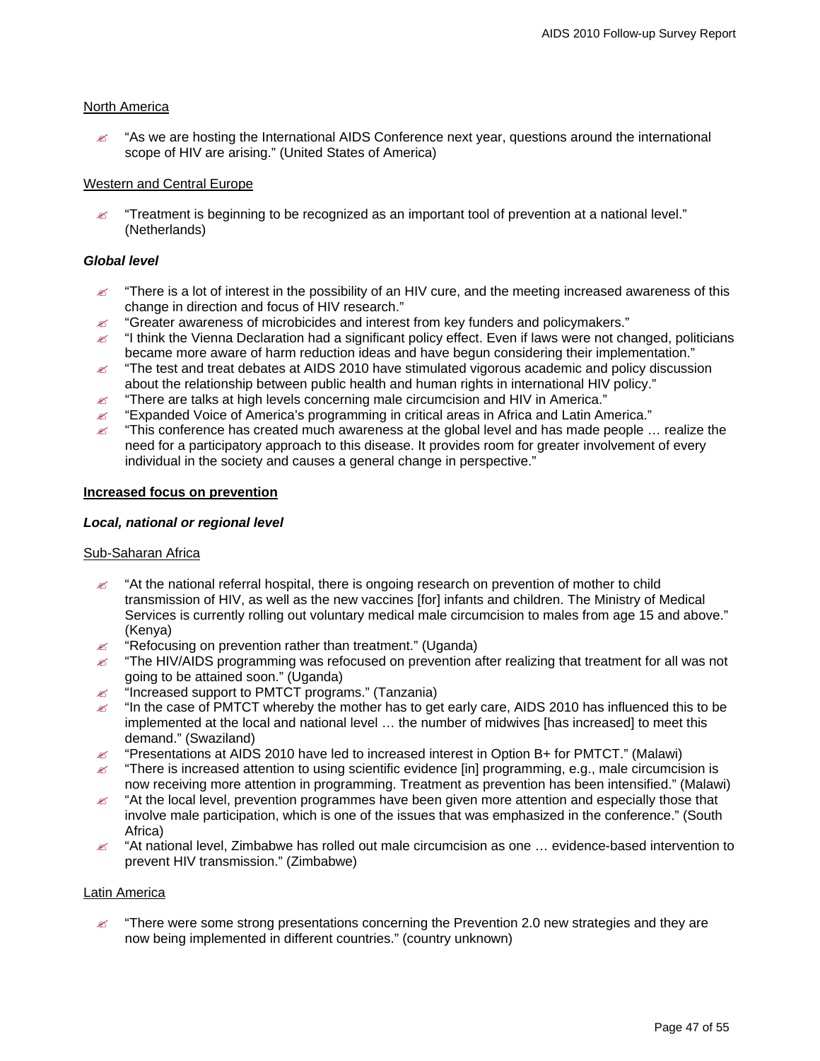North America

- "As we are hosting the International AIDS Conference next year, questions around the international scope of HIV are arising." (United States of America)

Western and Central Europe

- "Treatment is beginning to be recognized as an important tool of prevention at a national level." (Netherlands)

***Global level***

- "There is a lot of interest in the possibility of an HIV cure, and the meeting increased awareness of this change in direction and focus of HIV research."
- "Greater awareness of microbicides and interest from key funders and policymakers."
- "I think the Vienna Declaration had a significant policy effect. Even if laws were not changed, politicians became more aware of harm reduction ideas and have begun considering their implementation."
- "The test and treat debates at AIDS 2010 have stimulated vigorous academic and policy discussion about the relationship between public health and human rights in international HIV policy."
- "There are talks at high levels concerning male circumcision and HIV in America."
- "Expanded Voice of America's programming in critical areas in Africa and Latin America."
- "This conference has created much awareness at the global level and has made people … realize the need for a participatory approach to this disease. It provides room for greater involvement of every individual in the society and causes a general change in perspective."

**Increased focus on prevention**

***Local, national or regional level***

Sub-Saharan Africa

- "At the national referral hospital, there is ongoing research on prevention of mother to child transmission of HIV, as well as the new vaccines [for] infants and children. The Ministry of Medical Services is currently rolling out voluntary medical male circumcision to males from age 15 and above." (Kenya)
- "Refocusing on prevention rather than treatment." (Uganda)
- "The HIV/AIDS programming was refocused on prevention after realizing that treatment for all was not going to be attained soon." (Uganda)
- "Increased support to PMTCT programs." (Tanzania)
- "In the case of PMTCT whereby the mother has to get early care, AIDS 2010 has influenced this to be implemented at the local and national level … the number of midwives [has increased] to meet this demand." (Swaziland)
- "Presentations at AIDS 2010 have led to increased interest in Option B+ for PMTCT." (Malawi)
- "There is increased attention to using scientific evidence [in] programming, e.g., male circumcision is now receiving more attention in programming. Treatment as prevention has been intensified." (Malawi)
- "At the local level, prevention programmes have been given more attention and especially those that involve male participation, which is one of the issues that was emphasized in the conference." (South Africa)
- "At national level, Zimbabwe has rolled out male circumcision as one … evidence-based intervention to prevent HIV transmission." (Zimbabwe)

Latin America

- "There were some strong presentations concerning the Prevention 2.0 new strategies and they are now being implemented in different countries." (country unknown)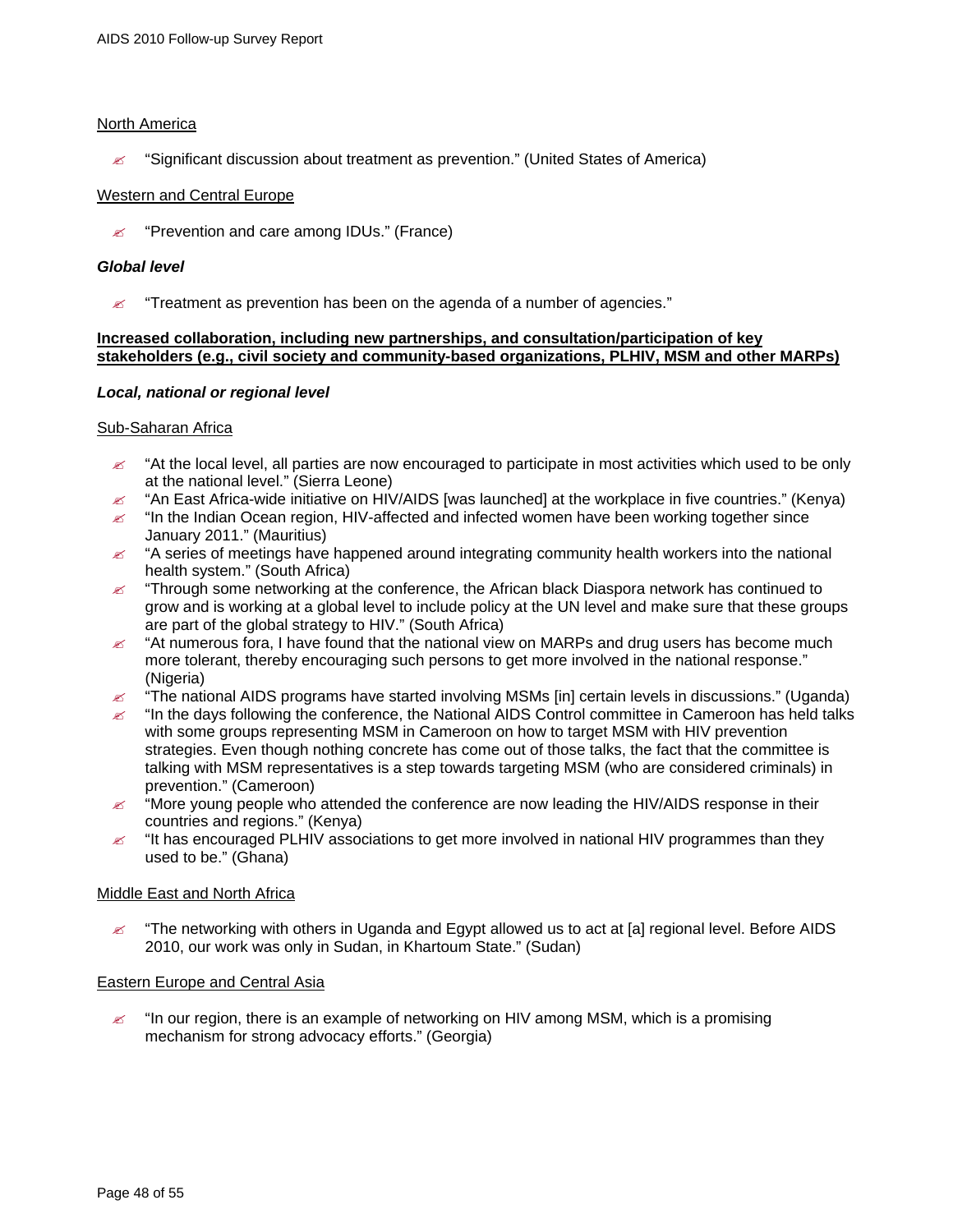North America

- "Significant discussion about treatment as prevention." (United States of America)

Western and Central Europe

- "Prevention and care among IDUs." (France)

***Global level***

- "Treatment as prevention has been on the agenda of a number of agencies."

**Increased collaboration, including new partnerships, and consultation/participation of key stakeholders (e.g., civil society and community-based organizations, PLHIV, MSM and other MARPs)**

***Local, national or regional level***

Sub-Saharan Africa

- "At the local level, all parties are now encouraged to participate in most activities which used to be only at the national level." (Sierra Leone)
- "An East Africa-wide initiative on HIV/AIDS [was launched] at the workplace in five countries." (Kenya)
- "In the Indian Ocean region, HIV-affected and infected women have been working together since January 2011." (Mauritius)
- "A series of meetings have happened around integrating community health workers into the national health system." (South Africa)
- "Through some networking at the conference, the African black Diaspora network has continued to grow and is working at a global level to include policy at the UN level and make sure that these groups are part of the global strategy to HIV." (South Africa)
- "At numerous fora, I have found that the national view on MARPs and drug users has become much more tolerant, thereby encouraging such persons to get more involved in the national response." (Nigeria)
- "The national AIDS programs have started involving MSMs [in] certain levels in discussions." (Uganda)
- "In the days following the conference, the National AIDS Control committee in Cameroon has held talks with some groups representing MSM in Cameroon on how to target MSM with HIV prevention strategies. Even though nothing concrete has come out of those talks, the fact that the committee is talking with MSM representatives is a step towards targeting MSM (who are considered criminals) in prevention." (Cameroon)
- "More young people who attended the conference are now leading the HIV/AIDS response in their countries and regions." (Kenya)
- "It has encouraged PLHIV associations to get more involved in national HIV programmes than they used to be." (Ghana)

Middle East and North Africa

- "The networking with others in Uganda and Egypt allowed us to act at [a] regional level. Before AIDS 2010, our work was only in Sudan, in Khartoum State." (Sudan)

Eastern Europe and Central Asia

- "In our region, there is an example of networking on HIV among MSM, which is a promising mechanism for strong advocacy efforts." (Georgia)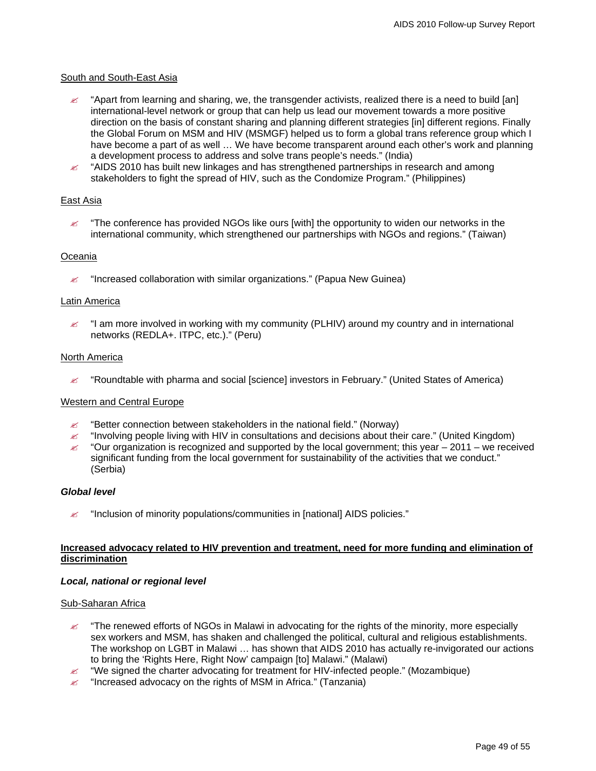South and South-East Asia

- "Apart from learning and sharing, we, the transgender activists, realized there is a need to build [an] international-level network or group that can help us lead our movement towards a more positive direction on the basis of constant sharing and planning different strategies [in] different regions. Finally the Global Forum on MSM and HIV (MSMGF) helped us to form a global trans reference group which I have become a part of as well … We have become transparent around each other's work and planning a development process to address and solve trans people's needs." (India)
- "AIDS 2010 has built new linkages and has strengthened partnerships in research and among stakeholders to fight the spread of HIV, such as the Condomize Program." (Philippines)

East Asia

- "The conference has provided NGOs like ours [with] the opportunity to widen our networks in the international community, which strengthened our partnerships with NGOs and regions." (Taiwan)

Oceania

- "Increased collaboration with similar organizations." (Papua New Guinea)

Latin America

- "I am more involved in working with my community (PLHIV) around my country and in international networks (REDLA+. ITPC, etc.)." (Peru)

North America

- "Roundtable with pharma and social [science] investors in February." (United States of America)

Western and Central Europe

- "Better connection between stakeholders in the national field." (Norway)
- "Involving people living with HIV in consultations and decisions about their care." (United Kingdom)
- "Our organization is recognized and supported by the local government; this year – 2011 – we received significant funding from the local government for sustainability of the activities that we conduct." (Serbia)

***Global level***

- "Inclusion of minority populations/communities in [national] AIDS policies."

**Increased advocacy related to HIV prevention and treatment, need for more funding and elimination of discrimination**

***Local, national or regional level***

Sub-Saharan Africa

- "The renewed efforts of NGOs in Malawi in advocating for the rights of the minority, more especially sex workers and MSM, has shaken and challenged the political, cultural and religious establishments. The workshop on LGBT in Malawi … has shown that AIDS 2010 has actually re-invigorated our actions to bring the 'Rights Here, Right Now' campaign [to] Malawi." (Malawi)
- "We signed the charter advocating for treatment for HIV-infected people." (Mozambique)
- "Increased advocacy on the rights of MSM in Africa." (Tanzania)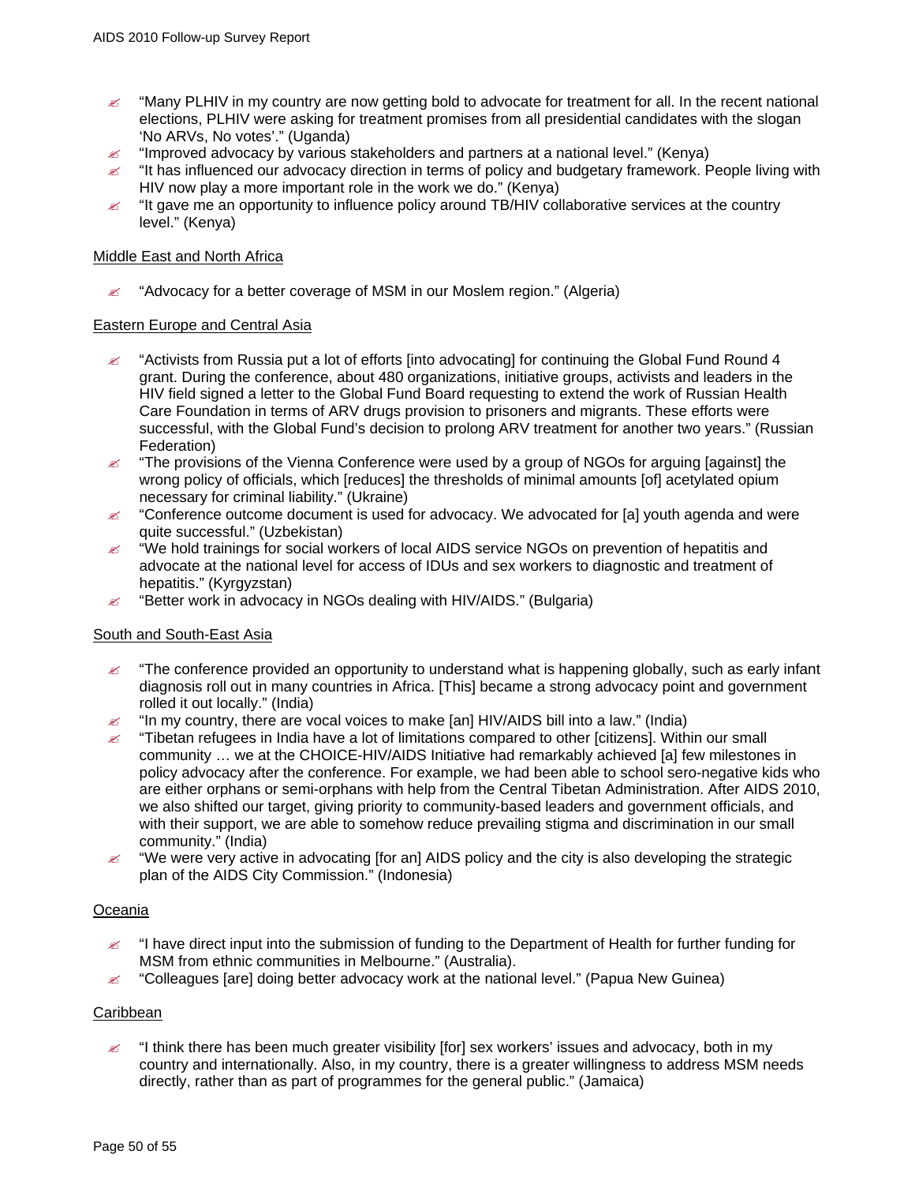- "Many PLHIV in my country are now getting bold to advocate for treatment for all. In the recent national elections, PLHIV were asking for treatment promises from all presidential candidates with the slogan 'No ARVs, No votes'." (Uganda)
- "Improved advocacy by various stakeholders and partners at a national level." (Kenya)
- "It has influenced our advocacy direction in terms of policy and budgetary framework. People living with HIV now play a more important role in the work we do." (Kenya)
- "It gave me an opportunity to influence policy around TB/HIV collaborative services at the country level." (Kenya)

Middle East and North Africa

- "Advocacy for a better coverage of MSM in our Moslem region." (Algeria)

Eastern Europe and Central Asia

- "Activists from Russia put a lot of efforts [into advocating] for continuing the Global Fund Round 4 grant. During the conference, about 480 organizations, initiative groups, activists and leaders in the HIV field signed a letter to the Global Fund Board requesting to extend the work of Russian Health Care Foundation in terms of ARV drugs provision to prisoners and migrants. These efforts were successful, with the Global Fund's decision to prolong ARV treatment for another two years." (Russian Federation)
- "The provisions of the Vienna Conference were used by a group of NGOs for arguing [against] the wrong policy of officials, which [reduces] the thresholds of minimal amounts [of] acetylated opium necessary for criminal liability." (Ukraine)
- "Conference outcome document is used for advocacy. We advocated for [a] youth agenda and were quite successful." (Uzbekistan)
- "We hold trainings for social workers of local AIDS service NGOs on prevention of hepatitis and advocate at the national level for access of IDUs and sex workers to diagnostic and treatment of hepatitis." (Kyrgyzstan)
- "Better work in advocacy in NGOs dealing with HIV/AIDS." (Bulgaria)

South and South-East Asia

- "The conference provided an opportunity to understand what is happening globally, such as early infant diagnosis roll out in many countries in Africa. [This] became a strong advocacy point and government rolled it out locally." (India)
- "In my country, there are vocal voices to make [an] HIV/AIDS bill into a law." (India)
- "Tibetan refugees in India have a lot of limitations compared to other [citizens]. Within our small community … we at the CHOICE-HIV/AIDS Initiative had remarkably achieved [a] few milestones in policy advocacy after the conference. For example, we had been able to school sero-negative kids who are either orphans or semi-orphans with help from the Central Tibetan Administration. After AIDS 2010, we also shifted our target, giving priority to community-based leaders and government officials, and with their support, we are able to somehow reduce prevailing stigma and discrimination in our small community." (India)
- "We were very active in advocating [for an] AIDS policy and the city is also developing the strategic plan of the AIDS City Commission." (Indonesia)

Oceania

- "I have direct input into the submission of funding to the Department of Health for further funding for MSM from ethnic communities in Melbourne." (Australia).
- "Colleagues [are] doing better advocacy work at the national level." (Papua New Guinea)

Caribbean

- "I think there has been much greater visibility [for] sex workers' issues and advocacy, both in my country and internationally. Also, in my country, there is a greater willingness to address MSM needs directly, rather than as part of programmes for the general public." (Jamaica)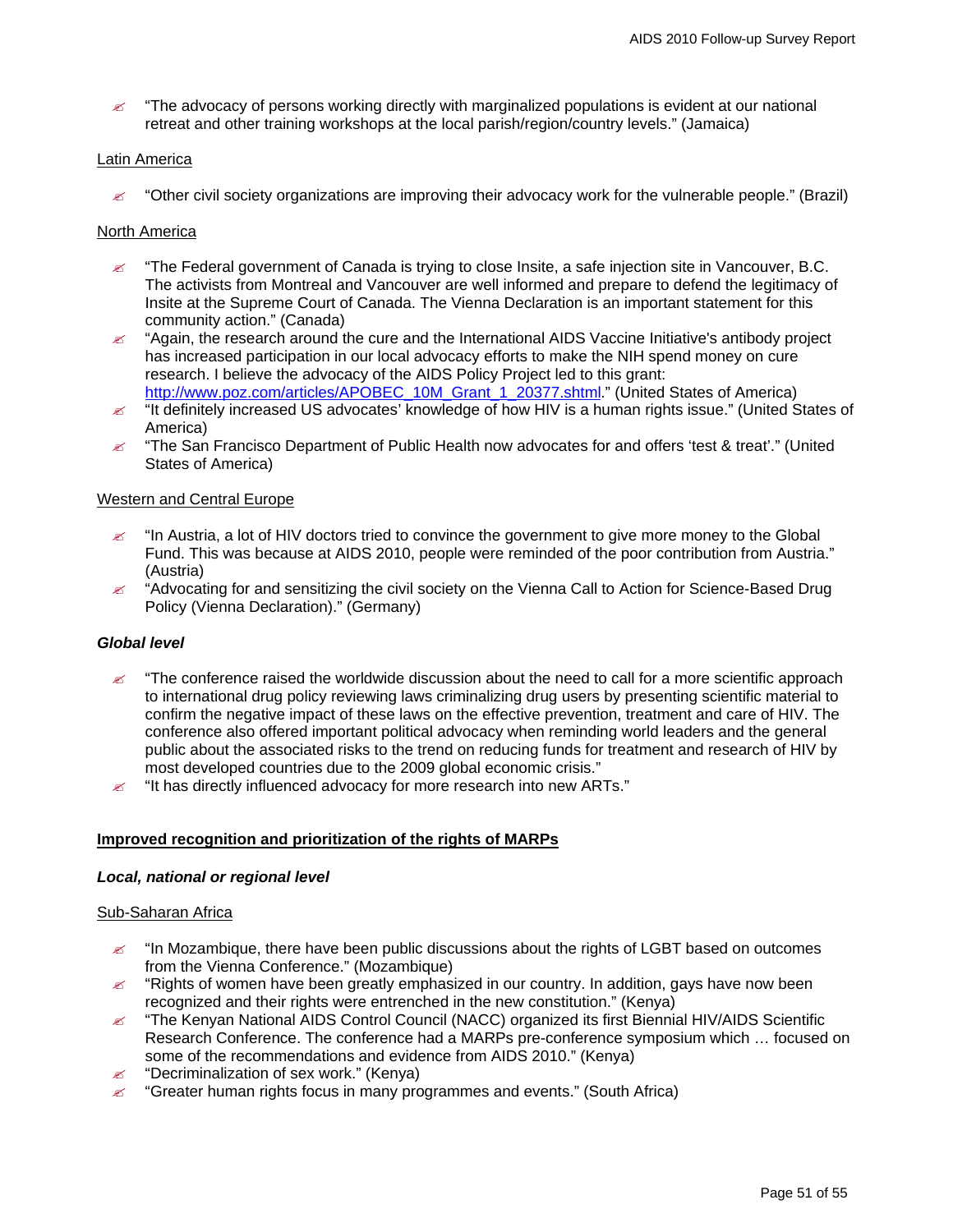- "The advocacy of persons working directly with marginalized populations is evident at our national retreat and other training workshops at the local parish/region/country levels." (Jamaica)

Latin America

- "Other civil society organizations are improving their advocacy work for the vulnerable people." (Brazil)

North America

- "The Federal government of Canada is trying to close Insite, a safe injection site in Vancouver, B.C. The activists from Montreal and Vancouver are well informed and prepare to defend the legitimacy of Insite at the Supreme Court of Canada. The Vienna Declaration is an important statement for this community action." (Canada)
- "Again, the research around the cure and the International AIDS Vaccine Initiative's antibody project has increased participation in our local advocacy efforts to make the NIH spend money on cure research. I believe the advocacy of the AIDS Policy Project led to this grant: http://www.poz.com/articles/APOBEC_10M_Grant_1_20377.shtml." (United States of America)
- "It definitely increased US advocates' knowledge of how HIV is a human rights issue." (United States of America)
- "The San Francisco Department of Public Health now advocates for and offers 'test & treat'." (United States of America)

Western and Central Europe

- "In Austria, a lot of HIV doctors tried to convince the government to give more money to the Global Fund. This was because at AIDS 2010, people were reminded of the poor contribution from Austria." (Austria)
- "Advocating for and sensitizing the civil society on the Vienna Call to Action for Science-Based Drug Policy (Vienna Declaration)." (Germany)

***Global level***

- "The conference raised the worldwide discussion about the need to call for a more scientific approach to international drug policy reviewing laws criminalizing drug users by presenting scientific material to confirm the negative impact of these laws on the effective prevention, treatment and care of HIV. The conference also offered important political advocacy when reminding world leaders and the general public about the associated risks to the trend on reducing funds for treatment and research of HIV by most developed countries due to the 2009 global economic crisis."
- "It has directly influenced advocacy for more research into new ARTs."

**Improved recognition and prioritization of the rights of MARPs**

***Local, national or regional level***

Sub-Saharan Africa

- "In Mozambique, there have been public discussions about the rights of LGBT based on outcomes from the Vienna Conference." (Mozambique)
- "Rights of women have been greatly emphasized in our country. In addition, gays have now been recognized and their rights were entrenched in the new constitution." (Kenya)
- "The Kenyan National AIDS Control Council (NACC) organized its first Biennial HIV/AIDS Scientific Research Conference. The conference had a MARPs pre-conference symposium which … focused on some of the recommendations and evidence from AIDS 2010." (Kenya)
- "Decriminalization of sex work." (Kenya)
- "Greater human rights focus in many programmes and events." (South Africa)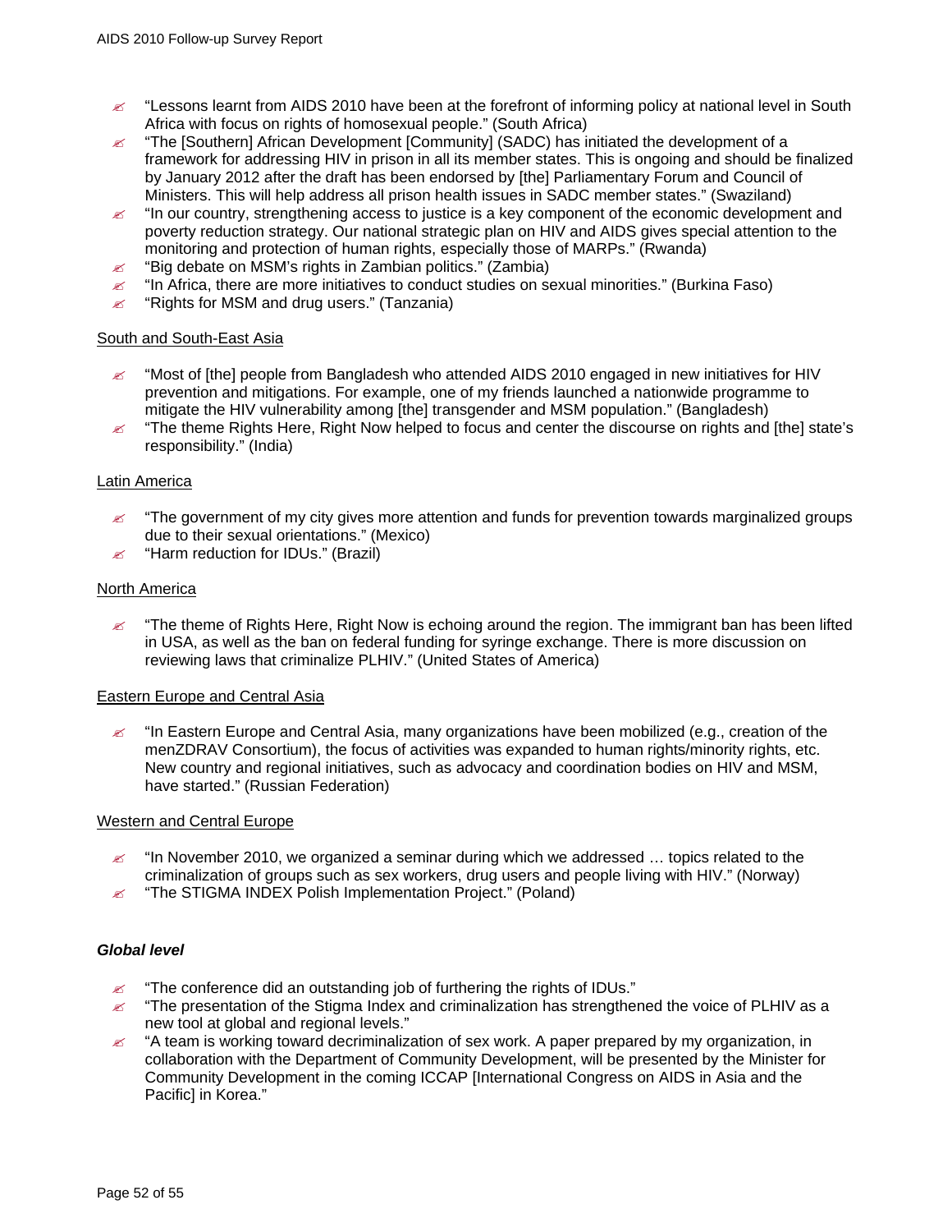- "Lessons learnt from AIDS 2010 have been at the forefront of informing policy at national level in South Africa with focus on rights of homosexual people." (South Africa)
- "The [Southern] African Development [Community] (SADC) has initiated the development of a framework for addressing HIV in prison in all its member states. This is ongoing and should be finalized by January 2012 after the draft has been endorsed by [the] Parliamentary Forum and Council of Ministers. This will help address all prison health issues in SADC member states." (Swaziland)
- "In our country, strengthening access to justice is a key component of the economic development and poverty reduction strategy. Our national strategic plan on HIV and AIDS gives special attention to the monitoring and protection of human rights, especially those of MARPs." (Rwanda)
- "Big debate on MSM's rights in Zambian politics." (Zambia)
- "In Africa, there are more initiatives to conduct studies on sexual minorities." (Burkina Faso)
- "Rights for MSM and drug users." (Tanzania)

<u>South and South-East Asia</u>

- "Most of [the] people from Bangladesh who attended AIDS 2010 engaged in new initiatives for HIV prevention and mitigations. For example, one of my friends launched a nationwide programme to mitigate the HIV vulnerability among [the] transgender and MSM population." (Bangladesh)
- "The theme Rights Here, Right Now helped to focus and center the discourse on rights and [the] state's responsibility." (India)

<u>Latin America</u>

- "The government of my city gives more attention and funds for prevention towards marginalized groups due to their sexual orientations." (Mexico)
- "Harm reduction for IDUs." (Brazil)

<u>North America</u>

- "The theme of Rights Here, Right Now is echoing around the region. The immigrant ban has been lifted in USA, as well as the ban on federal funding for syringe exchange. There is more discussion on reviewing laws that criminalize PLHIV." (United States of America)

<u>Eastern Europe and Central Asia</u>

- "In Eastern Europe and Central Asia, many organizations have been mobilized (e.g., creation of the menZDRAV Consortium), the focus of activities was expanded to human rights/minority rights, etc. New country and regional initiatives, such as advocacy and coordination bodies on HIV and MSM, have started." (Russian Federation)

<u>Western and Central Europe</u>

- "In November 2010, we organized a seminar during which we addressed … topics related to the criminalization of groups such as sex workers, drug users and people living with HIV." (Norway)
- "The STIGMA INDEX Polish Implementation Project." (Poland)

***Global level***

- "The conference did an outstanding job of furthering the rights of IDUs."
- "The presentation of the Stigma Index and criminalization has strengthened the voice of PLHIV as a new tool at global and regional levels."
- "A team is working toward decriminalization of sex work. A paper prepared by my organization, in collaboration with the Department of Community Development, will be presented by the Minister for Community Development in the coming ICCAP [International Congress on AIDS in Asia and the Pacific] in Korea."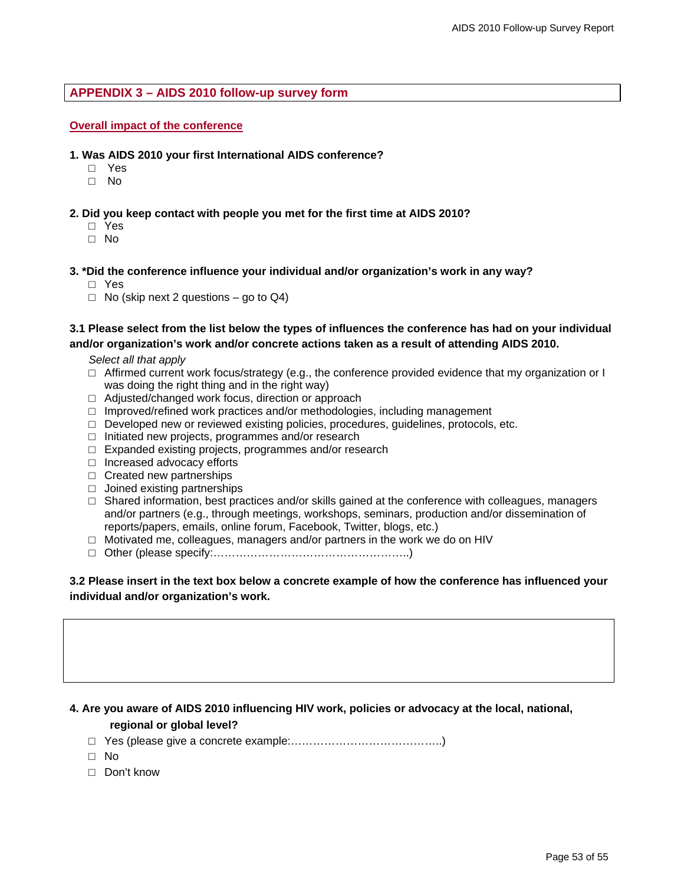## APPENDIX 3 – AIDS 2010 follow-up survey form

**Overall impact of the conference**

**1. Was AIDS 2010 your first International AIDS conference?**

- □ Yes
- □ No

**2. Did you keep contact with people you met for the first time at AIDS 2010?**

- □ Yes
- □ No

**3. *Did the conference influence your individual and/or organization's work in any way?**

- □ Yes
- □ No (skip next 2 questions – go to Q4)

**3.1 Please select from the list below the types of influences the conference has had on your individual and/or organization's work and/or concrete actions taken as a result of attending AIDS 2010.**

*Select all that apply*

- □ Affirmed current work focus/strategy (e.g., the conference provided evidence that my organization or I was doing the right thing and in the right way)
- □ Adjusted/changed work focus, direction or approach
- □ Improved/refined work practices and/or methodologies, including management
- □ Developed new or reviewed existing policies, procedures, guidelines, protocols, etc.
- □ Initiated new projects, programmes and/or research
- □ Expanded existing projects, programmes and/or research
- □ Increased advocacy efforts
- □ Created new partnerships
- □ Joined existing partnerships
- □ Shared information, best practices and/or skills gained at the conference with colleagues, managers and/or partners (e.g., through meetings, workshops, seminars, production and/or dissemination of reports/papers, emails, online forum, Facebook, Twitter, blogs, etc.)
- □ Motivated me, colleagues, managers and/or partners in the work we do on HIV
- □ Other (please specify:……………………………………………..)

**3.2 Please insert in the text box below a concrete example of how the conference has influenced your individual and/or organization's work.**

| |
|---|
| |

**4. Are you aware of AIDS 2010 influencing HIV work, policies or advocacy at the local, national, regional or global level?**

- □ Yes (please give a concrete example:…………………………………..)
- □ No
- □ Don't know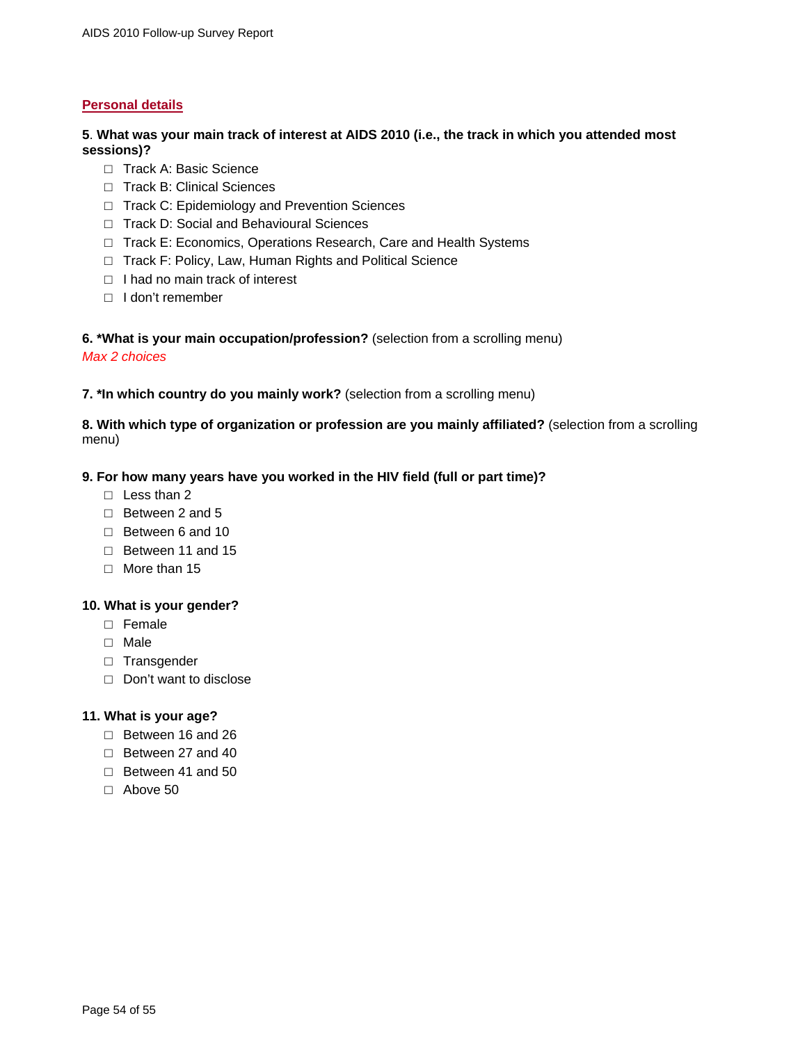## Personal details

**5. What was your main track of interest at AIDS 2010 (i.e., the track in which you attended most sessions)?**

- ☐ Track A: Basic Science
- ☐ Track B: Clinical Sciences
- ☐ Track C: Epidemiology and Prevention Sciences
- ☐ Track D: Social and Behavioural Sciences
- ☐ Track E: Economics, Operations Research, Care and Health Systems
- ☐ Track F: Policy, Law, Human Rights and Political Science
- ☐ I had no main track of interest
- ☐ I don't remember

**6. *What is your main occupation/profession?** (selection from a scrolling menu)
*Max 2 choices*

**7. *In which country do you mainly work?** (selection from a scrolling menu)

**8. With which type of organization or profession are you mainly affiliated?** (selection from a scrolling menu)

**9. For how many years have you worked in the HIV field (full or part time)?**

- ☐ Less than 2
- ☐ Between 2 and 5
- ☐ Between 6 and 10
- ☐ Between 11 and 15
- ☐ More than 15

**10. What is your gender?**

- ☐ Female
- ☐ Male
- ☐ Transgender
- ☐ Don't want to disclose

**11. What is your age?**

- ☐ Between 16 and 26
- ☐ Between 27 and 40
- ☐ Between 41 and 50
- ☐ Above 50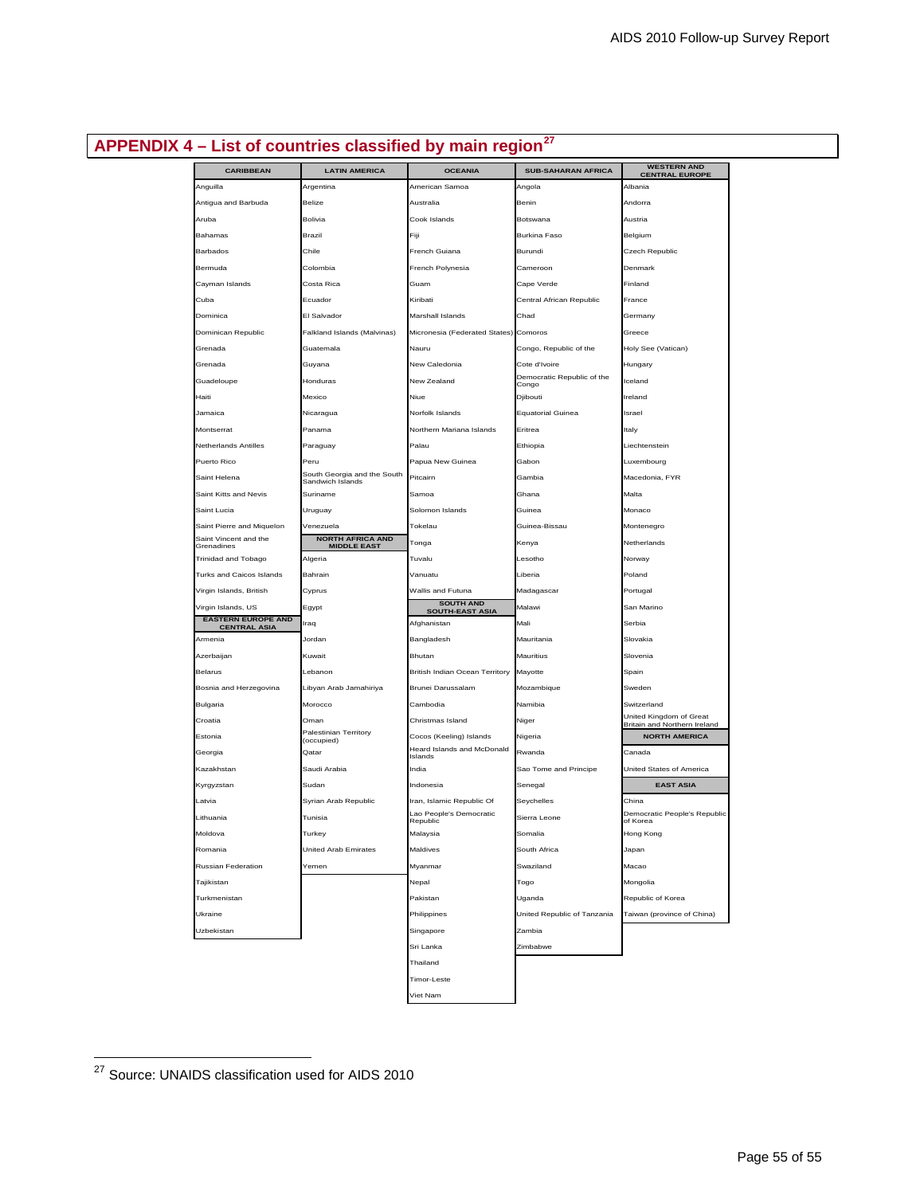## APPENDIX 4 – List of countries classified by main region[27]

**CARIBBEAN**

- Anguilla
- Antigua and Barbuda
- Aruba
- Bahamas
- Barbados
- Bermuda
- Cayman Islands
- Cuba
- Dominica
- Dominican Republic
- Grenada
- Grenada
- Guadeloupe
- Haiti
- Jamaica
- Montserrat
- Netherlands Antilles
- Puerto Rico
- Saint Helena
- Saint Kitts and Nevis
- Saint Lucia
- Saint Pierre and Miquelon
- Saint Vincent and the Grenadines
- Trinidad and Tobago
- Turks and Caicos Islands
- Virgin Islands, British
- Virgin Islands, US

**EASTERN EUROPE AND CENTRAL ASIA**

- Armenia
- Azerbaijan
- Belarus
- Bosnia and Herzegovina
- Bulgaria
- Croatia
- Estonia
- Georgia
- Kazakhstan
- Kyrgyzstan
- Latvia
- Lithuania
- Moldova
- Romania
- Russian Federation
- Tajikistan
- Turkmenistan
- Ukraine
- Uzbekistan

**LATIN AMERICA**

- Argentina
- Belize
- Bolivia
- Brazil
- Chile
- Colombia
- Costa Rica
- Ecuador
- El Salvador
- Falkland Islands (Malvinas)
- Guatemala
- Guyana
- Honduras
- Mexico
- Nicaragua
- Panama
- Paraguay
- Peru
- South Georgia and the South Sandwich Islands
- Suriname
- Uruguay
- Venezuela

**NORTH AFRICA AND MIDDLE EAST**

- Algeria
- Bahrain
- Cyprus
- Egypt
- Iraq
- Jordan
- Kuwait
- Lebanon
- Libyan Arab Jamahiriya
- Morocco
- Oman
- Palestinian Territory (occupied)
- Qatar
- Saudi Arabia
- Sudan
- Syrian Arab Republic
- Tunisia
- Turkey
- United Arab Emirates
- Yemen

**OCEANIA**

- American Samoa
- Australia
- Cook Islands
- Fiji
- French Guiana
- French Polynesia
- Guam
- Kiribati
- Marshall Islands
- Micronesia (Federated States)
- Nauru
- New Caledonia
- New Zealand
- Niue
- Norfolk Islands
- Northern Mariana Islands
- Palau
- Papua New Guinea
- Pitcairn
- Samoa
- Solomon Islands
- Tokelau
- Tonga
- Tuvalu
- Vanuatu
- Wallis and Futuna

**SOUTH AND SOUTH-EAST ASIA**

- Afghanistan
- Bangladesh
- Bhutan
- British Indian Ocean Territory
- Brunei Darussalam
- Cambodia
- Christmas Island
- Cocos (Keeling) Islands
- Heard Islands and McDonald Islands
- India
- Indonesia
- Iran, Islamic Republic Of
- Lao People's Democratic Republic
- Malaysia
- Maldives
- Myanmar
- Nepal
- Pakistan
- Philippines
- Singapore
- Sri Lanka
- Thailand
- Timor-Leste
- Viet Nam

**SUB-SAHARAN AFRICA**

- Angola
- Benin
- Botswana
- Burkina Faso
- Burundi
- Cameroon
- Cape Verde
- Central African Republic
- Chad
- Comoros
- Congo, Republic of the
- Cote d'Ivoire
- Democratic Republic of the Congo
- Djibouti
- Equatorial Guinea
- Eritrea
- Ethiopia
- Gabon
- Gambia
- Ghana
- Guinea
- Guinea-Bissau
- Kenya
- Lesotho
- Liberia
- Madagascar
- Malawi
- Mali
- Mauritania
- Mauritius
- Mayotte
- Mozambique
- Namibia
- Niger
- Nigeria
- Rwanda
- Sao Tome and Principe
- Senegal
- Seychelles
- Sierra Leone
- Somalia
- South Africa
- Swaziland
- Togo
- Uganda
- United Republic of Tanzania
- Zambia
- Zimbabwe

**WESTERN AND CENTRAL EUROPE**

- Albania
- Andorra
- Austria
- Belgium
- Czech Republic
- Denmark
- Finland
- France
- Germany
- Greece
- Holy See (Vatican)
- Hungary
- Iceland
- Ireland
- Israel
- Italy
- Liechtenstein
- Luxembourg
- Macedonia, FYR
- Malta
- Monaco
- Montenegro
- Netherlands
- Norway
- Poland
- Portugal
- San Marino
- Serbia
- Slovakia
- Slovenia
- Spain
- Sweden
- Switzerland
- United Kingdom of Great Britain and Northern Ireland

**NORTH AMERICA**

- Canada
- United States of America

**EAST ASIA**

- China
- Democratic People's Republic of Korea
- Hong Kong
- Japan
- Macao
- Mongolia
- Republic of Korea
- Taiwan (province of China)

---

[27] Source: UNAIDS classification used for AIDS 2010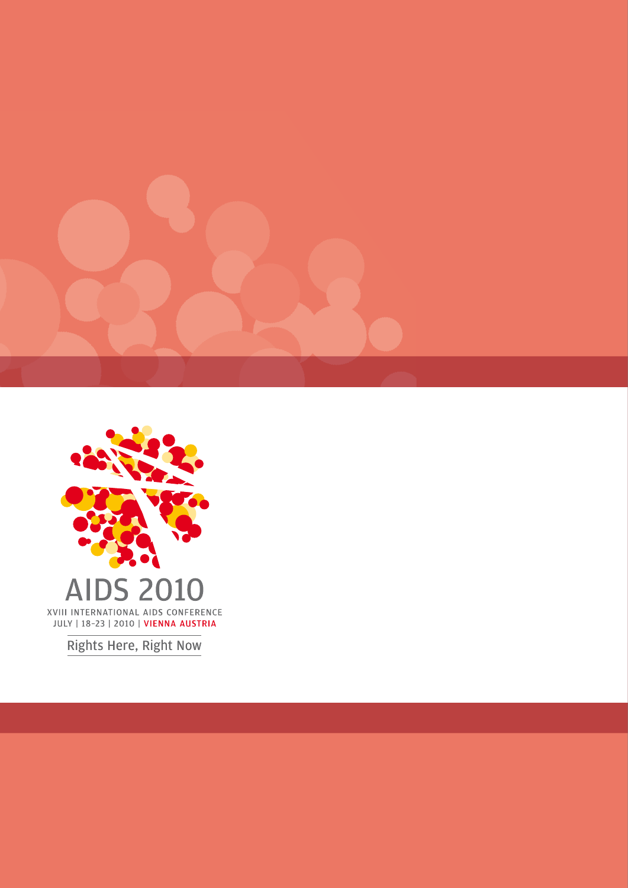AIDS 2010

XVIII INTERNATIONAL AIDS CONFERENCE

JULY | 18-23 | 2010 | VIENNA AUSTRIA

Rights Here, Right Now